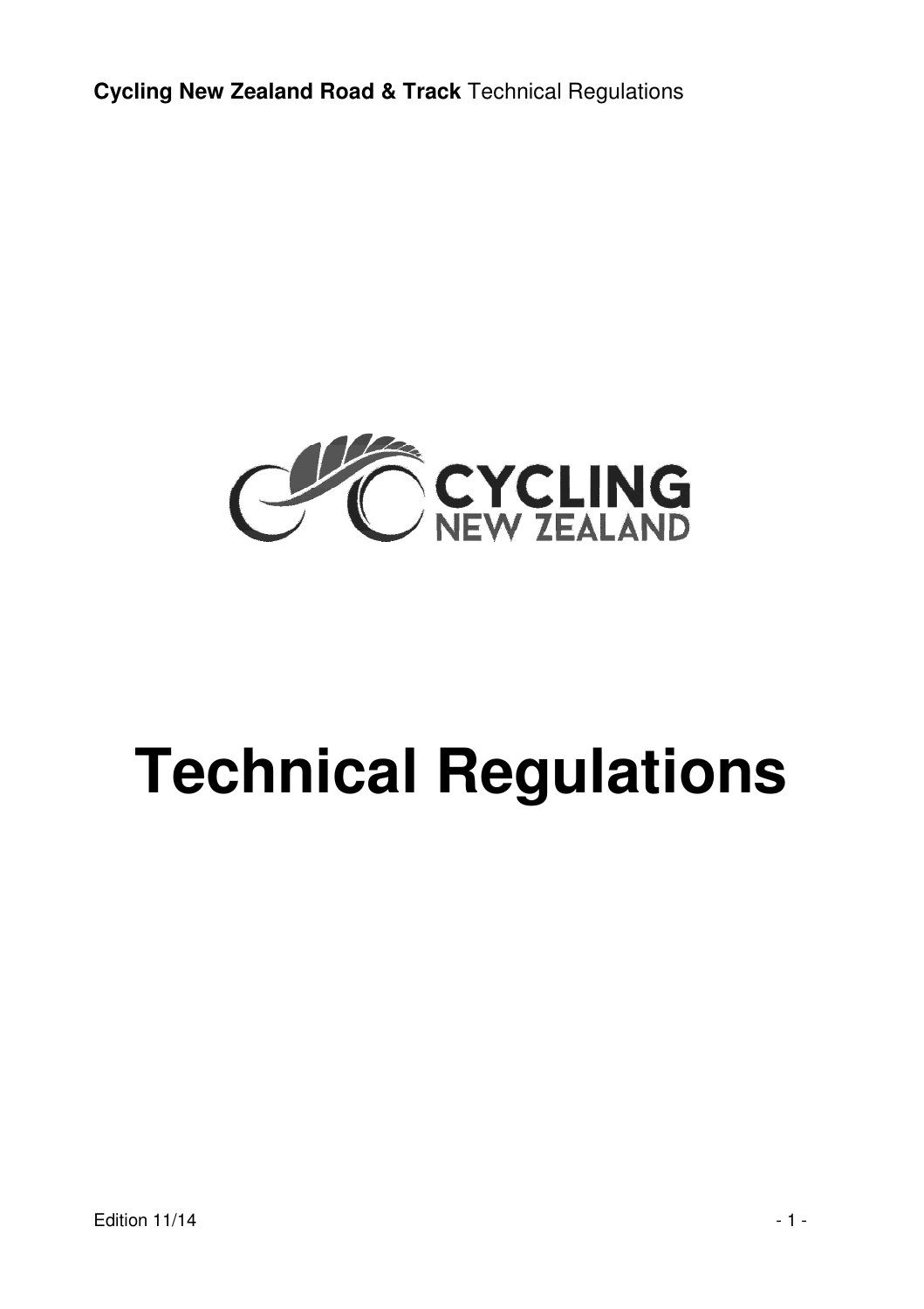# Technical Regulations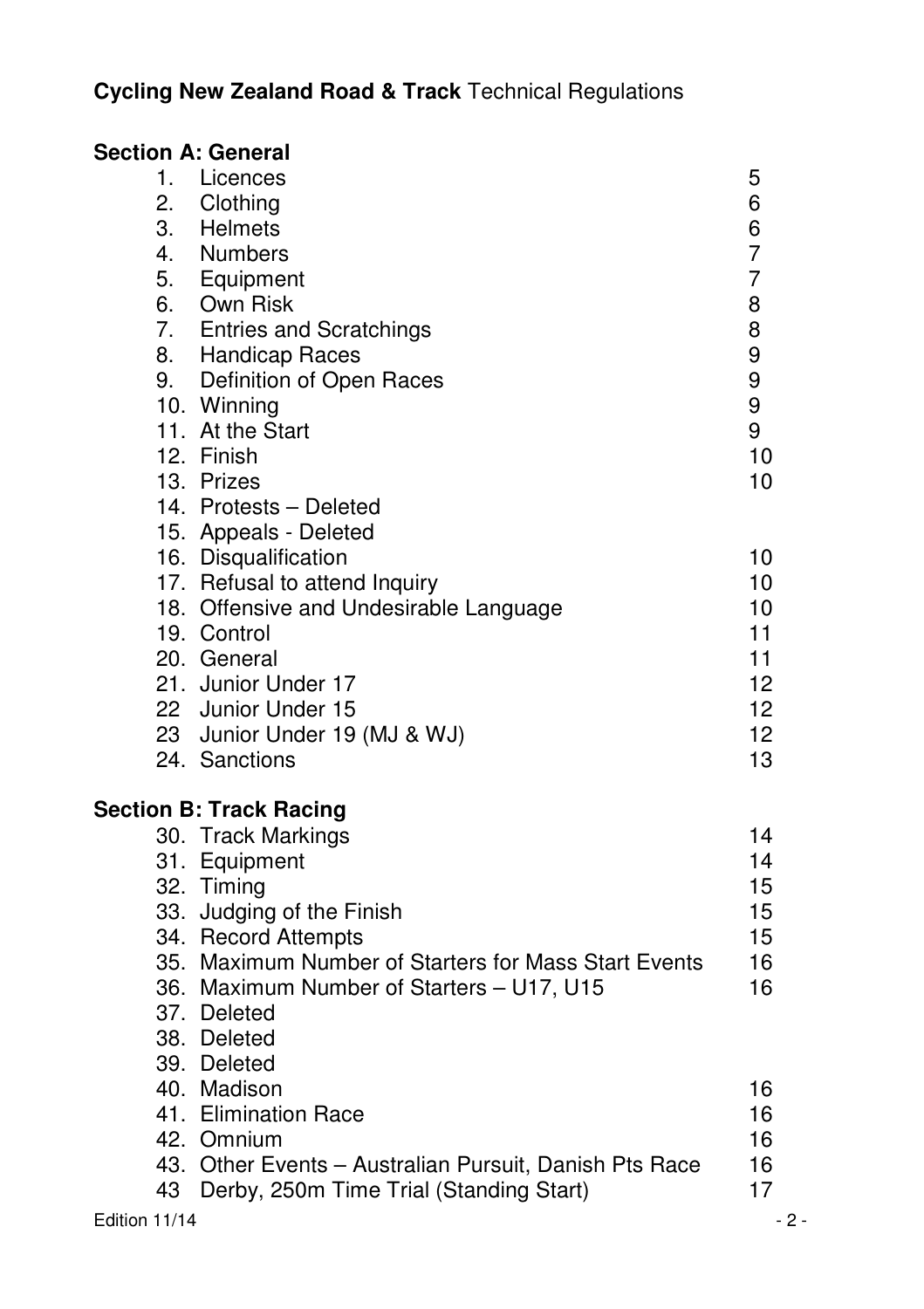**Cycling New Zealand Road & Track** Technical Regulations

**Section A: General**

| | | |
|---|---|---|
| 1. | Licences | 5 |
| 2. | Clothing | 6 |
| 3. | Helmets | 6 |
| 4. | Numbers | 7 |
| 5. | Equipment | 7 |
| 6. | Own Risk | 8 |
| 7. | Entries and Scratchings | 8 |
| 8. | Handicap Races | 9 |
| 9. | Definition of Open Races | 9 |
| 10. | Winning | 9 |
| 11. | At the Start | 9 |
| 12. | Finish | 10 |
| 13. | Prizes | 10 |
| 14. | Protests – Deleted | |
| 15. | Appeals - Deleted | |
| 16. | Disqualification | 10 |
| 17. | Refusal to attend Inquiry | 10 |
| 18. | Offensive and Undesirable Language | 10 |
| 19. | Control | 11 |
| 20. | General | 11 |
| 21. | Junior Under 17 | 12 |
| 22 | Junior Under 15 | 12 |
| 23 | Junior Under 19 (MJ & WJ) | 12 |
| 24. | Sanctions | 13 |

**Section B: Track Racing**

| | | |
|---|---|---|
| 30. | Track Markings | 14 |
| 31. | Equipment | 14 |
| 32. | Timing | 15 |
| 33. | Judging of the Finish | 15 |
| 34. | Record Attempts | 15 |
| 35. | Maximum Number of Starters for Mass Start Events | 16 |
| 36. | Maximum Number of Starters – U17, U15 | 16 |
| 37. | Deleted | |
| 38. | Deleted | |
| 39. | Deleted | |
| 40. | Madison | 16 |
| 41. | Elimination Race | 16 |
| 42. | Omnium | 16 |
| 43. | Other Events – Australian Pursuit, Danish Pts Race | 16 |
| 43 | Derby, 250m Time Trial (Standing Start) | 17 |

Edition 11/14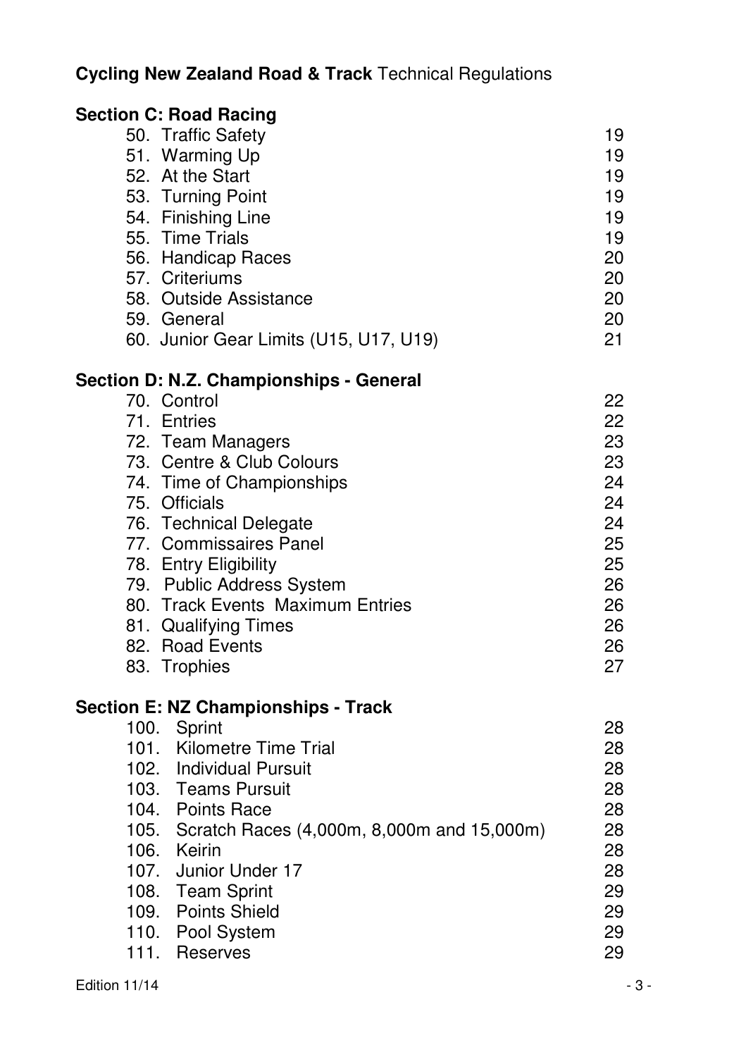**Cycling New Zealand Road & Track** Technical Regulations

**Section C: Road Racing**

| | |
|---|---|
| 50. Traffic Safety | 19 |
| 51. Warming Up | 19 |
| 52. At the Start | 19 |
| 53. Turning Point | 19 |
| 54. Finishing Line | 19 |
| 55. Time Trials | 19 |
| 56. Handicap Races | 20 |
| 57. Criteriums | 20 |
| 58. Outside Assistance | 20 |
| 59. General | 20 |
| 60. Junior Gear Limits (U15, U17, U19) | 21 |

**Section D: N.Z. Championships - General**

| | |
|---|---|
| 70. Control | 22 |
| 71. Entries | 22 |
| 72. Team Managers | 23 |
| 73. Centre & Club Colours | 23 |
| 74. Time of Championships | 24 |
| 75. Officials | 24 |
| 76. Technical Delegate | 24 |
| 77. Commissaires Panel | 25 |
| 78. Entry Eligibility | 25 |
| 79. Public Address System | 26 |
| 80. Track Events Maximum Entries | 26 |
| 81. Qualifying Times | 26 |
| 82. Road Events | 26 |
| 83. Trophies | 27 |

**Section E: NZ Championships - Track**

| | |
|---|---|
| 100. Sprint | 28 |
| 101. Kilometre Time Trial | 28 |
| 102. Individual Pursuit | 28 |
| 103. Teams Pursuit | 28 |
| 104. Points Race | 28 |
| 105. Scratch Races (4,000m, 8,000m and 15,000m) | 28 |
| 106. Keirin | 28 |
| 107. Junior Under 17 | 28 |
| 108. Team Sprint | 29 |
| 109. Points Shield | 29 |
| 110. Pool System | 29 |
| 111. Reserves | 29 |

Edition 11/14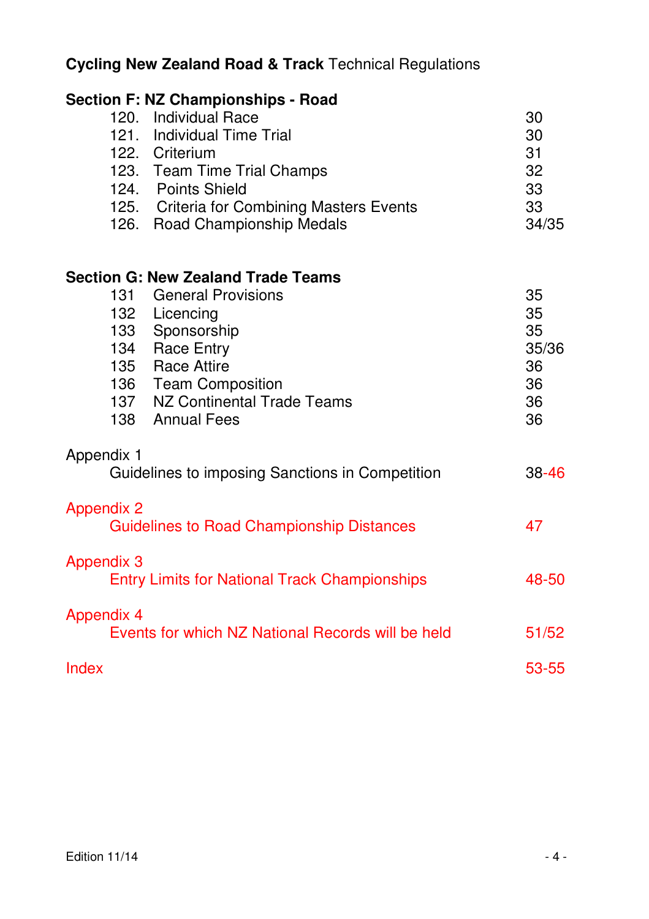**Cycling New Zealand Road & Track** Technical Regulations

**Section F: NZ Championships - Road**

| | | |
|---|---|---|
| 120. | Individual Race | 30 |
| 121. | Individual Time Trial | 30 |
| 122. | Criterium | 31 |
| 123. | Team Time Trial Champs | 32 |
| 124. | Points Shield | 33 |
| 125. | Criteria for Combining Masters Events | 33 |
| 126. | Road Championship Medals | 34/35 |

**Section G: New Zealand Trade Teams**

| | | |
|---|---|---|
| 131 | General Provisions | 35 |
| 132 | Licencing | 35 |
| 133 | Sponsorship | 35 |
| 134 | Race Entry | 35/36 |
| 135 | Race Attire | 36 |
| 136 | Team Composition | 36 |
| 137 | NZ Continental Trade Teams | 36 |
| 138 | Annual Fees | 36 |

Appendix 1
Guidelines to imposing Sanctions in Competition — 38-46

Appendix 2
Guidelines to Road Championship Distances — 47

Appendix 3
Entry Limits for National Track Championships — 48-50

Appendix 4
Events for which NZ National Records will be held — 51/52

Index — 53-55

Edition 11/14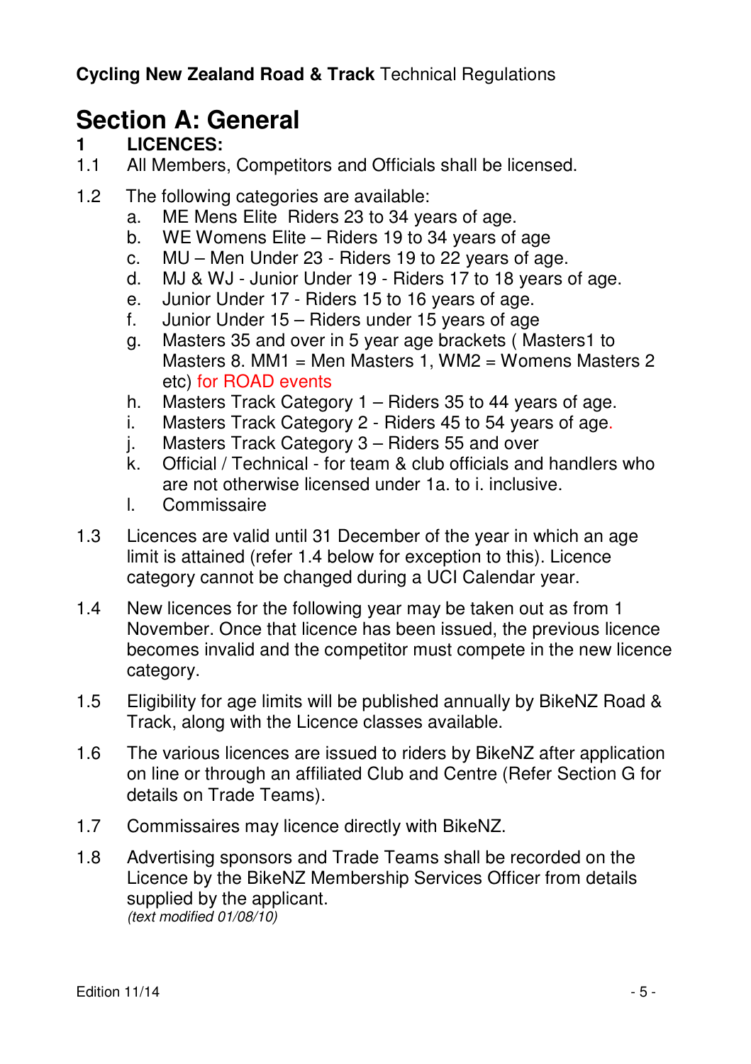# Section A: General

## 1 LICENCES:

1.1 All Members, Competitors and Officials shall be licensed.

1.2 The following categories are available:

a. ME Mens Elite Riders 23 to 34 years of age.
b. WE Womens Elite – Riders 19 to 34 years of age
c. MU – Men Under 23 - Riders 19 to 22 years of age.
d. MJ & WJ - Junior Under 19 - Riders 17 to 18 years of age.
e. Junior Under 17 - Riders 15 to 16 years of age.
f. Junior Under 15 – Riders under 15 years of age
g. Masters 35 and over in 5 year age brackets ( Masters1 to Masters 8. MM1 = Men Masters 1, WM2 = Womens Masters 2 etc) for ROAD events
h. Masters Track Category 1 – Riders 35 to 44 years of age.
i. Masters Track Category 2 - Riders 45 to 54 years of age.
j. Masters Track Category 3 – Riders 55 and over
k. Official / Technical - for team & club officials and handlers who are not otherwise licensed under 1a. to i. inclusive.
l. Commissaire

1.3 Licences are valid until 31 December of the year in which an age limit is attained (refer 1.4 below for exception to this). Licence category cannot be changed during a UCI Calendar year.

1.4 New licences for the following year may be taken out as from 1 November. Once that licence has been issued, the previous licence becomes invalid and the competitor must compete in the new licence category.

1.5 Eligibility for age limits will be published annually by BikeNZ Road & Track, along with the Licence classes available.

1.6 The various licences are issued to riders by BikeNZ after application on line or through an affiliated Club and Centre (Refer Section G for details on Trade Teams).

1.7 Commissaires may licence directly with BikeNZ.

1.8 Advertising sponsors and Trade Teams shall be recorded on the Licence by the BikeNZ Membership Services Officer from details supplied by the applicant.
*(text modified 01/08/10)*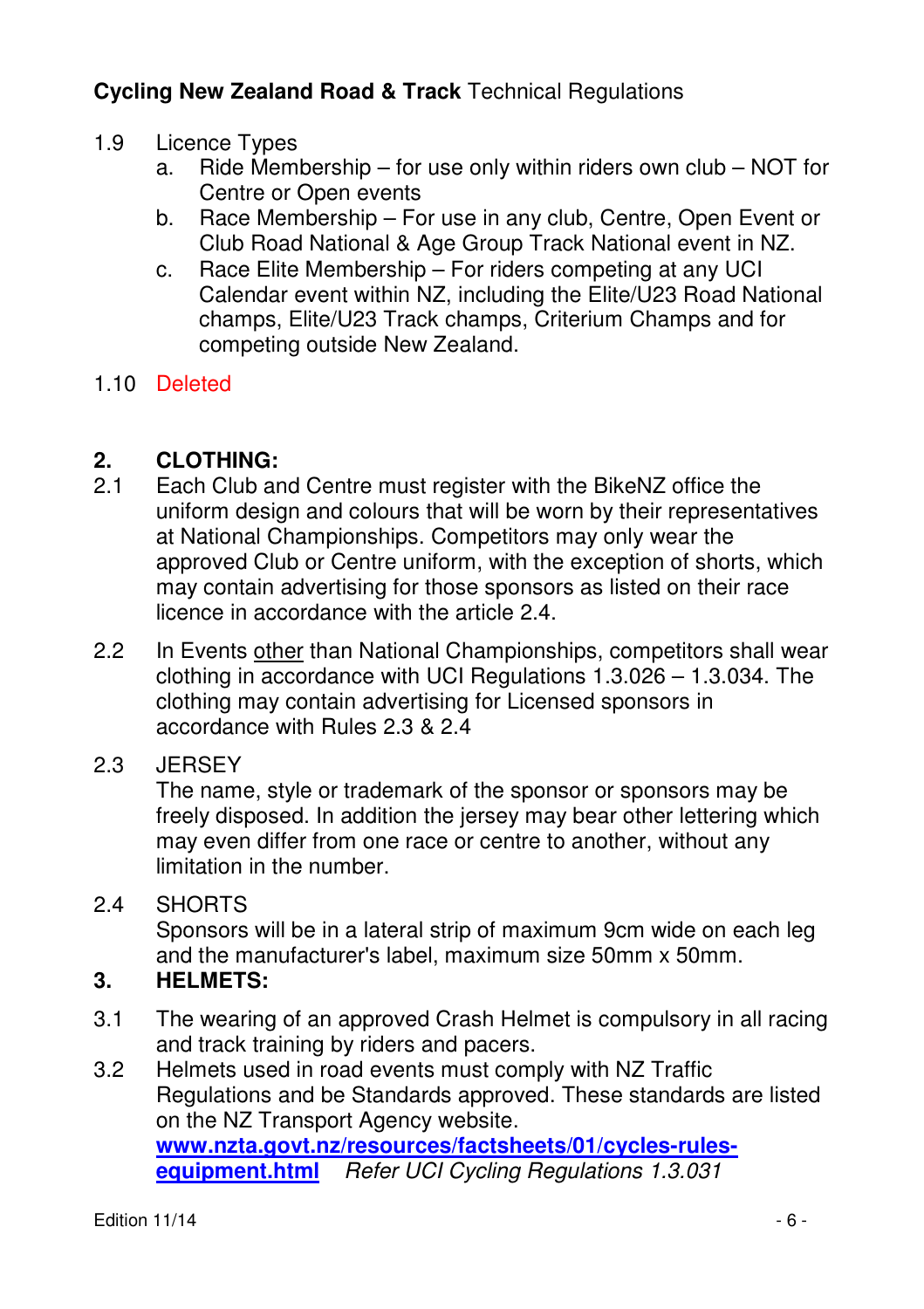1.9 Licence Types

   a. Ride Membership – for use only within riders own club – NOT for Centre or Open events
   b. Race Membership – For use in any club, Centre, Open Event or Club Road National & Age Group Track National event in NZ.
   c. Race Elite Membership – For riders competing at any UCI Calendar event within NZ, including the Elite/U23 Road National champs, Elite/U23 Track champs, Criterium Champs and for competing outside New Zealand.

1.10 Deleted

## 2. CLOTHING:

2.1 Each Club and Centre must register with the BikeNZ office the uniform design and colours that will be worn by their representatives at National Championships. Competitors may only wear the approved Club or Centre uniform, with the exception of shorts, which may contain advertising for those sponsors as listed on their race licence in accordance with the article 2.4.

2.2 In Events <u>other</u> than National Championships, competitors shall wear clothing in accordance with UCI Regulations 1.3.026 – 1.3.034. The clothing may contain advertising for Licensed sponsors in accordance with Rules 2.3 & 2.4

2.3 JERSEY
The name, style or trademark of the sponsor or sponsors may be freely disposed. In addition the jersey may bear other lettering which may even differ from one race or centre to another, without any limitation in the number.

2.4 SHORTS
Sponsors will be in a lateral strip of maximum 9cm wide on each leg and the manufacturer's label, maximum size 50mm x 50mm.

## 3. HELMETS:

3.1 The wearing of an approved Crash Helmet is compulsory in all racing and track training by riders and pacers.

3.2 Helmets used in road events must comply with NZ Traffic Regulations and be Standards approved. These standards are listed on the NZ Transport Agency website.
**www.nzta.govt.nz/resources/factsheets/01/cycles-rules-equipment.html** *Refer UCI Cycling Regulations 1.3.031*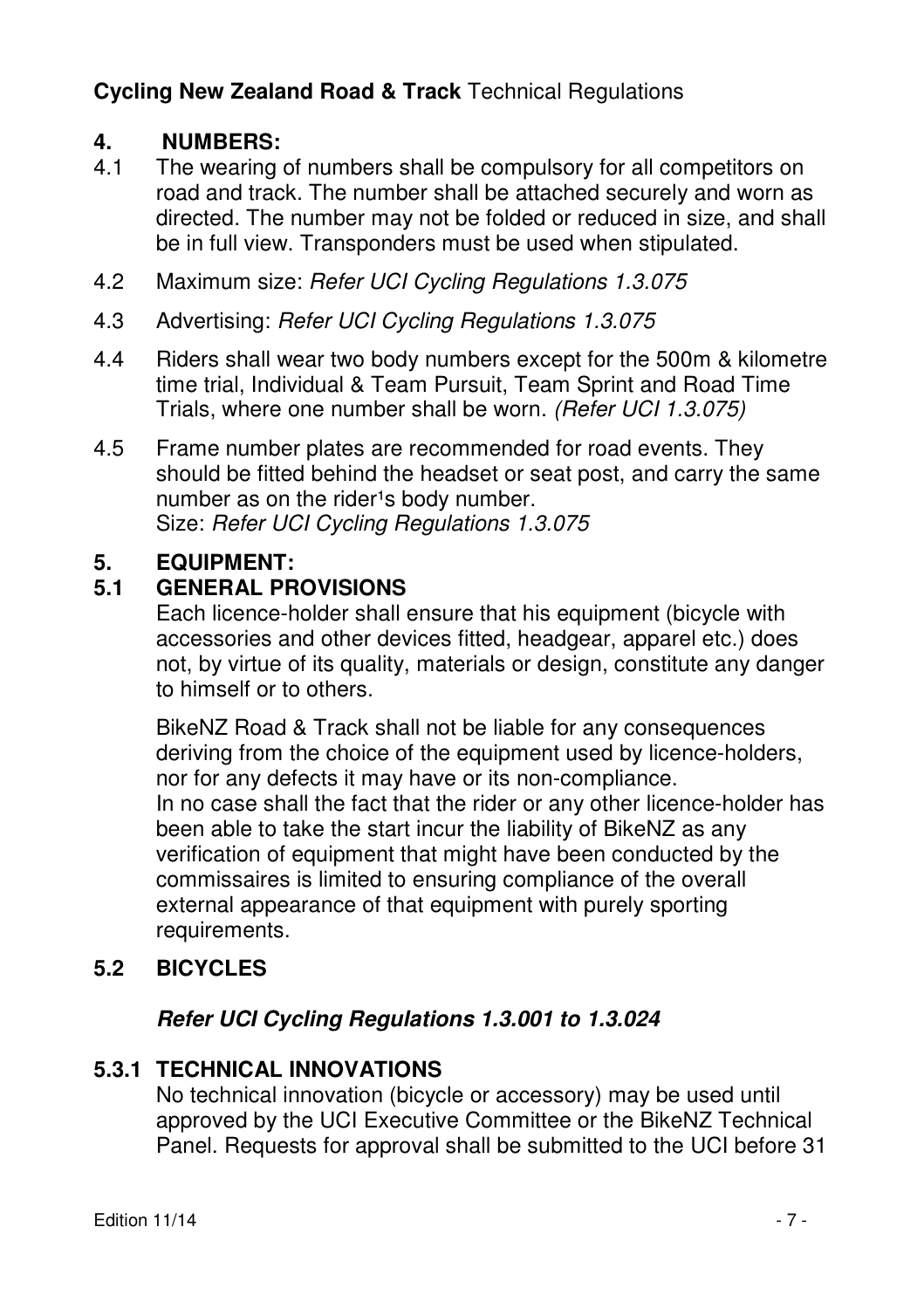## 4. NUMBERS:

4.1 The wearing of numbers shall be compulsory for all competitors on road and track. The number shall be attached securely and worn as directed. The number may not be folded or reduced in size, and shall be in full view. Transponders must be used when stipulated.

4.2 Maximum size: *Refer UCI Cycling Regulations 1.3.075*

4.3 Advertising: *Refer UCI Cycling Regulations 1.3.075*

4.4 Riders shall wear two body numbers except for the 500m & kilometre time trial, Individual & Team Pursuit, Team Sprint and Road Time Trials, where one number shall be worn. *(Refer UCI 1.3.075)*

4.5 Frame number plates are recommended for road events. They should be fitted behind the headset or seat post, and carry the same number as on the rider¹s body number.
Size: *Refer UCI Cycling Regulations 1.3.075*

## 5. EQUIPMENT:

### 5.1 GENERAL PROVISIONS

Each licence-holder shall ensure that his equipment (bicycle with accessories and other devices fitted, headgear, apparel etc.) does not, by virtue of its quality, materials or design, constitute any danger to himself or to others.

BikeNZ Road & Track shall not be liable for any consequences deriving from the choice of the equipment used by licence-holders, nor for any defects it may have or its non-compliance.
In no case shall the fact that the rider or any other licence-holder has been able to take the start incur the liability of BikeNZ as any verification of equipment that might have been conducted by the commissaires is limited to ensuring compliance of the overall external appearance of that equipment with purely sporting requirements.

### 5.2 BICYCLES

***Refer UCI Cycling Regulations 1.3.001 to 1.3.024***

### 5.3.1 TECHNICAL INNOVATIONS

No technical innovation (bicycle or accessory) may be used until approved by the UCI Executive Committee or the BikeNZ Technical Panel. Requests for approval shall be submitted to the UCI before 31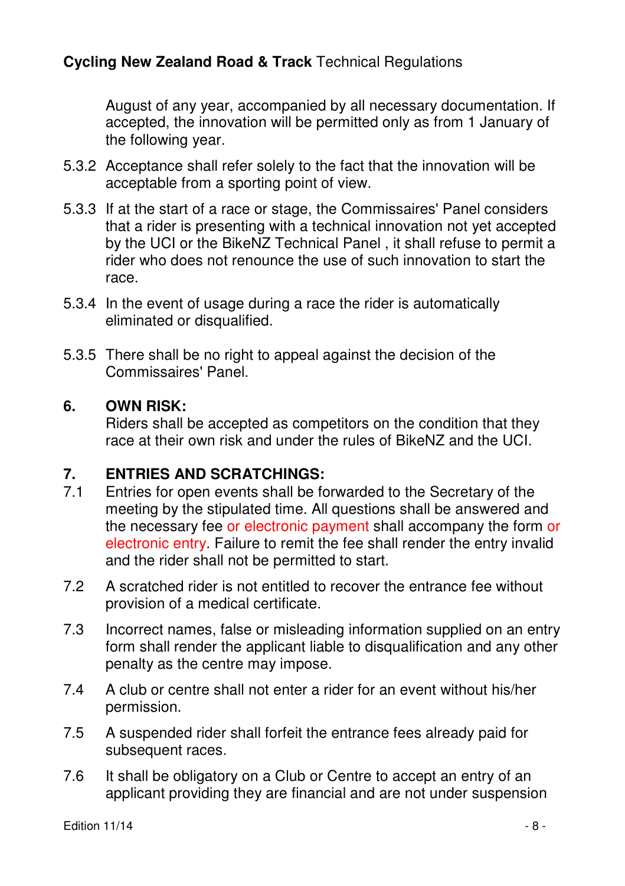August of any year, accompanied by all necessary documentation. If accepted, the innovation will be permitted only as from 1 January of the following year.

5.3.2 Acceptance shall refer solely to the fact that the innovation will be acceptable from a sporting point of view.

5.3.3 If at the start of a race or stage, the Commissaires' Panel considers that a rider is presenting with a technical innovation not yet accepted by the UCI or the BikeNZ Technical Panel , it shall refuse to permit a rider who does not renounce the use of such innovation to start the race.

5.3.4 In the event of usage during a race the rider is automatically eliminated or disqualified.

5.3.5 There shall be no right to appeal against the decision of the Commissaires' Panel.

## 6. OWN RISK:

Riders shall be accepted as competitors on the condition that they race at their own risk and under the rules of BikeNZ and the UCI.

## 7. ENTRIES AND SCRATCHINGS:

7.1 Entries for open events shall be forwarded to the Secretary of the meeting by the stipulated time. All questions shall be answered and the necessary fee or electronic payment shall accompany the form or electronic entry. Failure to remit the fee shall render the entry invalid and the rider shall not be permitted to start.

7.2 A scratched rider is not entitled to recover the entrance fee without provision of a medical certificate.

7.3 Incorrect names, false or misleading information supplied on an entry form shall render the applicant liable to disqualification and any other penalty as the centre may impose.

7.4 A club or centre shall not enter a rider for an event without his/her permission.

7.5 A suspended rider shall forfeit the entrance fees already paid for subsequent races.

7.6 It shall be obligatory on a Club or Centre to accept an entry of an applicant providing they are financial and are not under suspension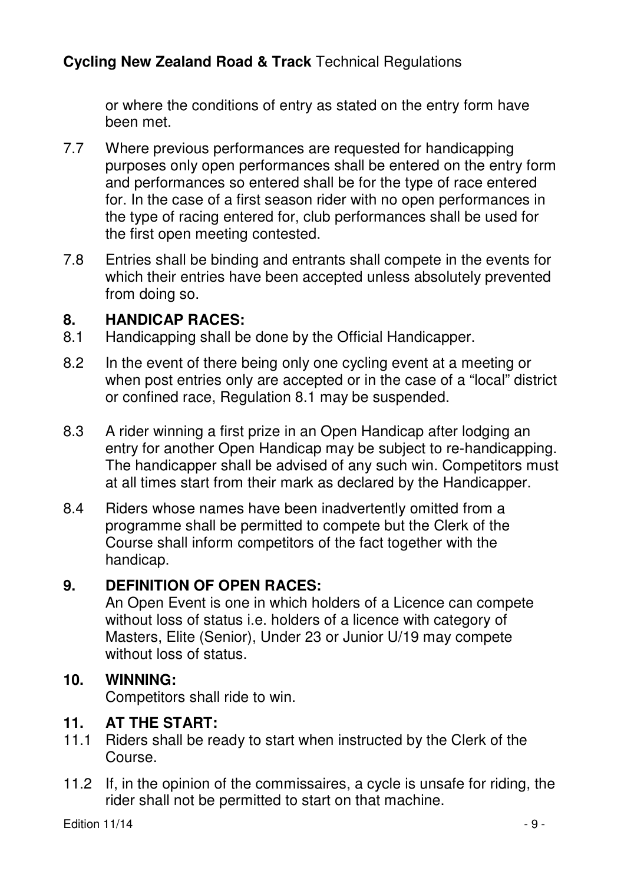or where the conditions of entry as stated on the entry form have been met.

7.7 Where previous performances are requested for handicapping purposes only open performances shall be entered on the entry form and performances so entered shall be for the type of race entered for. In the case of a first season rider with no open performances in the type of racing entered for, club performances shall be used for the first open meeting contested.

7.8 Entries shall be binding and entrants shall compete in the events for which their entries have been accepted unless absolutely prevented from doing so.

## 8. HANDICAP RACES:

8.1 Handicapping shall be done by the Official Handicapper.

8.2 In the event of there being only one cycling event at a meeting or when post entries only are accepted or in the case of a "local" district or confined race, Regulation 8.1 may be suspended.

8.3 A rider winning a first prize in an Open Handicap after lodging an entry for another Open Handicap may be subject to re-handicapping. The handicapper shall be advised of any such win. Competitors must at all times start from their mark as declared by the Handicapper.

8.4 Riders whose names have been inadvertently omitted from a programme shall be permitted to compete but the Clerk of the Course shall inform competitors of the fact together with the handicap.

## 9. DEFINITION OF OPEN RACES:

An Open Event is one in which holders of a Licence can compete without loss of status i.e. holders of a licence with category of Masters, Elite (Senior), Under 23 or Junior U/19 may compete without loss of status.

## 10. WINNING:

Competitors shall ride to win.

## 11. AT THE START:

11.1 Riders shall be ready to start when instructed by the Clerk of the Course.

11.2 If, in the opinion of the commissaires, a cycle is unsafe for riding, the rider shall not be permitted to start on that machine.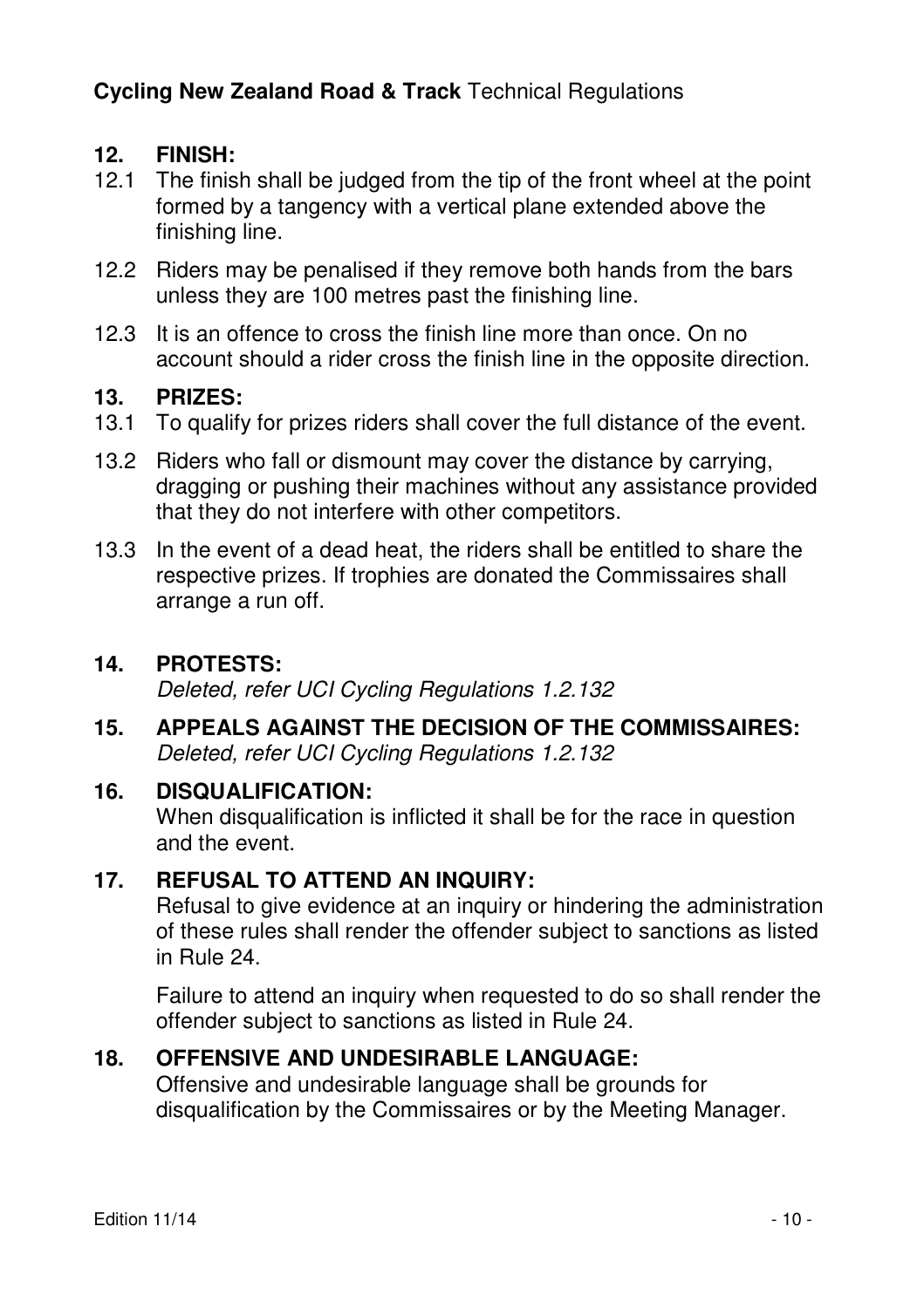## 12. FINISH:

12.1 The finish shall be judged from the tip of the front wheel at the point formed by a tangency with a vertical plane extended above the finishing line.

12.2 Riders may be penalised if they remove both hands from the bars unless they are 100 metres past the finishing line.

12.3 It is an offence to cross the finish line more than once. On no account should a rider cross the finish line in the opposite direction.

## 13. PRIZES:

13.1 To qualify for prizes riders shall cover the full distance of the event.

13.2 Riders who fall or dismount may cover the distance by carrying, dragging or pushing their machines without any assistance provided that they do not interfere with other competitors.

13.3 In the event of a dead heat, the riders shall be entitled to share the respective prizes. If trophies are donated the Commissaires shall arrange a run off.

## 14. PROTESTS:

*Deleted, refer UCI Cycling Regulations 1.2.132*

## 15. APPEALS AGAINST THE DECISION OF THE COMMISSAIRES:

*Deleted, refer UCI Cycling Regulations 1.2.132*

## 16. DISQUALIFICATION:

When disqualification is inflicted it shall be for the race in question and the event.

## 17. REFUSAL TO ATTEND AN INQUIRY:

Refusal to give evidence at an inquiry or hindering the administration of these rules shall render the offender subject to sanctions as listed in Rule 24.

Failure to attend an inquiry when requested to do so shall render the offender subject to sanctions as listed in Rule 24.

## 18. OFFENSIVE AND UNDESIRABLE LANGUAGE:

Offensive and undesirable language shall be grounds for disqualification by the Commissaires or by the Meeting Manager.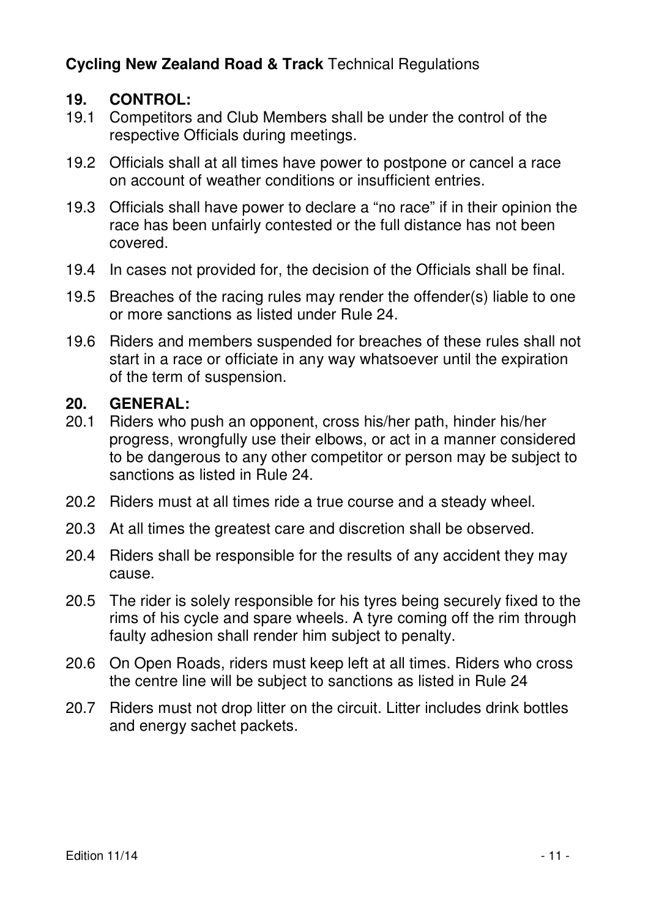## 19. CONTROL:

19.1 Competitors and Club Members shall be under the control of the respective Officials during meetings.

19.2 Officials shall at all times have power to postpone or cancel a race on account of weather conditions or insufficient entries.

19.3 Officials shall have power to declare a "no race" if in their opinion the race has been unfairly contested or the full distance has not been covered.

19.4 In cases not provided for, the decision of the Officials shall be final.

19.5 Breaches of the racing rules may render the offender(s) liable to one or more sanctions as listed under Rule 24.

19.6 Riders and members suspended for breaches of these rules shall not start in a race or officiate in any way whatsoever until the expiration of the term of suspension.

## 20. GENERAL:

20.1 Riders who push an opponent, cross his/her path, hinder his/her progress, wrongfully use their elbows, or act in a manner considered to be dangerous to any other competitor or person may be subject to sanctions as listed in Rule 24.

20.2 Riders must at all times ride a true course and a steady wheel.

20.3 At all times the greatest care and discretion shall be observed.

20.4 Riders shall be responsible for the results of any accident they may cause.

20.5 The rider is solely responsible for his tyres being securely fixed to the rims of his cycle and spare wheels. A tyre coming off the rim through faulty adhesion shall render him subject to penalty.

20.6 On Open Roads, riders must keep left at all times. Riders who cross the centre line will be subject to sanctions as listed in Rule 24

20.7 Riders must not drop litter on the circuit. Litter includes drink bottles and energy sachet packets.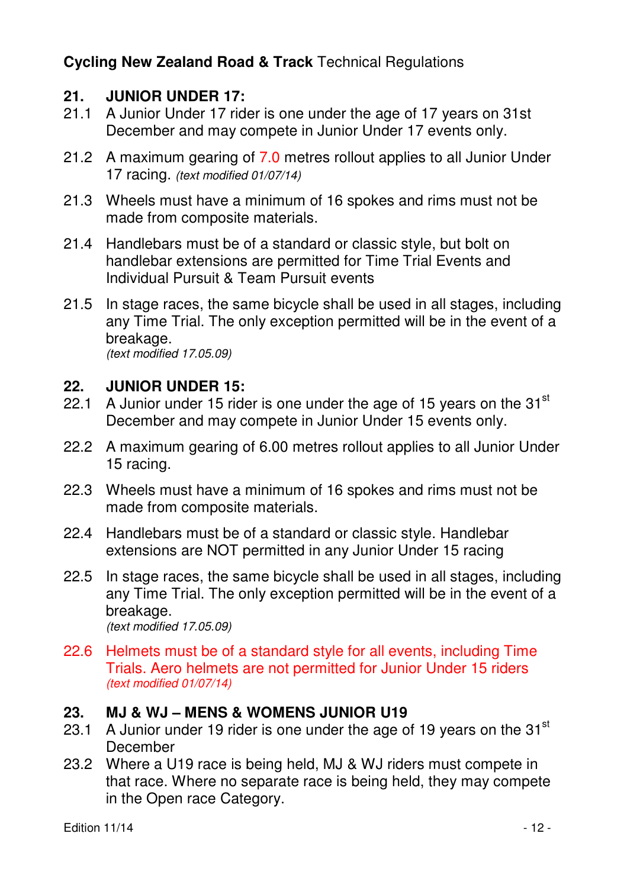## 21. JUNIOR UNDER 17:

21.1 A Junior Under 17 rider is one under the age of 17 years on 31st December and may compete in Junior Under 17 events only.

21.2 A maximum gearing of 7.0 metres rollout applies to all Junior Under 17 racing. *(text modified 01/07/14)*

21.3 Wheels must have a minimum of 16 spokes and rims must not be made from composite materials.

21.4 Handlebars must be of a standard or classic style, but bolt on handlebar extensions are permitted for Time Trial Events and Individual Pursuit & Team Pursuit events

21.5 In stage races, the same bicycle shall be used in all stages, including any Time Trial. The only exception permitted will be in the event of a breakage.
*(text modified 17.05.09)*

## 22. JUNIOR UNDER 15:

22.1 A Junior under 15 rider is one under the age of 15 years on the 31st December and may compete in Junior Under 15 events only.

22.2 A maximum gearing of 6.00 metres rollout applies to all Junior Under 15 racing.

22.3 Wheels must have a minimum of 16 spokes and rims must not be made from composite materials.

22.4 Handlebars must be of a standard or classic style. Handlebar extensions are NOT permitted in any Junior Under 15 racing

22.5 In stage races, the same bicycle shall be used in all stages, including any Time Trial. The only exception permitted will be in the event of a breakage.
*(text modified 17.05.09)*

22.6 Helmets must be of a standard style for all events, including Time Trials. Aero helmets are not permitted for Junior Under 15 riders
*(text modified 01/07/14)*

## 23. MJ & WJ – MENS & WOMENS JUNIOR U19

23.1 A Junior under 19 rider is one under the age of 19 years on the 31st December

23.2 Where a U19 race is being held, MJ & WJ riders must compete in that race. Where no separate race is being held, they may compete in the Open race Category.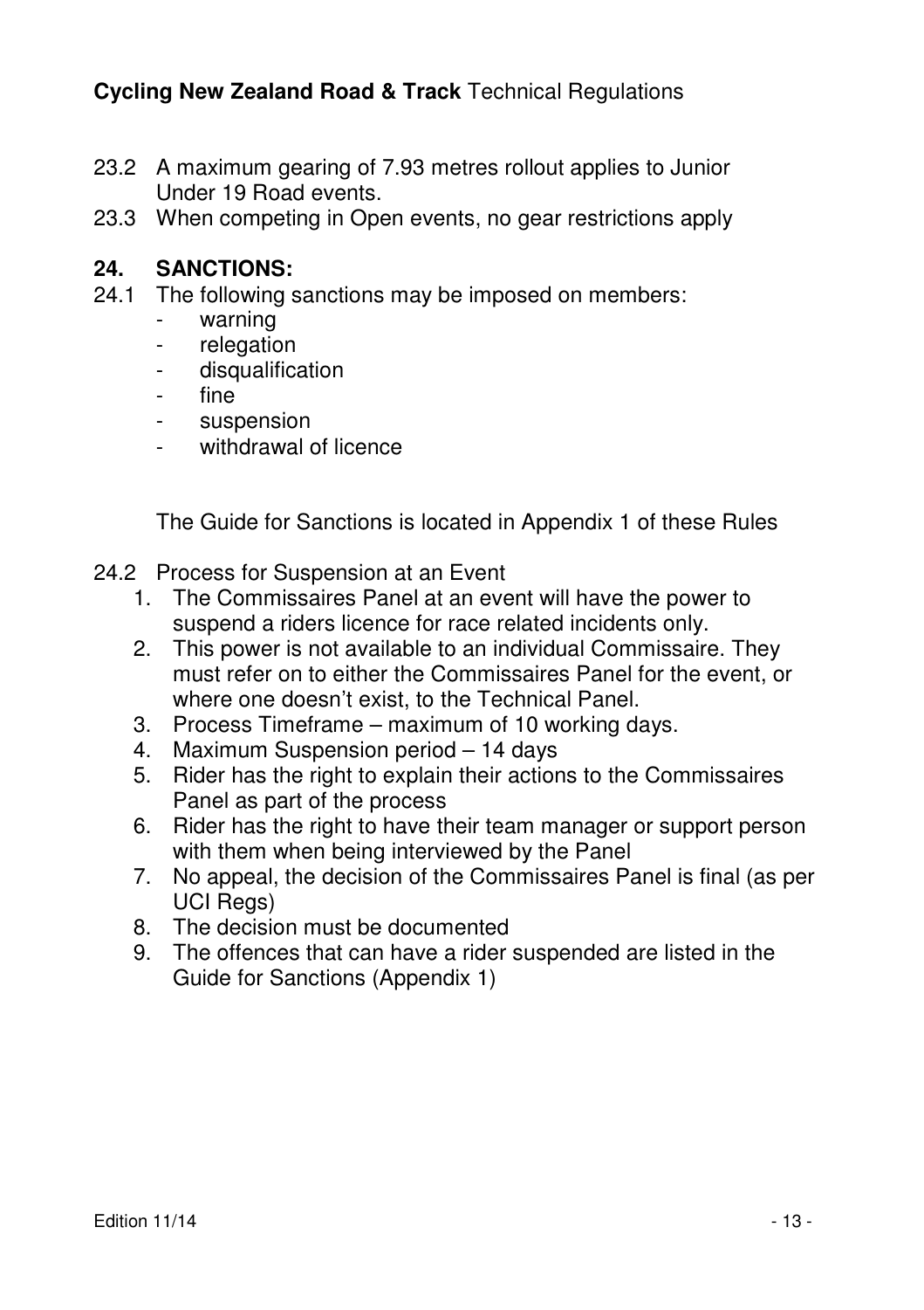23.2 A maximum gearing of 7.93 metres rollout applies to Junior Under 19 Road events.

23.3 When competing in Open events, no gear restrictions apply

## 24. SANCTIONS:

24.1 The following sanctions may be imposed on members:

- warning
- relegation
- disqualification
- fine
- suspension
- withdrawal of licence

The Guide for Sanctions is located in Appendix 1 of these Rules

24.2 Process for Suspension at an Event

1. The Commissaires Panel at an event will have the power to suspend a riders licence for race related incidents only.
2. This power is not available to an individual Commissaire. They must refer on to either the Commissaires Panel for the event, or where one doesn't exist, to the Technical Panel.
3. Process Timeframe – maximum of 10 working days.
4. Maximum Suspension period – 14 days
5. Rider has the right to explain their actions to the Commissaires Panel as part of the process
6. Rider has the right to have their team manager or support person with them when being interviewed by the Panel
7. No appeal, the decision of the Commissaires Panel is final (as per UCI Regs)
8. The decision must be documented
9. The offences that can have a rider suspended are listed in the Guide for Sanctions (Appendix 1)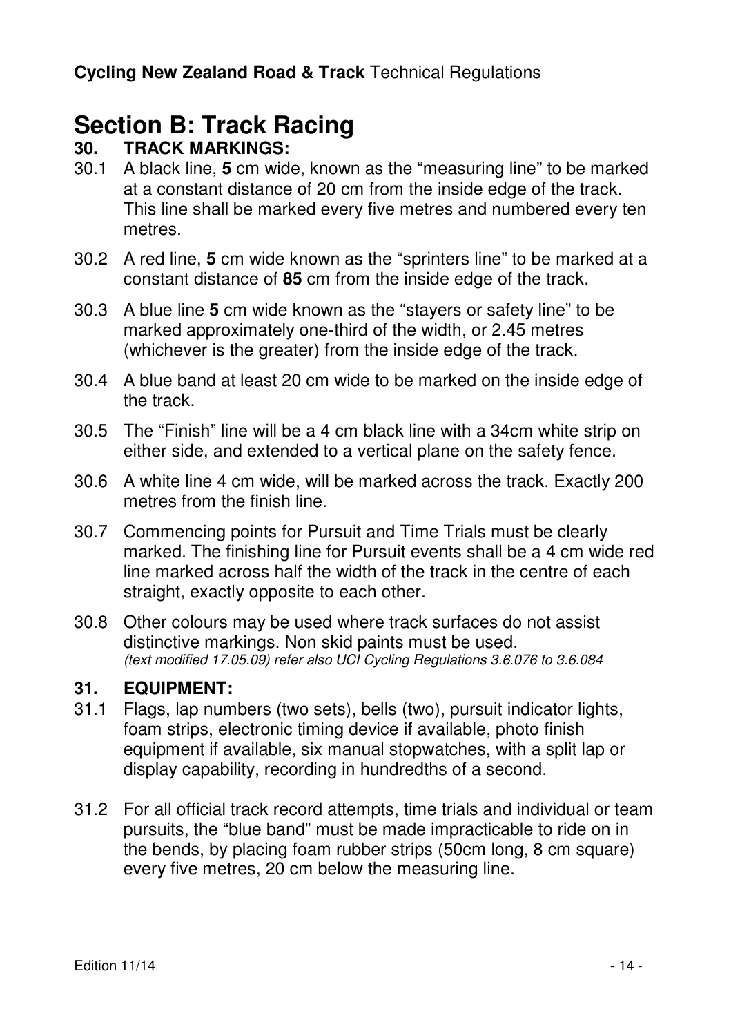# Section B: Track Racing

## 30. TRACK MARKINGS:

30.1 A black line, **5** cm wide, known as the "measuring line" to be marked at a constant distance of 20 cm from the inside edge of the track. This line shall be marked every five metres and numbered every ten metres.

30.2 A red line, **5** cm wide known as the "sprinters line" to be marked at a constant distance of **85** cm from the inside edge of the track.

30.3 A blue line **5** cm wide known as the "stayers or safety line" to be marked approximately one-third of the width, or 2.45 metres (whichever is the greater) from the inside edge of the track.

30.4 A blue band at least 20 cm wide to be marked on the inside edge of the track.

30.5 The "Finish" line will be a 4 cm black line with a 34cm white strip on either side, and extended to a vertical plane on the safety fence.

30.6 A white line 4 cm wide, will be marked across the track. Exactly 200 metres from the finish line.

30.7 Commencing points for Pursuit and Time Trials must be clearly marked. The finishing line for Pursuit events shall be a 4 cm wide red line marked across half the width of the track in the centre of each straight, exactly opposite to each other.

30.8 Other colours may be used where track surfaces do not assist distinctive markings. Non skid paints must be used.
*(text modified 17.05.09) refer also UCI Cycling Regulations 3.6.076 to 3.6.084*

## 31. EQUIPMENT:

31.1 Flags, lap numbers (two sets), bells (two), pursuit indicator lights, foam strips, electronic timing device if available, photo finish equipment if available, six manual stopwatches, with a split lap or display capability, recording in hundredths of a second.

31.2 For all official track record attempts, time trials and individual or team pursuits, the "blue band" must be made impracticable to ride on in the bends, by placing foam rubber strips (50cm long, 8 cm square) every five metres, 20 cm below the measuring line.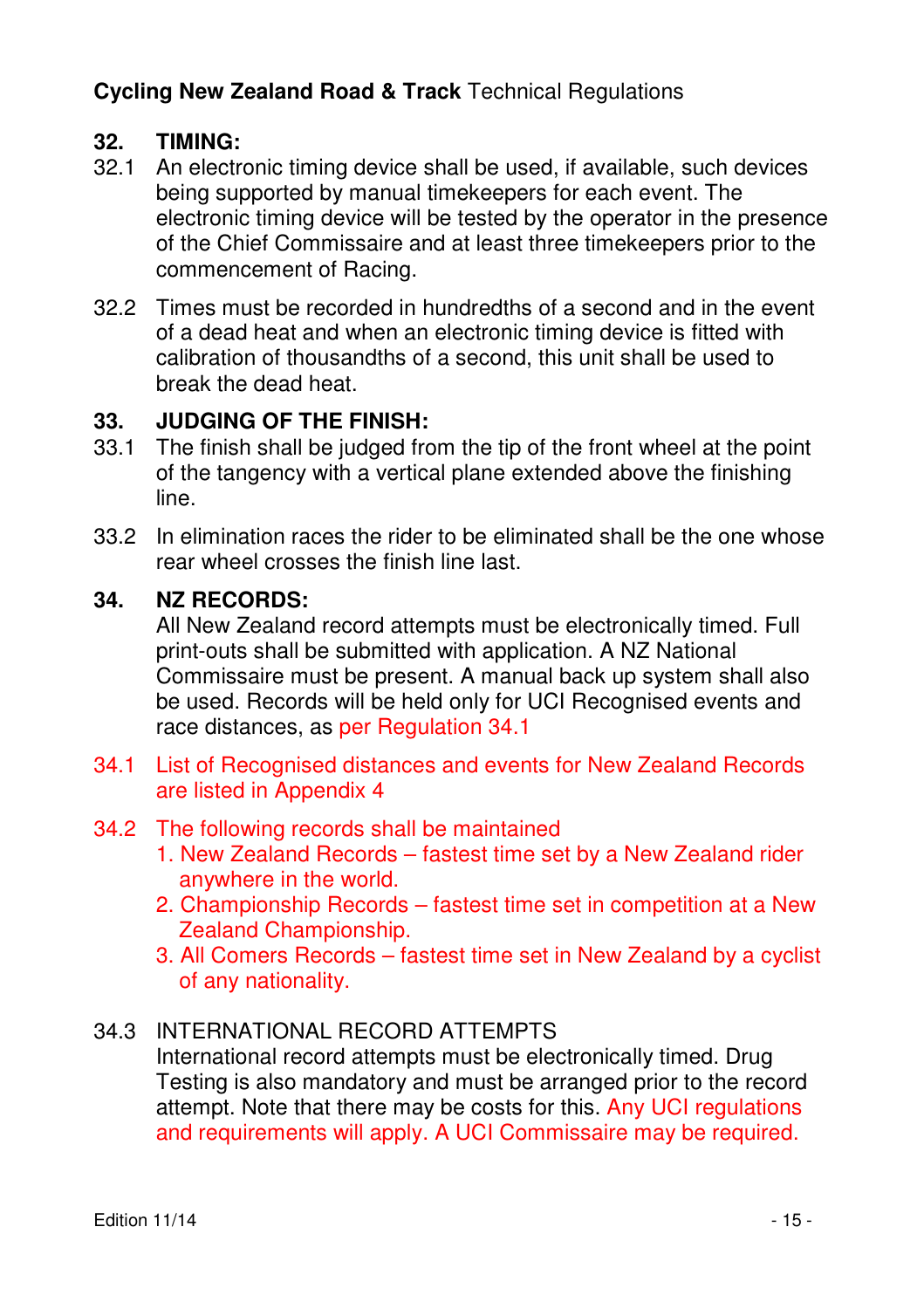## 32. TIMING:

32.1 An electronic timing device shall be used, if available, such devices being supported by manual timekeepers for each event. The electronic timing device will be tested by the operator in the presence of the Chief Commissaire and at least three timekeepers prior to the commencement of Racing.

32.2 Times must be recorded in hundredths of a second and in the event of a dead heat and when an electronic timing device is fitted with calibration of thousandths of a second, this unit shall be used to break the dead heat.

## 33. JUDGING OF THE FINISH:

33.1 The finish shall be judged from the tip of the front wheel at the point of the tangency with a vertical plane extended above the finishing line.

33.2 In elimination races the rider to be eliminated shall be the one whose rear wheel crosses the finish line last.

## 34. NZ RECORDS:

All New Zealand record attempts must be electronically timed. Full print-outs shall be submitted with application. A NZ National Commissaire must be present. A manual back up system shall also be used. Records will be held only for UCI Recognised events and race distances, as per Regulation 34.1

34.1 List of Recognised distances and events for New Zealand Records are listed in Appendix 4

34.2 The following records shall be maintained

1. New Zealand Records – fastest time set by a New Zealand rider anywhere in the world.
2. Championship Records – fastest time set in competition at a New Zealand Championship.
3. All Comers Records – fastest time set in New Zealand by a cyclist of any nationality.

34.3 INTERNATIONAL RECORD ATTEMPTS

International record attempts must be electronically timed. Drug Testing is also mandatory and must be arranged prior to the record attempt. Note that there may be costs for this. Any UCI regulations and requirements will apply. A UCI Commissaire may be required.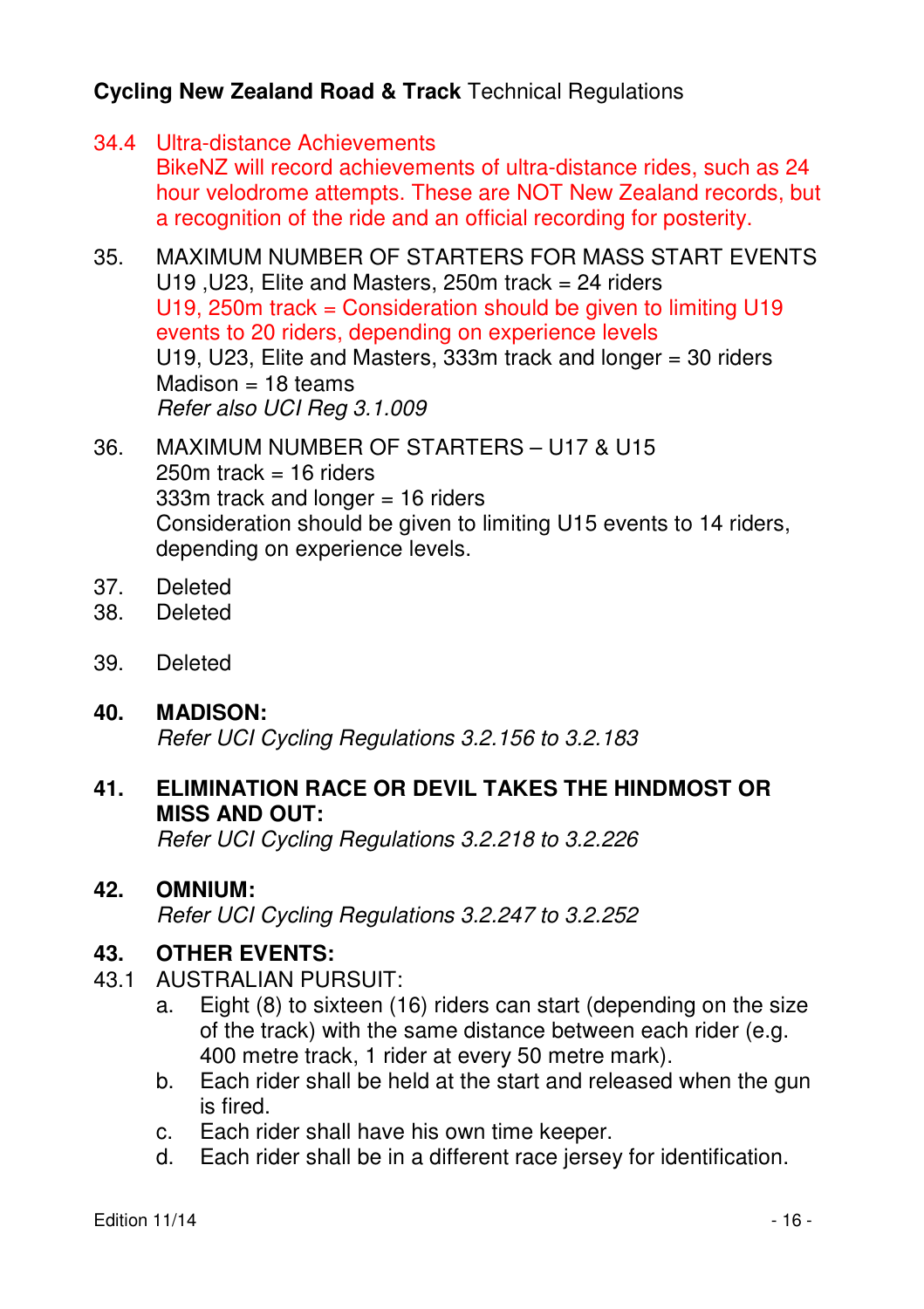34.4 Ultra-distance Achievements
BikeNZ will record achievements of ultra-distance rides, such as 24 hour velodrome attempts. These are NOT New Zealand records, but a recognition of the ride and an official recording for posterity.

35. MAXIMUM NUMBER OF STARTERS FOR MASS START EVENTS
U19 ,U23, Elite and Masters, 250m track = 24 riders
U19, 250m track = Consideration should be given to limiting U19 events to 20 riders, depending on experience levels
U19, U23, Elite and Masters, 333m track and longer = 30 riders
Madison = 18 teams
*Refer also UCI Reg 3.1.009*

36. MAXIMUM NUMBER OF STARTERS – U17 & U15
250m track = 16 riders
333m track and longer = 16 riders
Consideration should be given to limiting U15 events to 14 riders, depending on experience levels.

37. Deleted
38. Deleted

39. Deleted

## 40. MADISON:

*Refer UCI Cycling Regulations 3.2.156 to 3.2.183*

## 41. ELIMINATION RACE OR DEVIL TAKES THE HINDMOST OR MISS AND OUT:

*Refer UCI Cycling Regulations 3.2.218 to 3.2.226*

## 42. OMNIUM:

*Refer UCI Cycling Regulations 3.2.247 to 3.2.252*

## 43. OTHER EVENTS:

43.1 AUSTRALIAN PURSUIT:

a. Eight (8) to sixteen (16) riders can start (depending on the size of the track) with the same distance between each rider (e.g. 400 metre track, 1 rider at every 50 metre mark).
b. Each rider shall be held at the start and released when the gun is fired.
c. Each rider shall have his own time keeper.
d. Each rider shall be in a different race jersey for identification.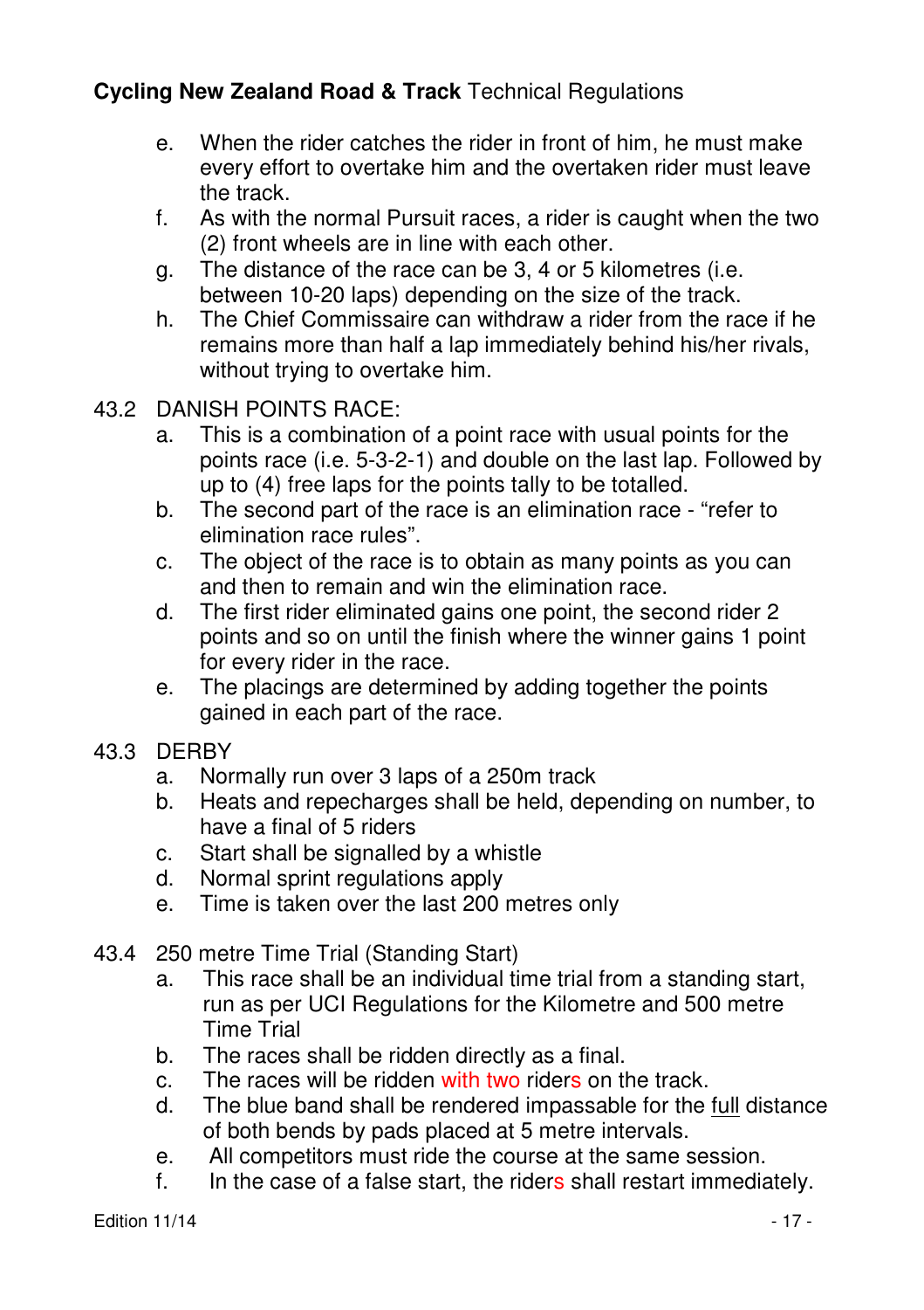e. When the rider catches the rider in front of him, he must make every effort to overtake him and the overtaken rider must leave the track.
f. As with the normal Pursuit races, a rider is caught when the two (2) front wheels are in line with each other.
g. The distance of the race can be 3, 4 or 5 kilometres (i.e. between 10-20 laps) depending on the size of the track.
h. The Chief Commissaire can withdraw a rider from the race if he remains more than half a lap immediately behind his/her rivals, without trying to overtake him.

43.2 DANISH POINTS RACE:

a. This is a combination of a point race with usual points for the points race (i.e. 5-3-2-1) and double on the last lap. Followed by up to (4) free laps for the points tally to be totalled.
b. The second part of the race is an elimination race - "refer to elimination race rules".
c. The object of the race is to obtain as many points as you can and then to remain and win the elimination race.
d. The first rider eliminated gains one point, the second rider 2 points and so on until the finish where the winner gains 1 point for every rider in the race.
e. The placings are determined by adding together the points gained in each part of the race.

43.3 DERBY

a. Normally run over 3 laps of a 250m track
b. Heats and repecharges shall be held, depending on number, to have a final of 5 riders
c. Start shall be signalled by a whistle
d. Normal sprint regulations apply
e. Time is taken over the last 200 metres only

43.4 250 metre Time Trial (Standing Start)

a. This race shall be an individual time trial from a standing start, run as per UCI Regulations for the Kilometre and 500 metre Time Trial
b. The races shall be ridden directly as a final.
c. The races will be ridden with two riders on the track.
d. The blue band shall be rendered impassable for the full distance of both bends by pads placed at 5 metre intervals.
e. All competitors must ride the course at the same session.
f. In the case of a false start, the riders shall restart immediately.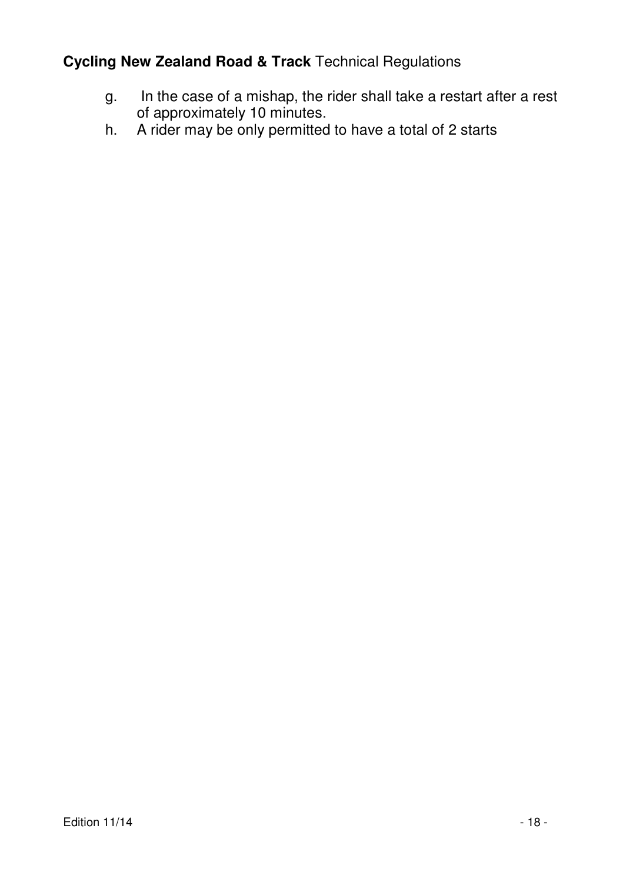g. In the case of a mishap, the rider shall take a restart after a rest of approximately 10 minutes.
h. A rider may be only permitted to have a total of 2 starts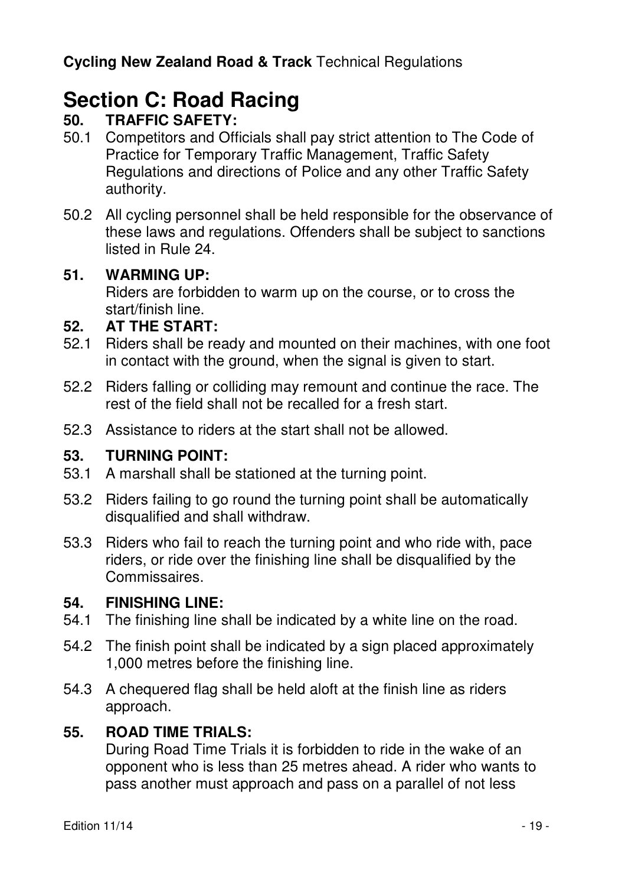# Section C: Road Racing

## 50. TRAFFIC SAFETY:

50.1 Competitors and Officials shall pay strict attention to The Code of Practice for Temporary Traffic Management, Traffic Safety Regulations and directions of Police and any other Traffic Safety authority.

50.2 All cycling personnel shall be held responsible for the observance of these laws and regulations. Offenders shall be subject to sanctions listed in Rule 24.

## 51. WARMING UP:

Riders are forbidden to warm up on the course, or to cross the start/finish line.

## 52. AT THE START:

52.1 Riders shall be ready and mounted on their machines, with one foot in contact with the ground, when the signal is given to start.

52.2 Riders falling or colliding may remount and continue the race. The rest of the field shall not be recalled for a fresh start.

52.3 Assistance to riders at the start shall not be allowed.

## 53. TURNING POINT:

53.1 A marshall shall be stationed at the turning point.

53.2 Riders failing to go round the turning point shall be automatically disqualified and shall withdraw.

53.3 Riders who fail to reach the turning point and who ride with, pace riders, or ride over the finishing line shall be disqualified by the Commissaires.

## 54. FINISHING LINE:

54.1 The finishing line shall be indicated by a white line on the road.

54.2 The finish point shall be indicated by a sign placed approximately 1,000 metres before the finishing line.

54.3 A chequered flag shall be held aloft at the finish line as riders approach.

## 55. ROAD TIME TRIALS:

During Road Time Trials it is forbidden to ride in the wake of an opponent who is less than 25 metres ahead. A rider who wants to pass another must approach and pass on a parallel of not less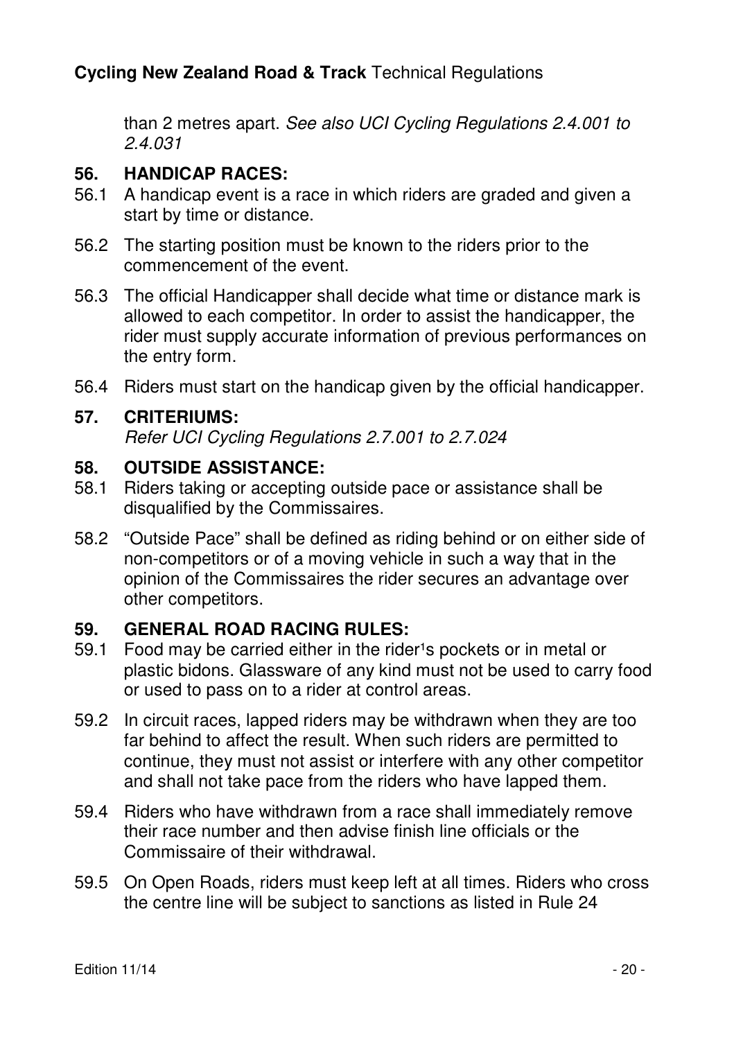than 2 metres apart. *See also UCI Cycling Regulations 2.4.001 to 2.4.031*

## 56. HANDICAP RACES:

56.1 A handicap event is a race in which riders are graded and given a start by time or distance.

56.2 The starting position must be known to the riders prior to the commencement of the event.

56.3 The official Handicapper shall decide what time or distance mark is allowed to each competitor. In order to assist the handicapper, the rider must supply accurate information of previous performances on the entry form.

56.4 Riders must start on the handicap given by the official handicapper.

## 57. CRITERIUMS:

*Refer UCI Cycling Regulations 2.7.001 to 2.7.024*

## 58. OUTSIDE ASSISTANCE:

58.1 Riders taking or accepting outside pace or assistance shall be disqualified by the Commissaires.

58.2 "Outside Pace" shall be defined as riding behind or on either side of non-competitors or of a moving vehicle in such a way that in the opinion of the Commissaires the rider secures an advantage over other competitors.

## 59. GENERAL ROAD RACING RULES:

59.1 Food may be carried either in the rider¹s pockets or in metal or plastic bidons. Glassware of any kind must not be used to carry food or used to pass on to a rider at control areas.

59.2 In circuit races, lapped riders may be withdrawn when they are too far behind to affect the result. When such riders are permitted to continue, they must not assist or interfere with any other competitor and shall not take pace from the riders who have lapped them.

59.4 Riders who have withdrawn from a race shall immediately remove their race number and then advise finish line officials or the Commissaire of their withdrawal.

59.5 On Open Roads, riders must keep left at all times. Riders who cross the centre line will be subject to sanctions as listed in Rule 24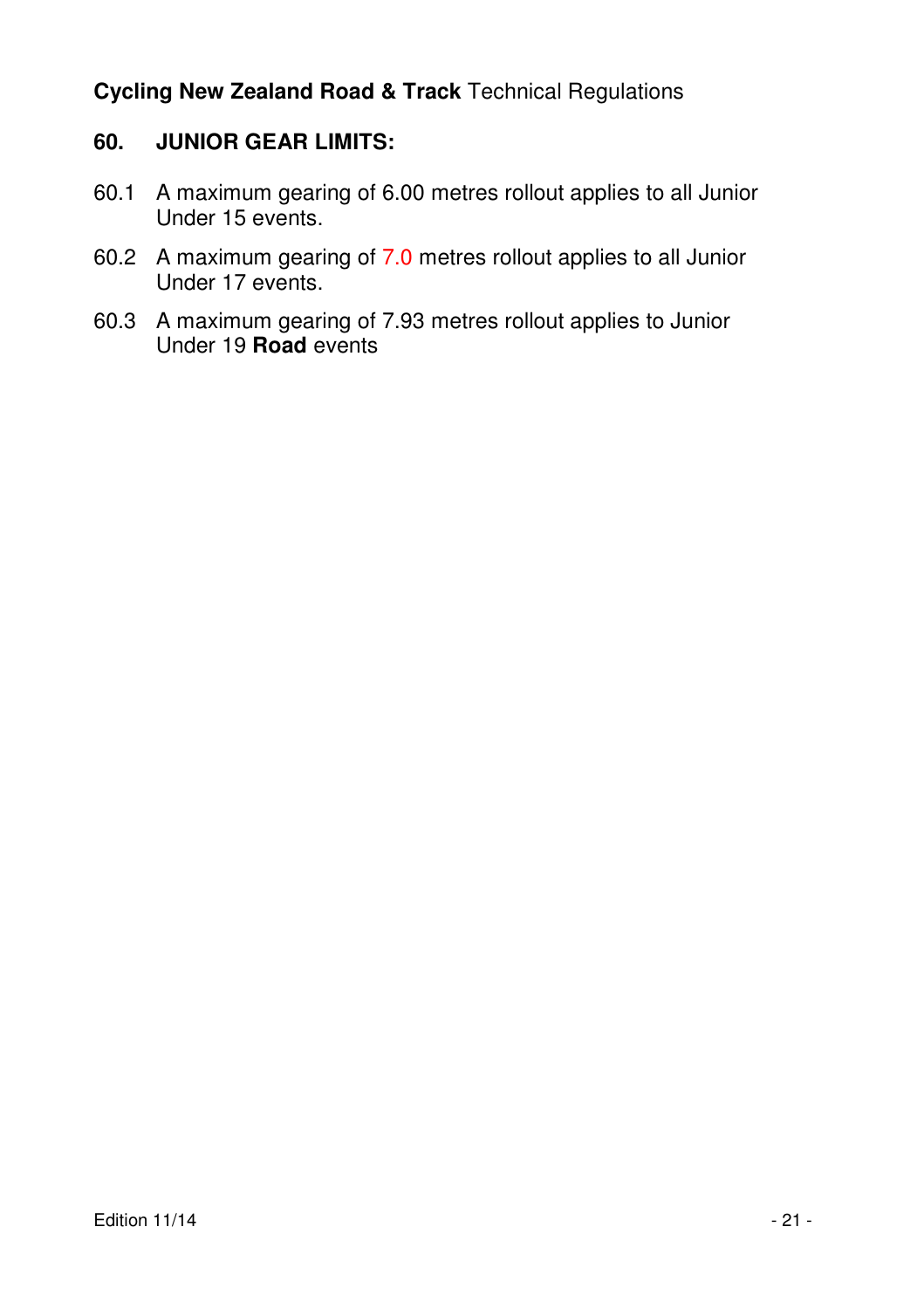## 60. JUNIOR GEAR LIMITS:

60.1 A maximum gearing of 6.00 metres rollout applies to all Junior Under 15 events.

60.2 A maximum gearing of 7.0 metres rollout applies to all Junior Under 17 events.

60.3 A maximum gearing of 7.93 metres rollout applies to Junior Under 19 **Road** events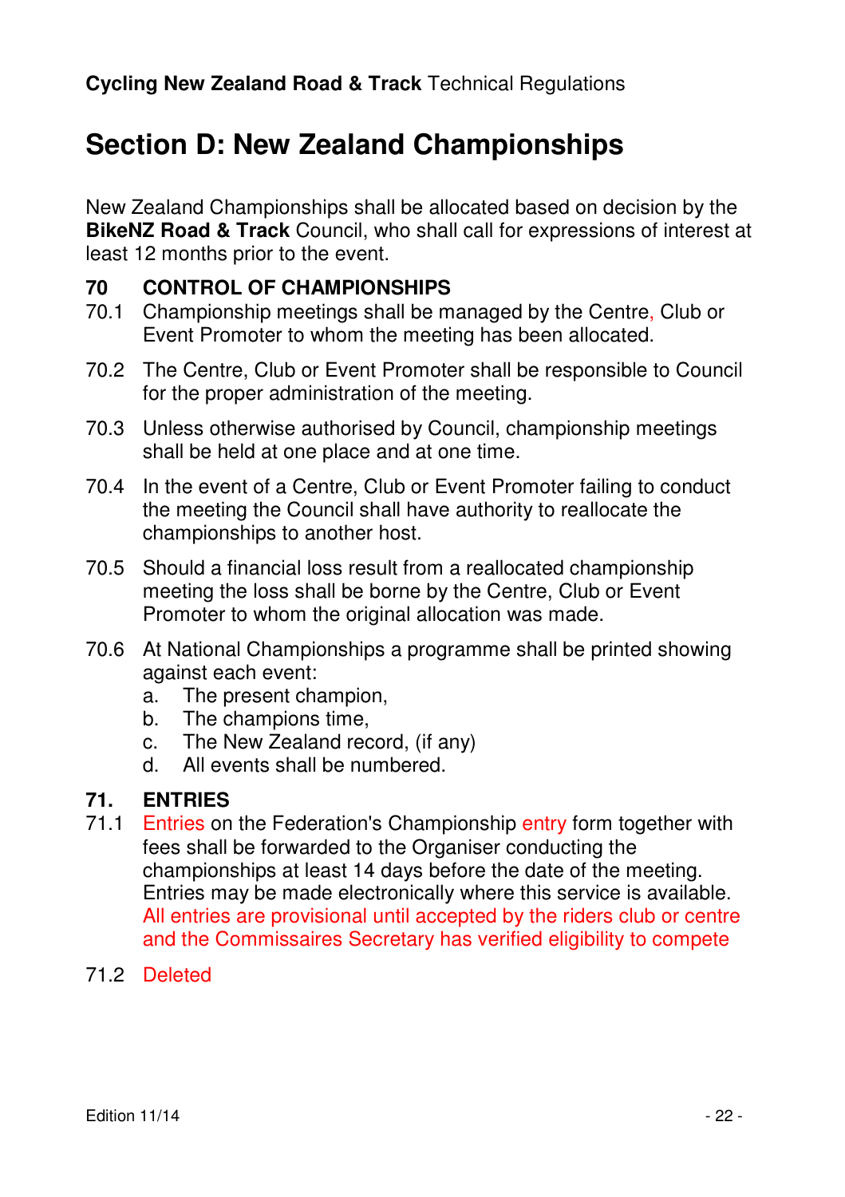# Section D: New Zealand Championships

New Zealand Championships shall be allocated based on decision by the **BikeNZ Road & Track** Council, who shall call for expressions of interest at least 12 months prior to the event.

## 70 CONTROL OF CHAMPIONSHIPS

70.1 Championship meetings shall be managed by the Centre, Club or Event Promoter to whom the meeting has been allocated.

70.2 The Centre, Club or Event Promoter shall be responsible to Council for the proper administration of the meeting.

70.3 Unless otherwise authorised by Council, championship meetings shall be held at one place and at one time.

70.4 In the event of a Centre, Club or Event Promoter failing to conduct the meeting the Council shall have authority to reallocate the championships to another host.

70.5 Should a financial loss result from a reallocated championship meeting the loss shall be borne by the Centre, Club or Event Promoter to whom the original allocation was made.

70.6 At National Championships a programme shall be printed showing against each event:

a. The present champion,
b. The champions time,
c. The New Zealand record, (if any)
d. All events shall be numbered.

## 71. ENTRIES

71.1 Entries on the Federation's Championship entry form together with fees shall be forwarded to the Organiser conducting the championships at least 14 days before the date of the meeting. Entries may be made electronically where this service is available. All entries are provisional until accepted by the riders club or centre and the Commissaires Secretary has verified eligibility to compete

71.2 Deleted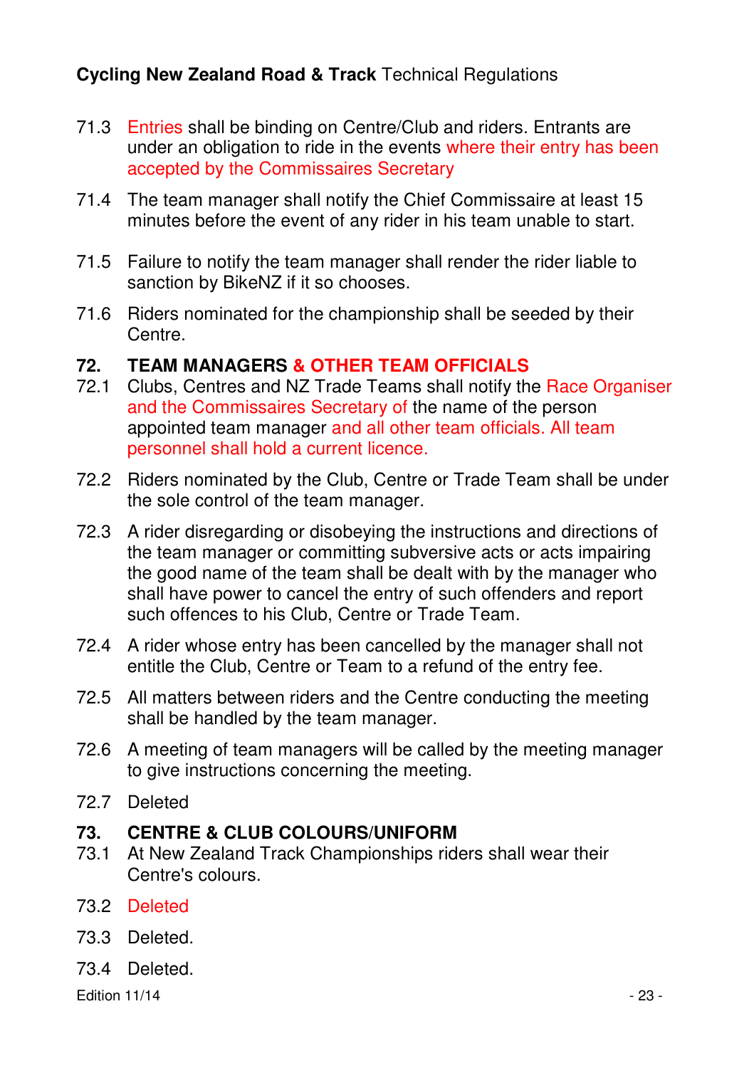71.3 Entries shall be binding on Centre/Club and riders. Entrants are under an obligation to ride in the events where their entry has been accepted by the Commissaires Secretary

71.4 The team manager shall notify the Chief Commissaire at least 15 minutes before the event of any rider in his team unable to start.

71.5 Failure to notify the team manager shall render the rider liable to sanction by BikeNZ if it so chooses.

71.6 Riders nominated for the championship shall be seeded by their Centre.

## 72. TEAM MANAGERS & OTHER TEAM OFFICIALS

72.1 Clubs, Centres and NZ Trade Teams shall notify the Race Organiser and the Commissaires Secretary of the name of the person appointed team manager and all other team officials. All team personnel shall hold a current licence.

72.2 Riders nominated by the Club, Centre or Trade Team shall be under the sole control of the team manager.

72.3 A rider disregarding or disobeying the instructions and directions of the team manager or committing subversive acts or acts impairing the good name of the team shall be dealt with by the manager who shall have power to cancel the entry of such offenders and report such offences to his Club, Centre or Trade Team.

72.4 A rider whose entry has been cancelled by the manager shall not entitle the Club, Centre or Team to a refund of the entry fee.

72.5 All matters between riders and the Centre conducting the meeting shall be handled by the team manager.

72.6 A meeting of team managers will be called by the meeting manager to give instructions concerning the meeting.

72.7 Deleted

## 73. CENTRE & CLUB COLOURS/UNIFORM

73.1 At New Zealand Track Championships riders shall wear their Centre's colours.

73.2 Deleted

73.3 Deleted.

73.4 Deleted.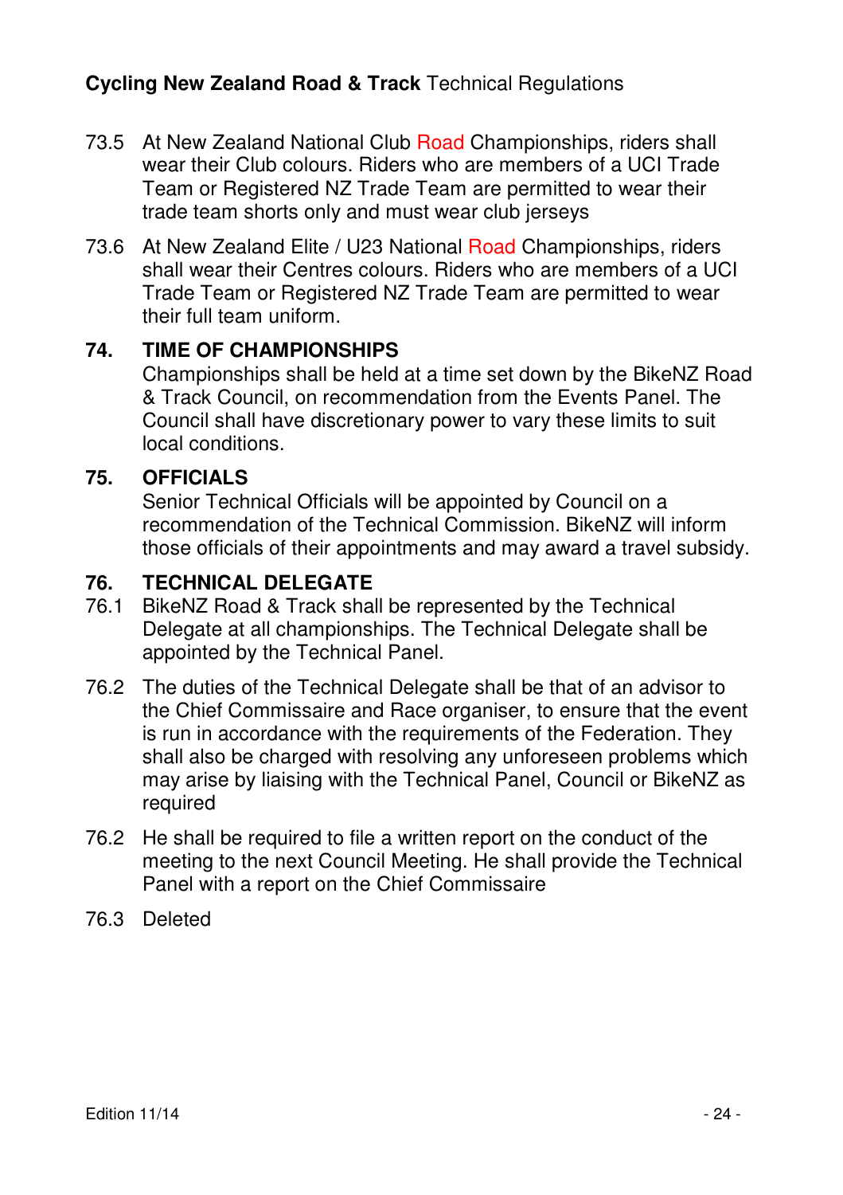73.5 At New Zealand National Club Road Championships, riders shall wear their Club colours. Riders who are members of a UCI Trade Team or Registered NZ Trade Team are permitted to wear their trade team shorts only and must wear club jerseys

73.6 At New Zealand Elite / U23 National Road Championships, riders shall wear their Centres colours. Riders who are members of a UCI Trade Team or Registered NZ Trade Team are permitted to wear their full team uniform.

## 74. TIME OF CHAMPIONSHIPS

Championships shall be held at a time set down by the BikeNZ Road & Track Council, on recommendation from the Events Panel. The Council shall have discretionary power to vary these limits to suit local conditions.

## 75. OFFICIALS

Senior Technical Officials will be appointed by Council on a recommendation of the Technical Commission. BikeNZ will inform those officials of their appointments and may award a travel subsidy.

## 76. TECHNICAL DELEGATE

76.1 BikeNZ Road & Track shall be represented by the Technical Delegate at all championships. The Technical Delegate shall be appointed by the Technical Panel.

76.2 The duties of the Technical Delegate shall be that of an advisor to the Chief Commissaire and Race organiser, to ensure that the event is run in accordance with the requirements of the Federation. They shall also be charged with resolving any unforeseen problems which may arise by liaising with the Technical Panel, Council or BikeNZ as required

76.2 He shall be required to file a written report on the conduct of the meeting to the next Council Meeting. He shall provide the Technical Panel with a report on the Chief Commissaire

76.3 Deleted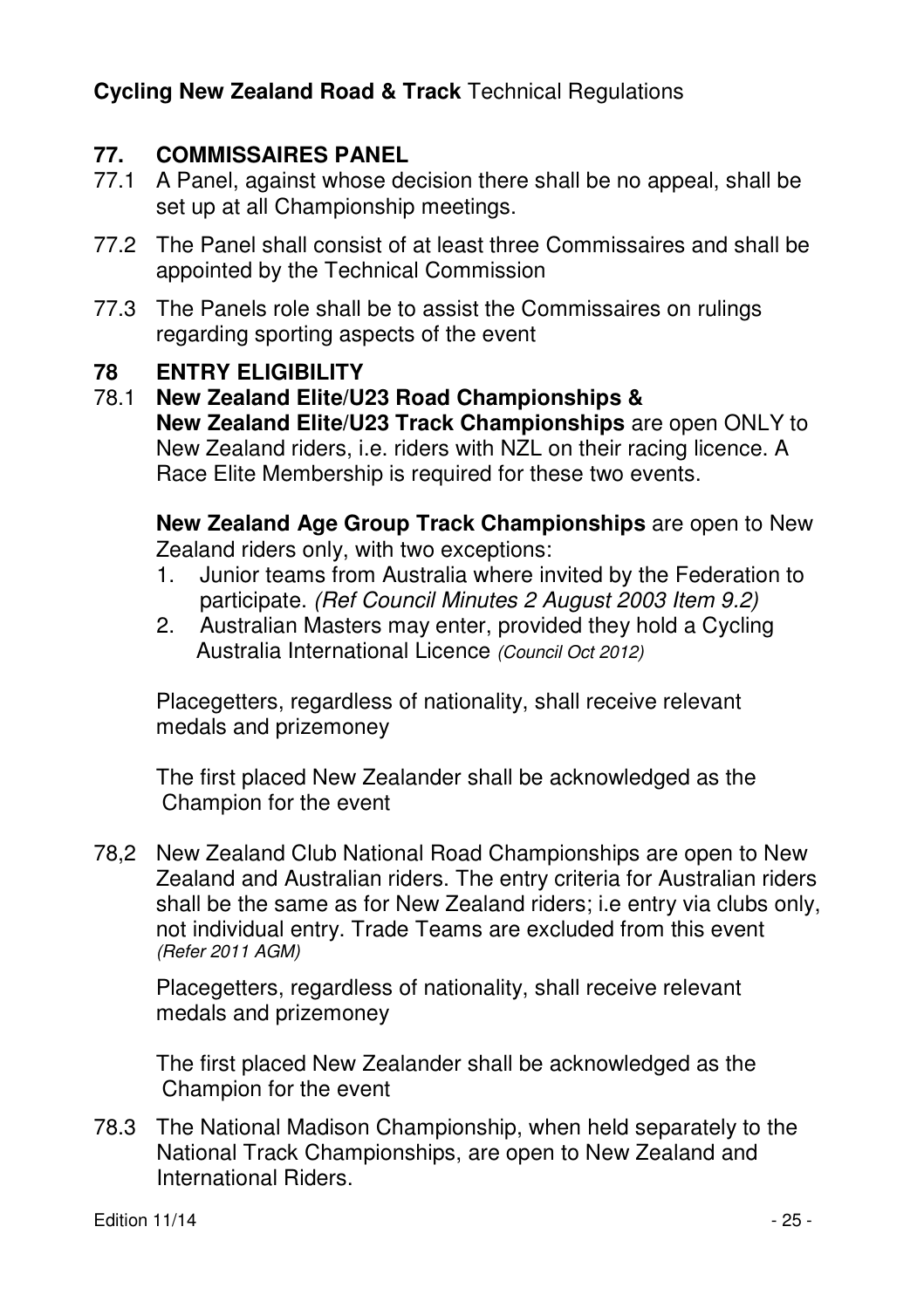## 77. COMMISSAIRES PANEL

77.1 A Panel, against whose decision there shall be no appeal, shall be set up at all Championship meetings.

77.2 The Panel shall consist of at least three Commissaires and shall be appointed by the Technical Commission

77.3 The Panels role shall be to assist the Commissaires on rulings regarding sporting aspects of the event

## 78 ENTRY ELIGIBILITY

78.1 **New Zealand Elite/U23 Road Championships & New Zealand Elite/U23 Track Championships** are open ONLY to New Zealand riders, i.e. riders with NZL on their racing licence. A Race Elite Membership is required for these two events.

**New Zealand Age Group Track Championships** are open to New Zealand riders only, with two exceptions:

1. Junior teams from Australia where invited by the Federation to participate. *(Ref Council Minutes 2 August 2003 Item 9.2)*
2. Australian Masters may enter, provided they hold a Cycling Australia International Licence *(Council Oct 2012)*

Placegetters, regardless of nationality, shall receive relevant medals and prizemoney

The first placed New Zealander shall be acknowledged as the Champion for the event

78,2 New Zealand Club National Road Championships are open to New Zealand and Australian riders. The entry criteria for Australian riders shall be the same as for New Zealand riders; i.e entry via clubs only, not individual entry. Trade Teams are excluded from this event *(Refer 2011 AGM)*

Placegetters, regardless of nationality, shall receive relevant medals and prizemoney

The first placed New Zealander shall be acknowledged as the Champion for the event

78.3 The National Madison Championship, when held separately to the National Track Championships, are open to New Zealand and International Riders.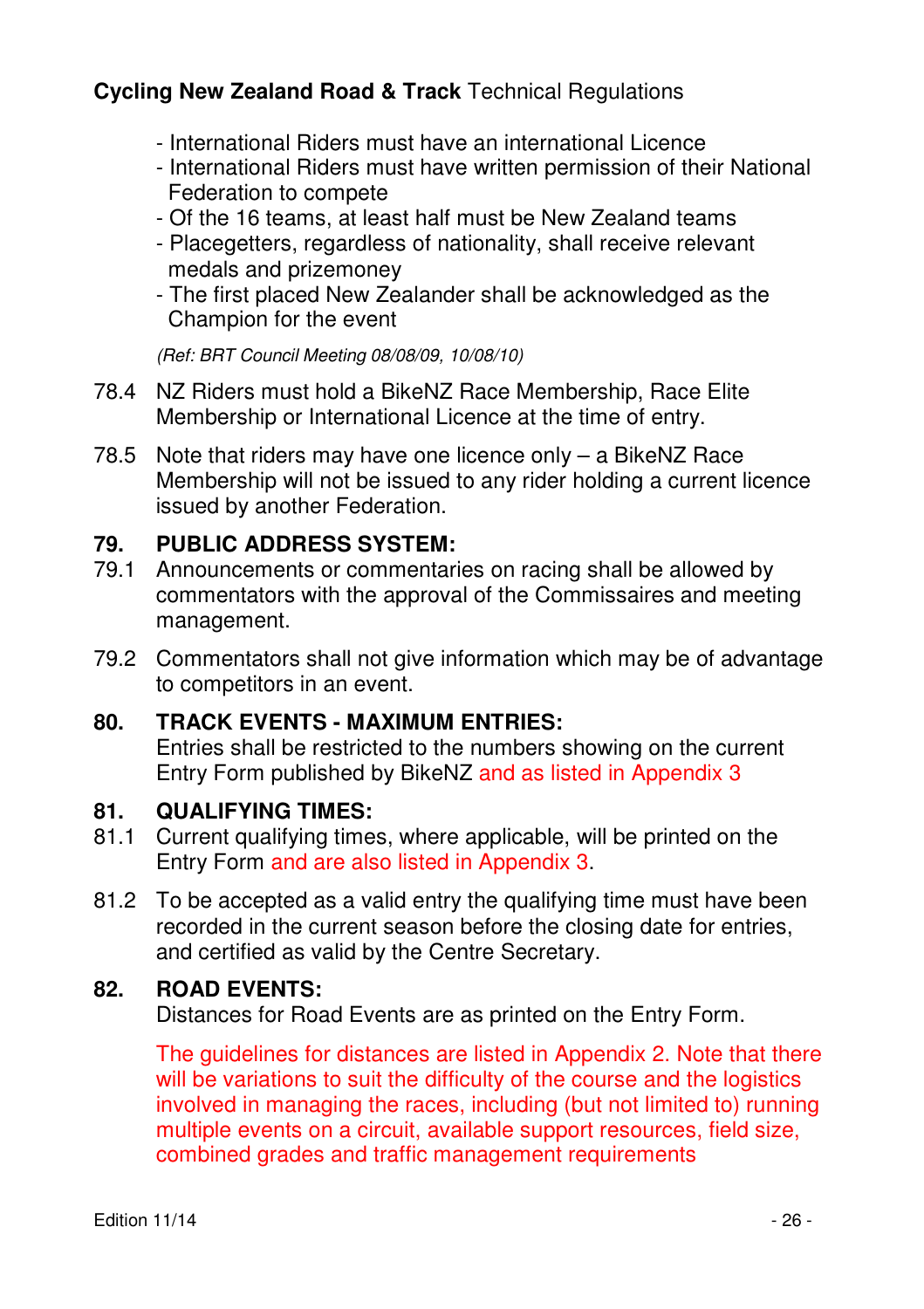- International Riders must have an international Licence
- International Riders must have written permission of their National Federation to compete
- Of the 16 teams, at least half must be New Zealand teams
- Placegetters, regardless of nationality, shall receive relevant medals and prizemoney
- The first placed New Zealander shall be acknowledged as the Champion for the event

*(Ref: BRT Council Meeting 08/08/09, 10/08/10)*

78.4 NZ Riders must hold a BikeNZ Race Membership, Race Elite Membership or International Licence at the time of entry.

78.5 Note that riders may have one licence only – a BikeNZ Race Membership will not be issued to any rider holding a current licence issued by another Federation.

## 79. PUBLIC ADDRESS SYSTEM:

79.1 Announcements or commentaries on racing shall be allowed by commentators with the approval of the Commissaires and meeting management.

79.2 Commentators shall not give information which may be of advantage to competitors in an event.

## 80. TRACK EVENTS - MAXIMUM ENTRIES:

Entries shall be restricted to the numbers showing on the current Entry Form published by BikeNZ and as listed in Appendix 3

## 81. QUALIFYING TIMES:

81.1 Current qualifying times, where applicable, will be printed on the Entry Form and are also listed in Appendix 3.

81.2 To be accepted as a valid entry the qualifying time must have been recorded in the current season before the closing date for entries, and certified as valid by the Centre Secretary.

## 82. ROAD EVENTS:

Distances for Road Events are as printed on the Entry Form.

The guidelines for distances are listed in Appendix 2. Note that there will be variations to suit the difficulty of the course and the logistics involved in managing the races, including (but not limited to) running multiple events on a circuit, available support resources, field size, combined grades and traffic management requirements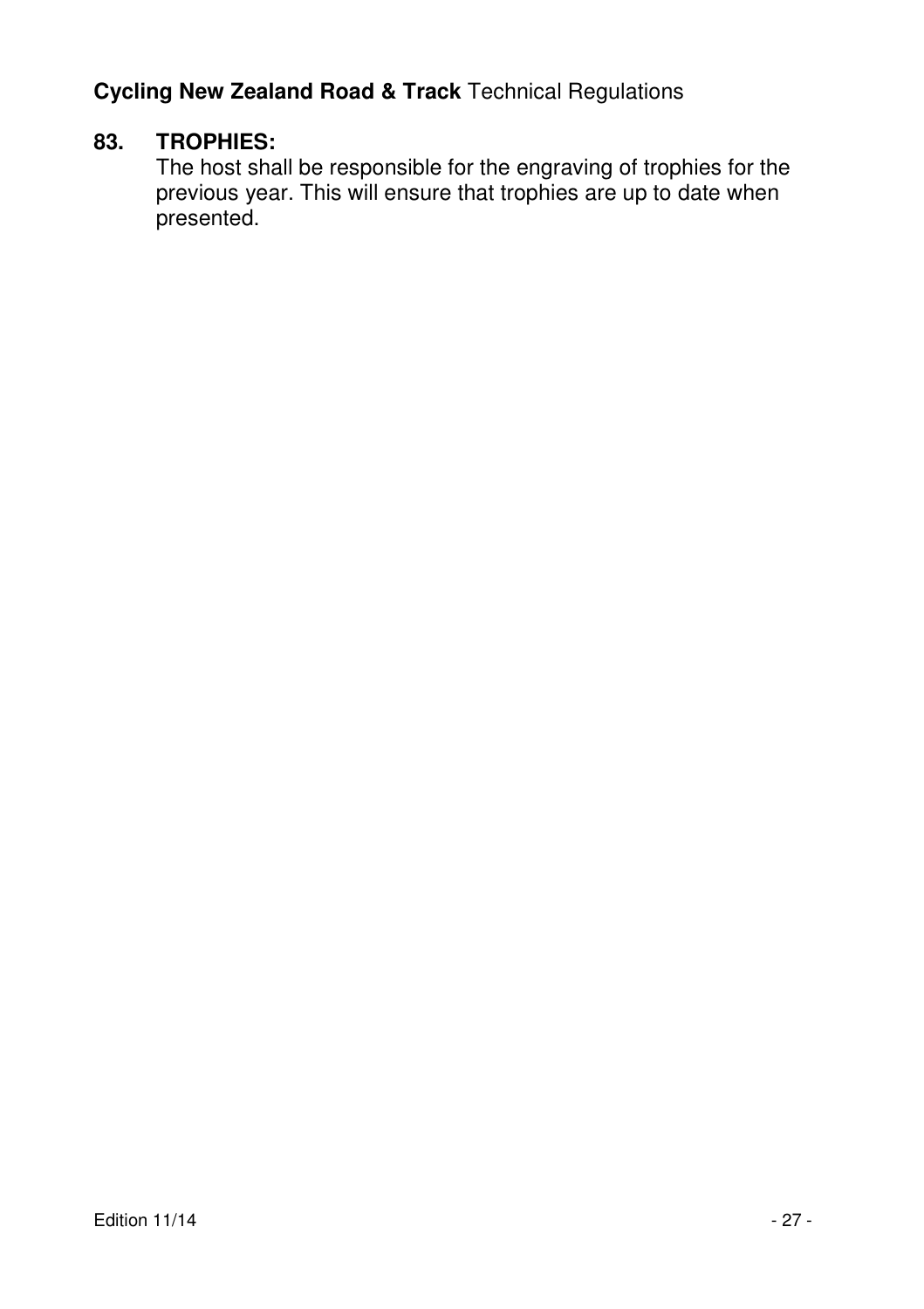### 83. TROPHIES:

The host shall be responsible for the engraving of trophies for the previous year. This will ensure that trophies are up to date when presented.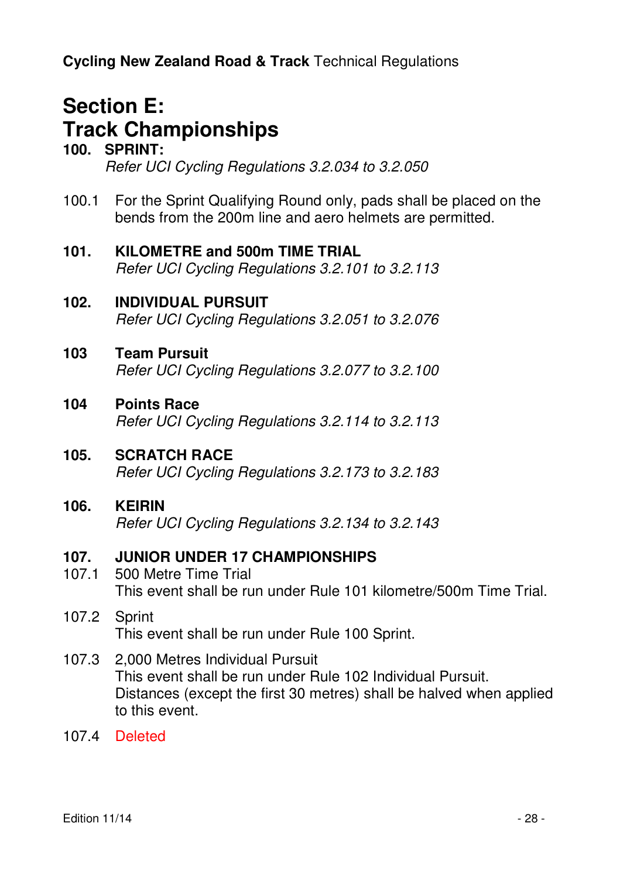# Section E: Track Championships

## 100. SPRINT:

*Refer UCI Cycling Regulations 3.2.034 to 3.2.050*

100.1 For the Sprint Qualifying Round only, pads shall be placed on the bends from the 200m line and aero helmets are permitted.

## 101. KILOMETRE and 500m TIME TRIAL

*Refer UCI Cycling Regulations 3.2.101 to 3.2.113*

## 102. INDIVIDUAL PURSUIT

*Refer UCI Cycling Regulations 3.2.051 to 3.2.076*

## 103 Team Pursuit

*Refer UCI Cycling Regulations 3.2.077 to 3.2.100*

## 104 Points Race

*Refer UCI Cycling Regulations 3.2.114 to 3.2.113*

## 105. SCRATCH RACE

*Refer UCI Cycling Regulations 3.2.173 to 3.2.183*

## 106. KEIRIN

*Refer UCI Cycling Regulations 3.2.134 to 3.2.143*

## 107. JUNIOR UNDER 17 CHAMPIONSHIPS

107.1 500 Metre Time Trial
This event shall be run under Rule 101 kilometre/500m Time Trial.

107.2 Sprint
This event shall be run under Rule 100 Sprint.

107.3 2,000 Metres Individual Pursuit
This event shall be run under Rule 102 Individual Pursuit.
Distances (except the first 30 metres) shall be halved when applied to this event.

107.4 Deleted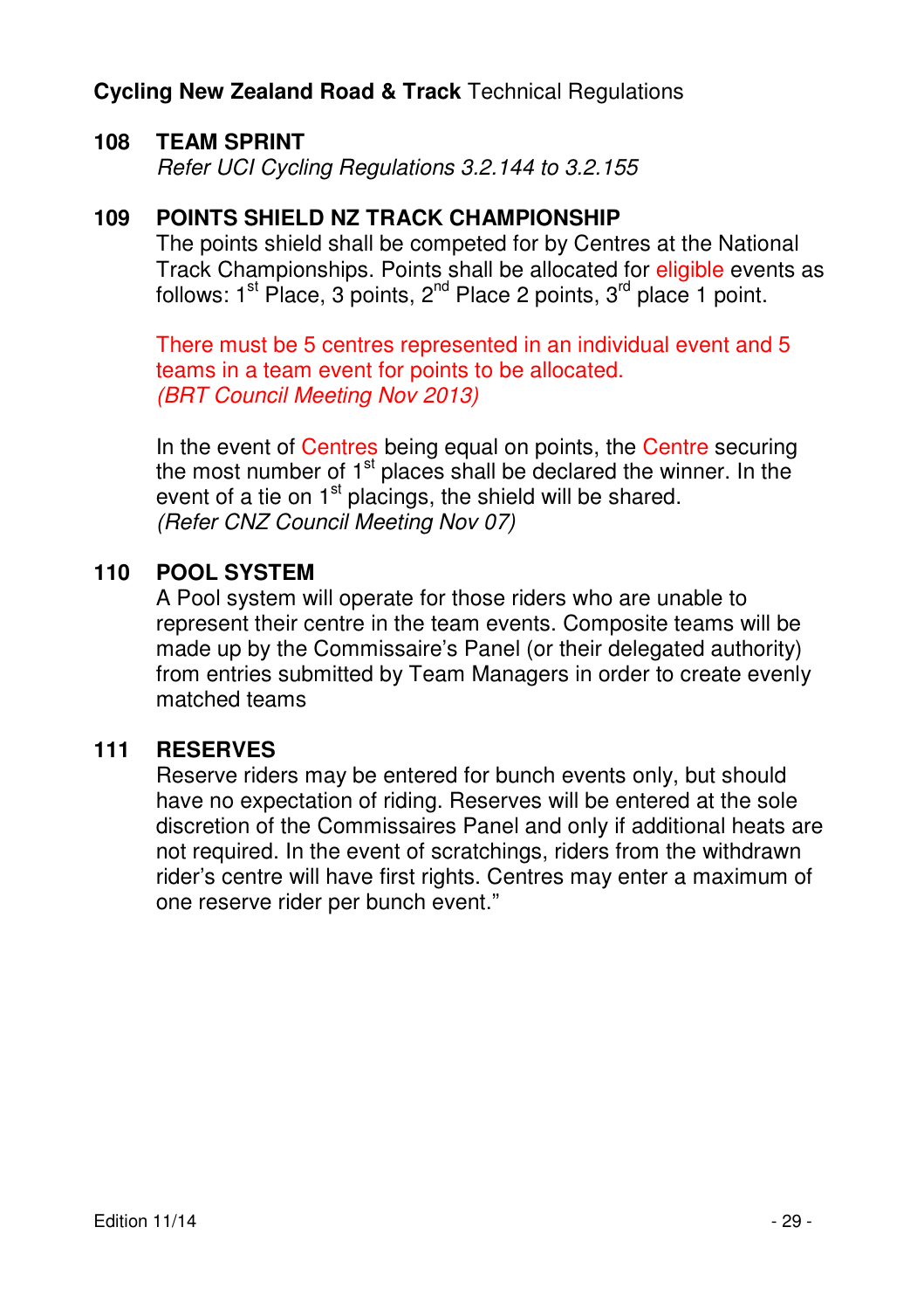### 108 TEAM SPRINT

*Refer UCI Cycling Regulations 3.2.144 to 3.2.155*

### 109 POINTS SHIELD NZ TRACK CHAMPIONSHIP

The points shield shall be competed for by Centres at the National Track Championships. Points shall be allocated for eligible events as follows: 1st Place, 3 points, 2nd Place 2 points, 3rd place 1 point.

There must be 5 centres represented in an individual event and 5 teams in a team event for points to be allocated.
*(BRT Council Meeting Nov 2013)*

In the event of Centres being equal on points, the Centre securing the most number of 1st places shall be declared the winner. In the event of a tie on 1st placings, the shield will be shared.
*(Refer CNZ Council Meeting Nov 07)*

### 110 POOL SYSTEM

A Pool system will operate for those riders who are unable to represent their centre in the team events. Composite teams will be made up by the Commissaire's Panel (or their delegated authority) from entries submitted by Team Managers in order to create evenly matched teams

### 111 RESERVES

Reserve riders may be entered for bunch events only, but should have no expectation of riding. Reserves will be entered at the sole discretion of the Commissaires Panel and only if additional heats are not required. In the event of scratchings, riders from the withdrawn rider's centre will have first rights. Centres may enter a maximum of one reserve rider per bunch event."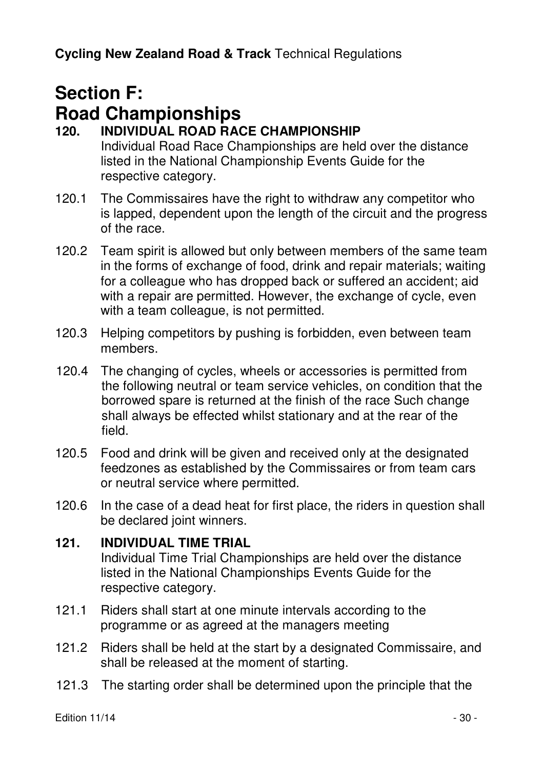# Section F: Road Championships

## 120. INDIVIDUAL ROAD RACE CHAMPIONSHIP

Individual Road Race Championships are held over the distance listed in the National Championship Events Guide for the respective category.

120.1 The Commissaires have the right to withdraw any competitor who is lapped, dependent upon the length of the circuit and the progress of the race.

120.2 Team spirit is allowed but only between members of the same team in the forms of exchange of food, drink and repair materials; waiting for a colleague who has dropped back or suffered an accident; aid with a repair are permitted. However, the exchange of cycle, even with a team colleague, is not permitted.

120.3 Helping competitors by pushing is forbidden, even between team members.

120.4 The changing of cycles, wheels or accessories is permitted from the following neutral or team service vehicles, on condition that the borrowed spare is returned at the finish of the race Such change shall always be effected whilst stationary and at the rear of the field.

120.5 Food and drink will be given and received only at the designated feedzones as established by the Commissaires or from team cars or neutral service where permitted.

120.6 In the case of a dead heat for first place, the riders in question shall be declared joint winners.

## 121. INDIVIDUAL TIME TRIAL

Individual Time Trial Championships are held over the distance listed in the National Championships Events Guide for the respective category.

121.1 Riders shall start at one minute intervals according to the programme or as agreed at the managers meeting

121.2 Riders shall be held at the start by a designated Commissaire, and shall be released at the moment of starting.

121.3 The starting order shall be determined upon the principle that the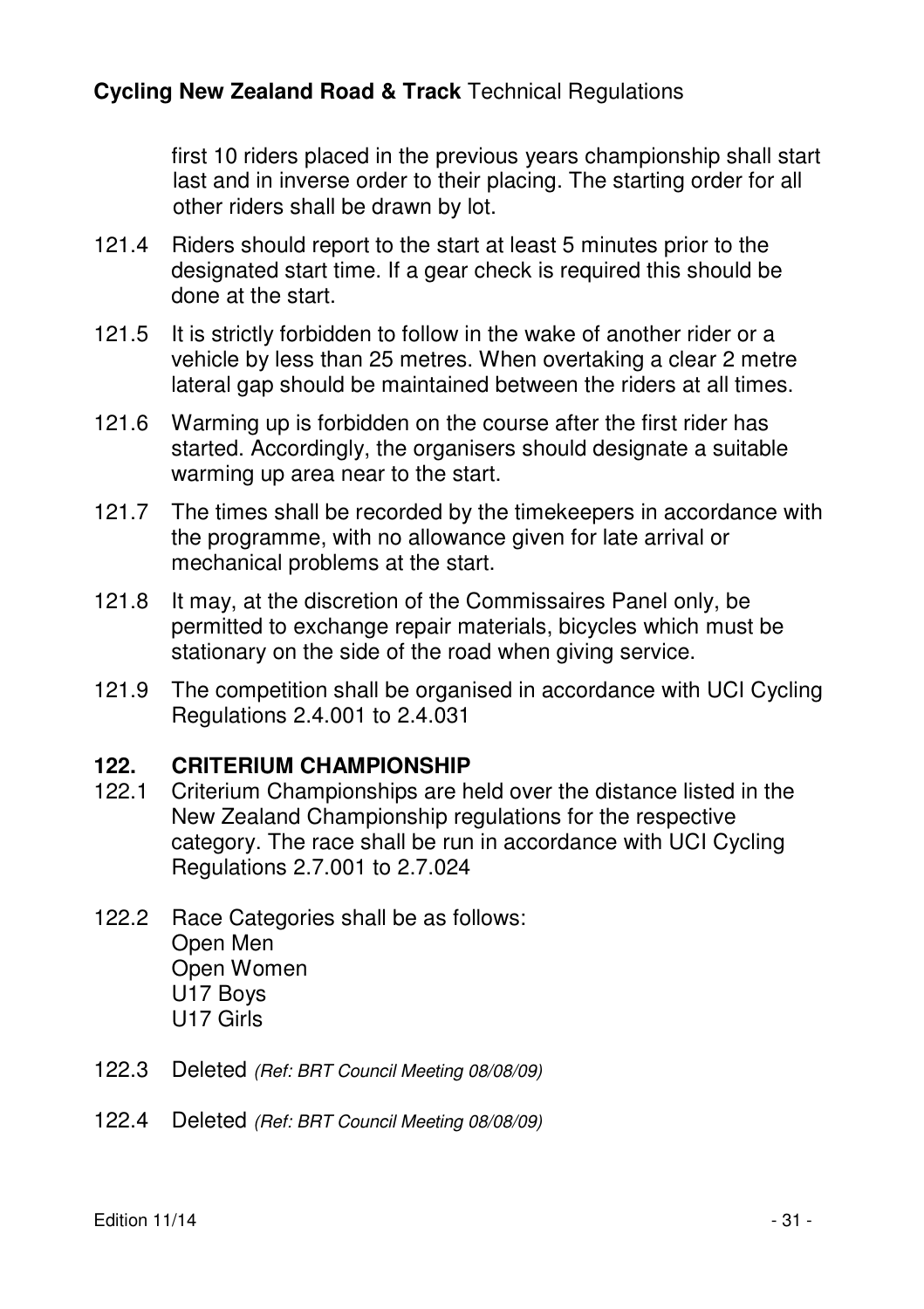first 10 riders placed in the previous years championship shall start last and in inverse order to their placing. The starting order for all other riders shall be drawn by lot.

121.4 Riders should report to the start at least 5 minutes prior to the designated start time. If a gear check is required this should be done at the start.

121.5 It is strictly forbidden to follow in the wake of another rider or a vehicle by less than 25 metres. When overtaking a clear 2 metre lateral gap should be maintained between the riders at all times.

121.6 Warming up is forbidden on the course after the first rider has started. Accordingly, the organisers should designate a suitable warming up area near to the start.

121.7 The times shall be recorded by the timekeepers in accordance with the programme, with no allowance given for late arrival or mechanical problems at the start.

121.8 It may, at the discretion of the Commissaires Panel only, be permitted to exchange repair materials, bicycles which must be stationary on the side of the road when giving service.

121.9 The competition shall be organised in accordance with UCI Cycling Regulations 2.4.001 to 2.4.031

## 122. CRITERIUM CHAMPIONSHIP

122.1 Criterium Championships are held over the distance listed in the New Zealand Championship regulations for the respective category. The race shall be run in accordance with UCI Cycling Regulations 2.7.001 to 2.7.024

122.2 Race Categories shall be as follows:
Open Men
Open Women
U17 Boys
U17 Girls

122.3 Deleted *(Ref: BRT Council Meeting 08/08/09)*

122.4 Deleted *(Ref: BRT Council Meeting 08/08/09)*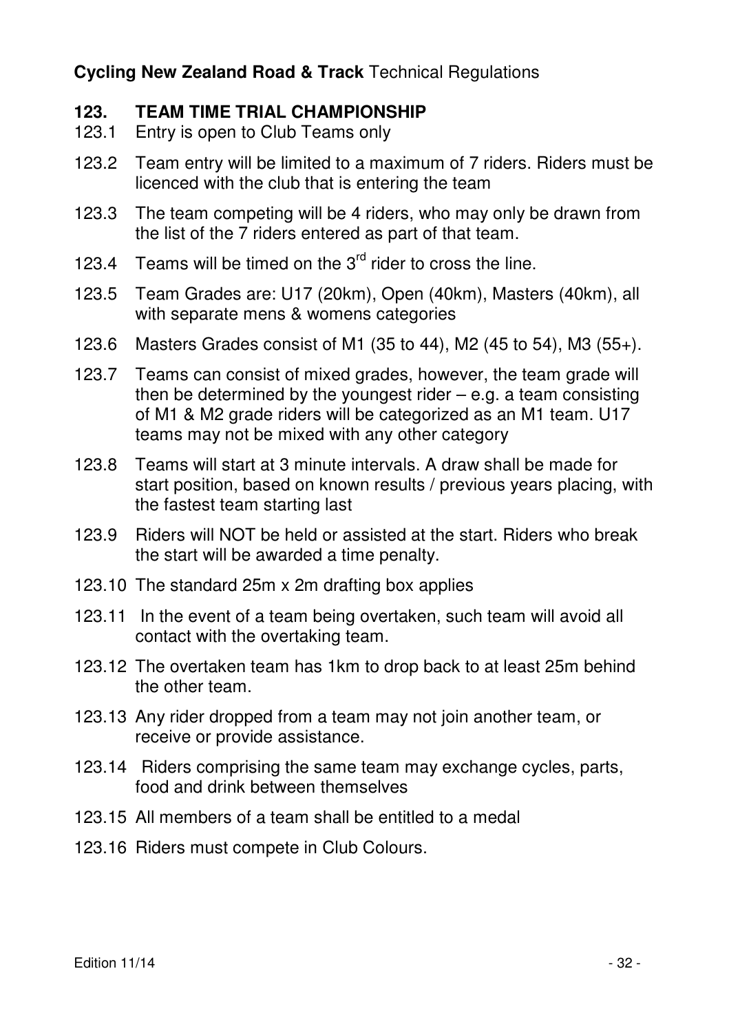## 123. TEAM TIME TRIAL CHAMPIONSHIP

123.1 Entry is open to Club Teams only

123.2 Team entry will be limited to a maximum of 7 riders. Riders must be licenced with the club that is entering the team

123.3 The team competing will be 4 riders, who may only be drawn from the list of the 7 riders entered as part of that team.

123.4 Teams will be timed on the 3rd rider to cross the line.

123.5 Team Grades are: U17 (20km), Open (40km), Masters (40km), all with separate mens & womens categories

123.6 Masters Grades consist of M1 (35 to 44), M2 (45 to 54), M3 (55+).

123.7 Teams can consist of mixed grades, however, the team grade will then be determined by the youngest rider – e.g. a team consisting of M1 & M2 grade riders will be categorized as an M1 team. U17 teams may not be mixed with any other category

123.8 Teams will start at 3 minute intervals. A draw shall be made for start position, based on known results / previous years placing, with the fastest team starting last

123.9 Riders will NOT be held or assisted at the start. Riders who break the start will be awarded a time penalty.

123.10 The standard 25m x 2m drafting box applies

123.11 In the event of a team being overtaken, such team will avoid all contact with the overtaking team.

123.12 The overtaken team has 1km to drop back to at least 25m behind the other team.

123.13 Any rider dropped from a team may not join another team, or receive or provide assistance.

123.14 Riders comprising the same team may exchange cycles, parts, food and drink between themselves

123.15 All members of a team shall be entitled to a medal

123.16 Riders must compete in Club Colours.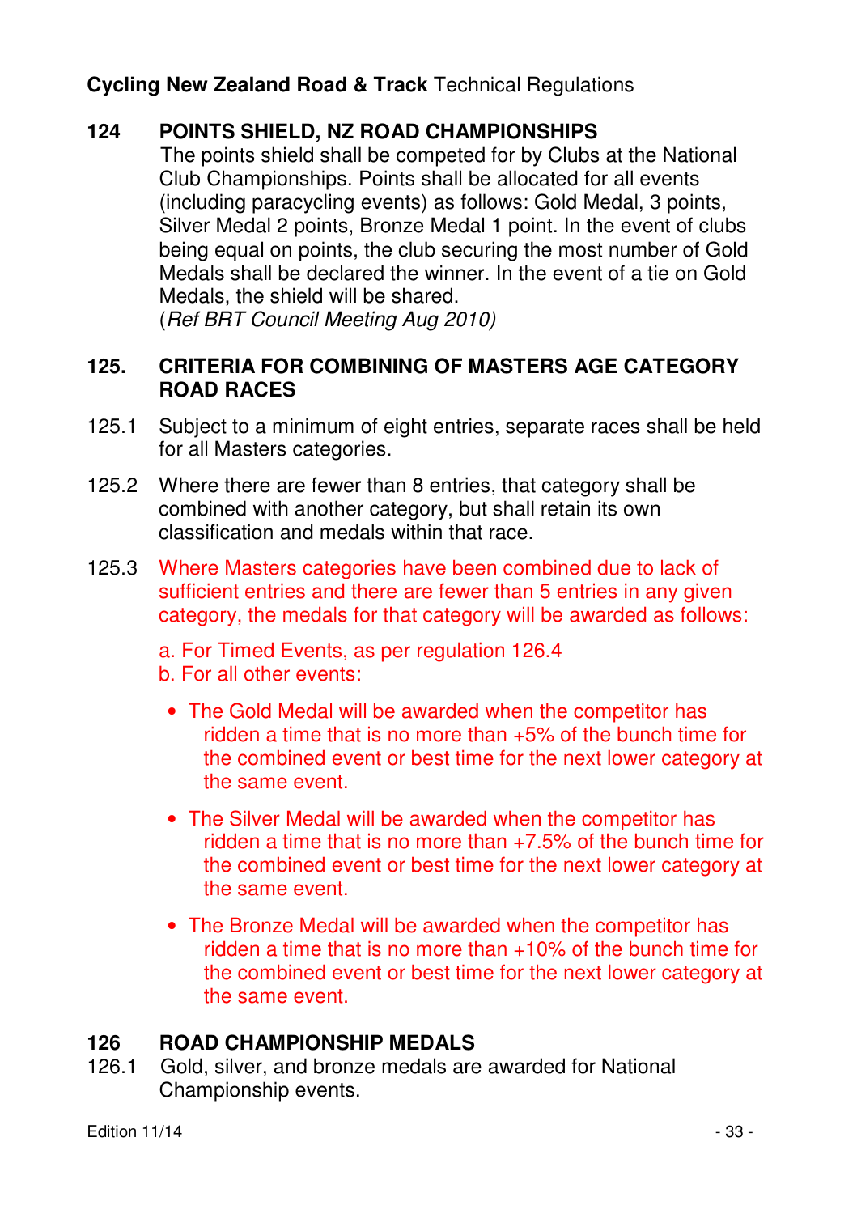## 124 POINTS SHIELD, NZ ROAD CHAMPIONSHIPS

The points shield shall be competed for by Clubs at the National Club Championships. Points shall be allocated for all events (including paracycling events) as follows: Gold Medal, 3 points, Silver Medal 2 points, Bronze Medal 1 point. In the event of clubs being equal on points, the club securing the most number of Gold Medals shall be declared the winner. In the event of a tie on Gold Medals, the shield will be shared.
(*Ref BRT Council Meeting Aug 2010)*

## 125. CRITERIA FOR COMBINING OF MASTERS AGE CATEGORY ROAD RACES

125.1 Subject to a minimum of eight entries, separate races shall be held for all Masters categories.

125.2 Where there are fewer than 8 entries, that category shall be combined with another category, but shall retain its own classification and medals within that race.

125.3 Where Masters categories have been combined due to lack of sufficient entries and there are fewer than 5 entries in any given category, the medals for that category will be awarded as follows:

a. For Timed Events, as per regulation 126.4
b. For all other events:

- The Gold Medal will be awarded when the competitor has ridden a time that is no more than +5% of the bunch time for the combined event or best time for the next lower category at the same event.
- The Silver Medal will be awarded when the competitor has ridden a time that is no more than +7.5% of the bunch time for the combined event or best time for the next lower category at the same event.
- The Bronze Medal will be awarded when the competitor has ridden a time that is no more than +10% of the bunch time for the combined event or best time for the next lower category at the same event.

## 126 ROAD CHAMPIONSHIP MEDALS

126.1 Gold, silver, and bronze medals are awarded for National Championship events.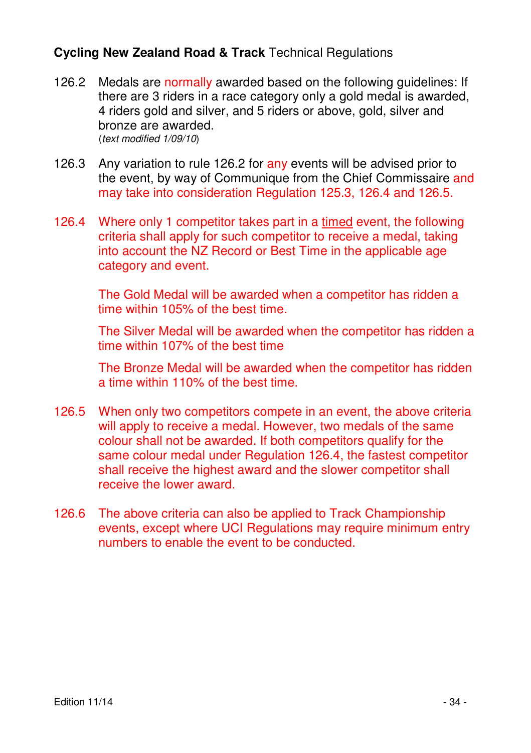126.2 Medals are normally awarded based on the following guidelines: If there are 3 riders in a race category only a gold medal is awarded, 4 riders gold and silver, and 5 riders or above, gold, silver and bronze are awarded.
(*text modified 1/09/10*)

126.3 Any variation to rule 126.2 for any events will be advised prior to the event, by way of Communique from the Chief Commissaire and may take into consideration Regulation 125.3, 126.4 and 126.5.

126.4 Where only 1 competitor takes part in a timed event, the following criteria shall apply for such competitor to receive a medal, taking into account the NZ Record or Best Time in the applicable age category and event.

The Gold Medal will be awarded when a competitor has ridden a time within 105% of the best time.

The Silver Medal will be awarded when the competitor has ridden a time within 107% of the best time

The Bronze Medal will be awarded when the competitor has ridden a time within 110% of the best time.

126.5 When only two competitors compete in an event, the above criteria will apply to receive a medal. However, two medals of the same colour shall not be awarded. If both competitors qualify for the same colour medal under Regulation 126.4, the fastest competitor shall receive the highest award and the slower competitor shall receive the lower award.

126.6 The above criteria can also be applied to Track Championship events, except where UCI Regulations may require minimum entry numbers to enable the event to be conducted.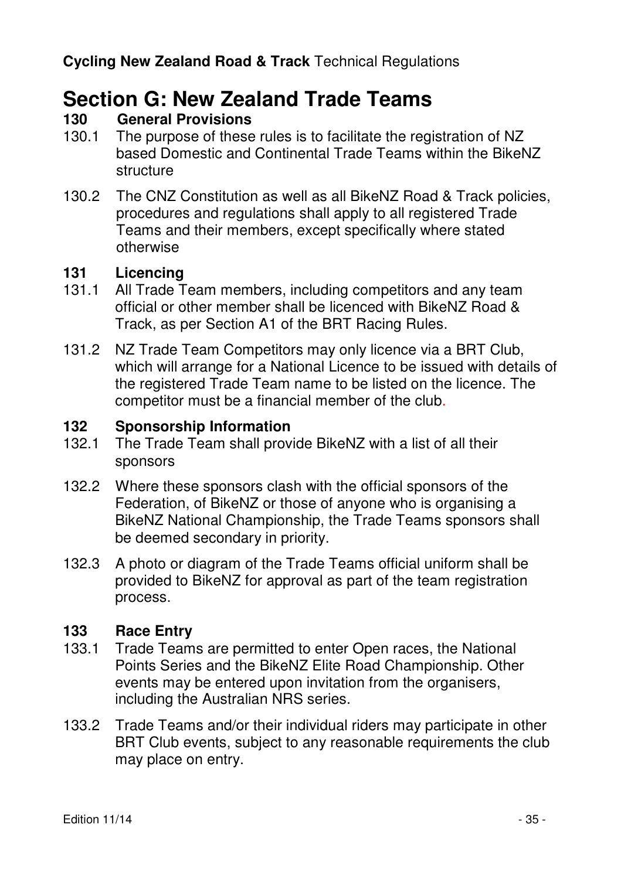# Section G: New Zealand Trade Teams

## 130 General Provisions

130.1 The purpose of these rules is to facilitate the registration of NZ based Domestic and Continental Trade Teams within the BikeNZ structure

130.2 The CNZ Constitution as well as all BikeNZ Road & Track policies, procedures and regulations shall apply to all registered Trade Teams and their members, except specifically where stated otherwise

## 131 Licencing

131.1 All Trade Team members, including competitors and any team official or other member shall be licenced with BikeNZ Road & Track, as per Section A1 of the BRT Racing Rules.

131.2 NZ Trade Team Competitors may only licence via a BRT Club, which will arrange for a National Licence to be issued with details of the registered Trade Team name to be listed on the licence. The competitor must be a financial member of the club.

## 132 Sponsorship Information

132.1 The Trade Team shall provide BikeNZ with a list of all their sponsors

132.2 Where these sponsors clash with the official sponsors of the Federation, of BikeNZ or those of anyone who is organising a BikeNZ National Championship, the Trade Teams sponsors shall be deemed secondary in priority.

132.3 A photo or diagram of the Trade Teams official uniform shall be provided to BikeNZ for approval as part of the team registration process.

## 133 Race Entry

133.1 Trade Teams are permitted to enter Open races, the National Points Series and the BikeNZ Elite Road Championship. Other events may be entered upon invitation from the organisers, including the Australian NRS series.

133.2 Trade Teams and/or their individual riders may participate in other BRT Club events, subject to any reasonable requirements the club may place on entry.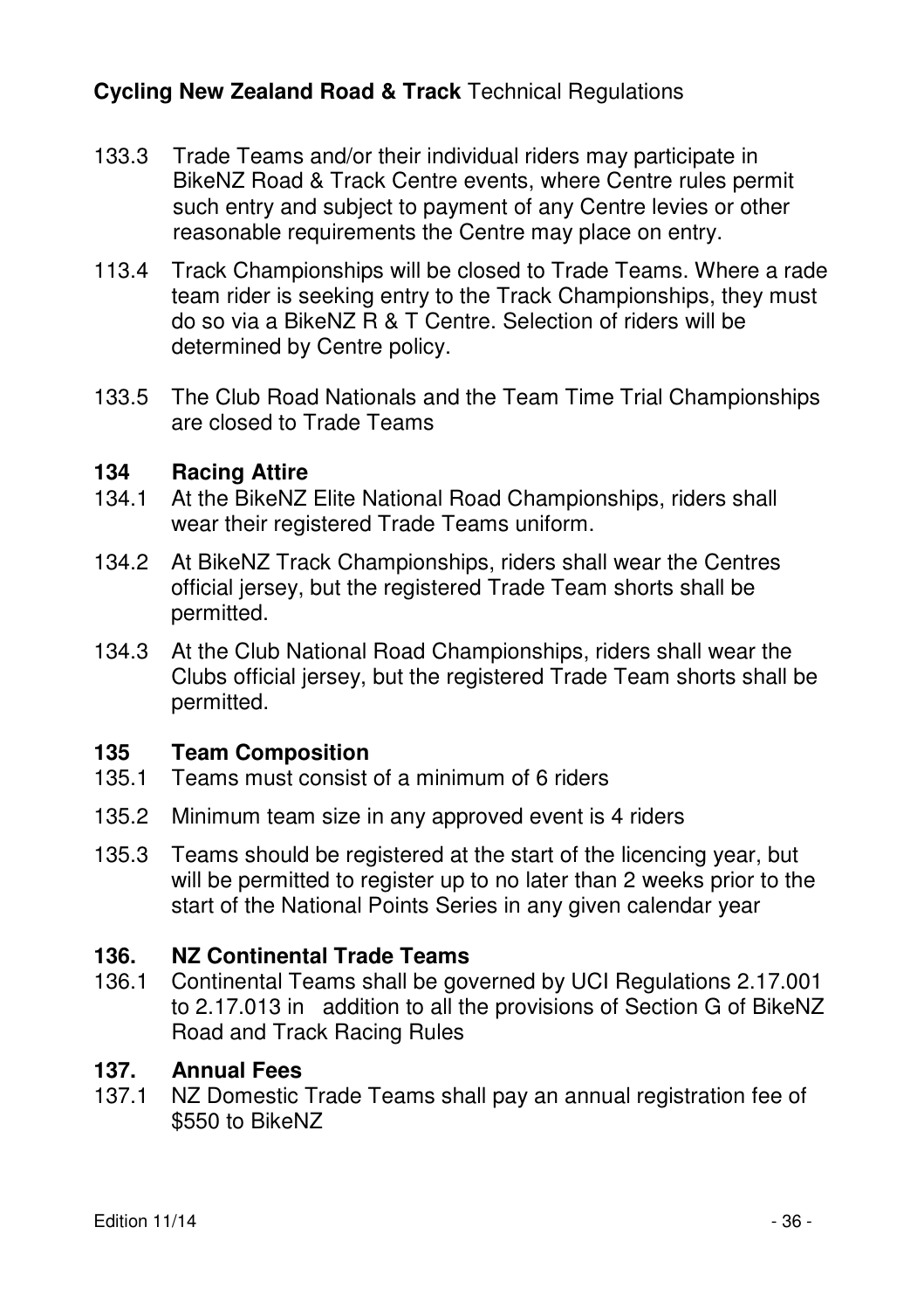133.3 Trade Teams and/or their individual riders may participate in BikeNZ Road & Track Centre events, where Centre rules permit such entry and subject to payment of any Centre levies or other reasonable requirements the Centre may place on entry.

113.4 Track Championships will be closed to Trade Teams. Where a rade team rider is seeking entry to the Track Championships, they must do so via a BikeNZ R & T Centre. Selection of riders will be determined by Centre policy.

133.5 The Club Road Nationals and the Team Time Trial Championships are closed to Trade Teams

## 134 Racing Attire

134.1 At the BikeNZ Elite National Road Championships, riders shall wear their registered Trade Teams uniform.

134.2 At BikeNZ Track Championships, riders shall wear the Centres official jersey, but the registered Trade Team shorts shall be permitted.

134.3 At the Club National Road Championships, riders shall wear the Clubs official jersey, but the registered Trade Team shorts shall be permitted.

## 135 Team Composition

135.1 Teams must consist of a minimum of 6 riders

135.2 Minimum team size in any approved event is 4 riders

135.3 Teams should be registered at the start of the licencing year, but will be permitted to register up to no later than 2 weeks prior to the start of the National Points Series in any given calendar year

## 136. NZ Continental Trade Teams

136.1 Continental Teams shall be governed by UCI Regulations 2.17.001 to 2.17.013 in addition to all the provisions of Section G of BikeNZ Road and Track Racing Rules

## 137. Annual Fees

137.1 NZ Domestic Trade Teams shall pay an annual registration fee of $550 to BikeNZ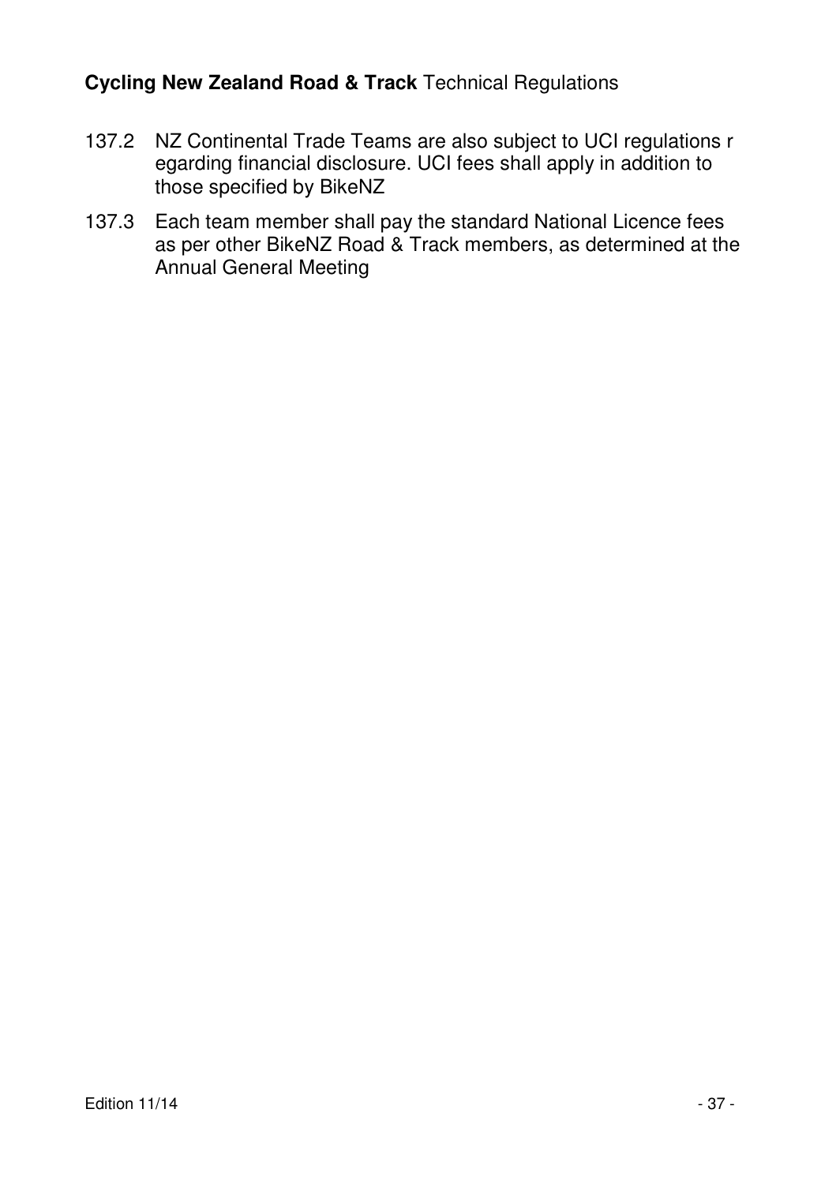137.2 NZ Continental Trade Teams are also subject to UCI regulations r egarding financial disclosure. UCI fees shall apply in addition to those specified by BikeNZ

137.3 Each team member shall pay the standard National Licence fees as per other BikeNZ Road & Track members, as determined at the Annual General Meeting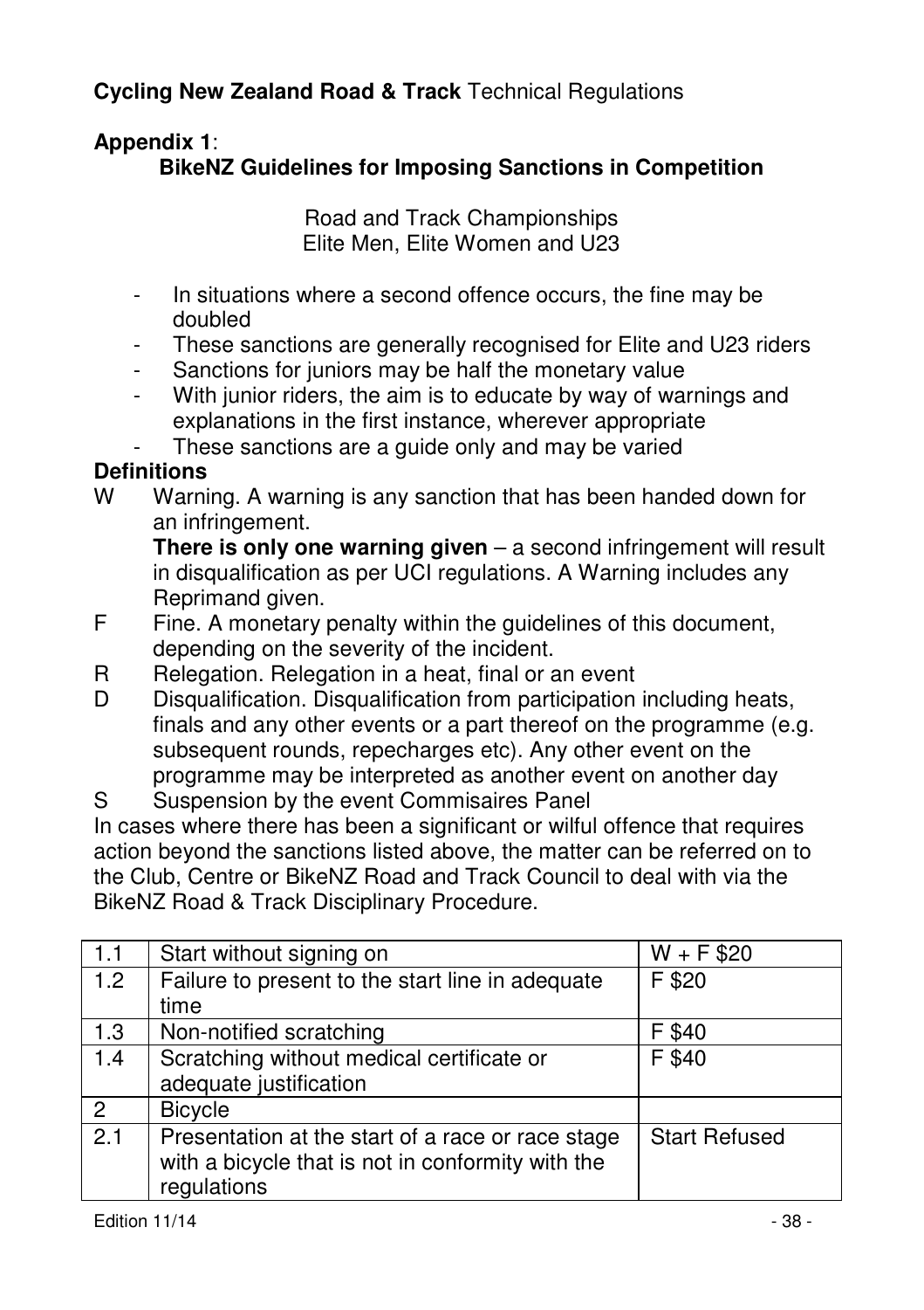**Cycling New Zealand Road & Track** Technical Regulations

## Appendix 1:

### BikeNZ Guidelines for Imposing Sanctions in Competition

Road and Track Championships
Elite Men, Elite Women and U23

- In situations where a second offence occurs, the fine may be doubled
- These sanctions are generally recognised for Elite and U23 riders
- Sanctions for juniors may be half the monetary value
- With junior riders, the aim is to educate by way of warnings and explanations in the first instance, wherever appropriate
- These sanctions are a guide only and may be varied

**Definitions**

W Warning. A warning is any sanction that has been handed down for an infringement.
**There is only one warning given** – a second infringement will result in disqualification as per UCI regulations. A Warning includes any Reprimand given.

F Fine. A monetary penalty within the guidelines of this document, depending on the severity of the incident.

R Relegation. Relegation in a heat, final or an event

D Disqualification. Disqualification from participation including heats, finals and any other events or a part thereof on the programme (e.g. subsequent rounds, repecharges etc). Any other event on the programme may be interpreted as another event on another day

S Suspension by the event Commisaires Panel

In cases where there has been a significant or wilful offence that requires action beyond the sanctions listed above, the matter can be referred on to the Club, Centre or BikeNZ Road and Track Council to deal with via the BikeNZ Road & Track Disciplinary Procedure.

| | | |
|---|---|---|
| 1.1 | Start without signing on | W + F $20 |
| 1.2 | Failure to present to the start line in adequate time | F $20 |
| 1.3 | Non-notified scratching | F $40 |
| 1.4 | Scratching without medical certificate or adequate justification | F $40 |
| 2 | Bicycle | |
| 2.1 | Presentation at the start of a race or race stage with a bicycle that is not in conformity with the regulations | Start Refused |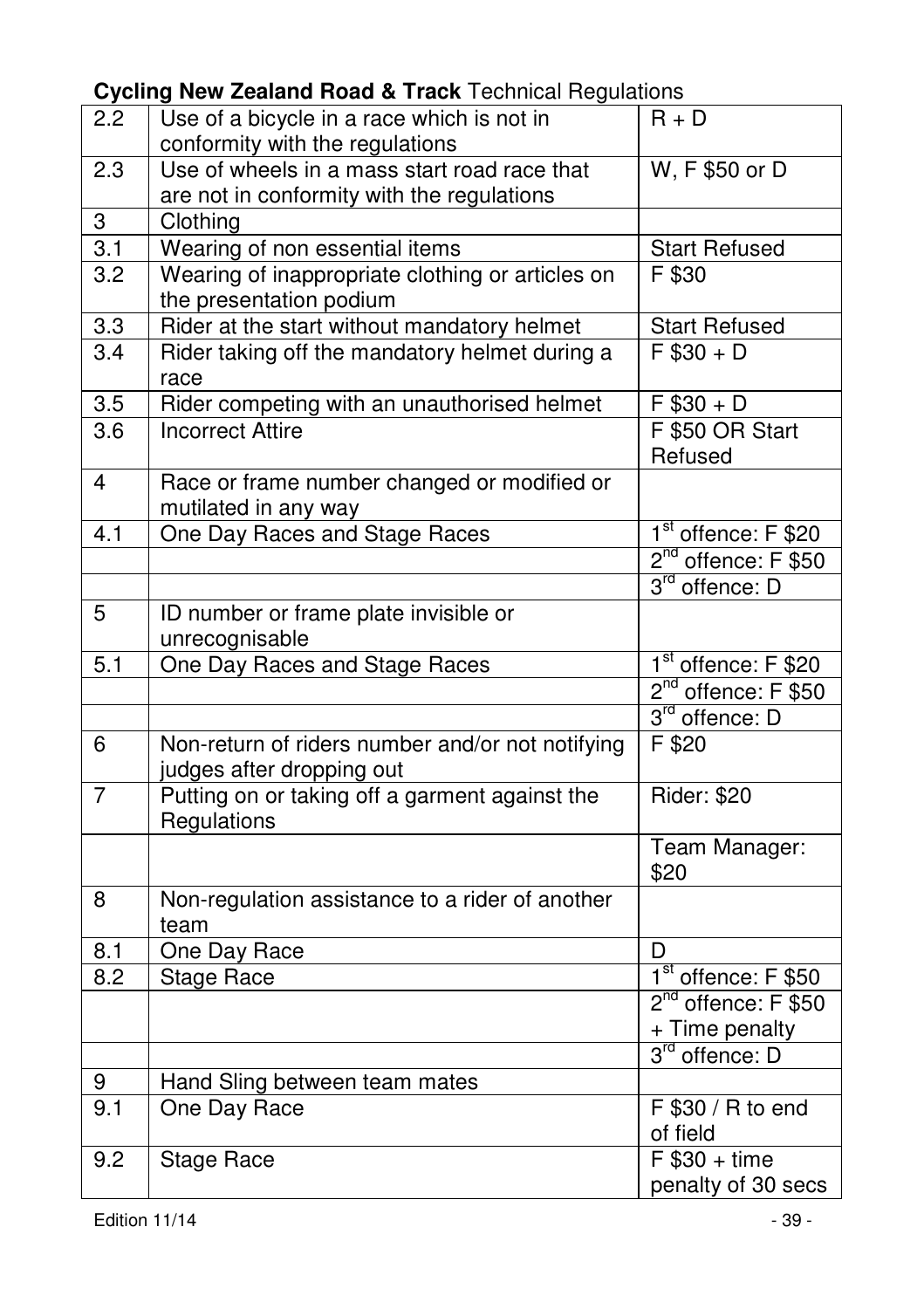**Cycling New Zealand Road & Track** Technical Regulations

| | | |
|---|---|---|
| 2.2 | Use of a bicycle in a race which is not in conformity with the regulations | R + D |
| 2.3 | Use of wheels in a mass start road race that are not in conformity with the regulations | W, F $50 or D |
| 3 | Clothing | |
| 3.1 | Wearing of non essential items | Start Refused |
| 3.2 | Wearing of inappropriate clothing or articles on the presentation podium | F $30 |
| 3.3 | Rider at the start without mandatory helmet | Start Refused |
| 3.4 | Rider taking off the mandatory helmet during a race | F $30 + D |
| 3.5 | Rider competing with an unauthorised helmet | F $30 + D |
| 3.6 | Incorrect Attire | F $50 OR Start Refused |
| 4 | Race or frame number changed or modified or mutilated in any way | |
| 4.1 | One Day Races and Stage Races | 1st offence: F $20 |
| | | 2nd offence: F $50 |
| | | 3rd offence: D |
| 5 | ID number or frame plate invisible or unrecognisable | |
| 5.1 | One Day Races and Stage Races | 1st offence: F $20 |
| | | 2nd offence: F $50 |
| | | 3rd offence: D |
| 6 | Non-return of riders number and/or not notifying judges after dropping out | F $20 |
| 7 | Putting on or taking off a garment against the Regulations | Rider: $20 |
| | | Team Manager: $20 |
| 8 | Non-regulation assistance to a rider of another team | |
| 8.1 | One Day Race | D |
| 8.2 | Stage Race | 1st offence: F $50 |
| | | 2nd offence: F $50 + Time penalty |
| | | 3rd offence: D |
| 9 | Hand Sling between team mates | |
| 9.1 | One Day Race | F $30 / R to end of field |
| 9.2 | Stage Race | F $30 + time penalty of 30 secs |

Edition 11/14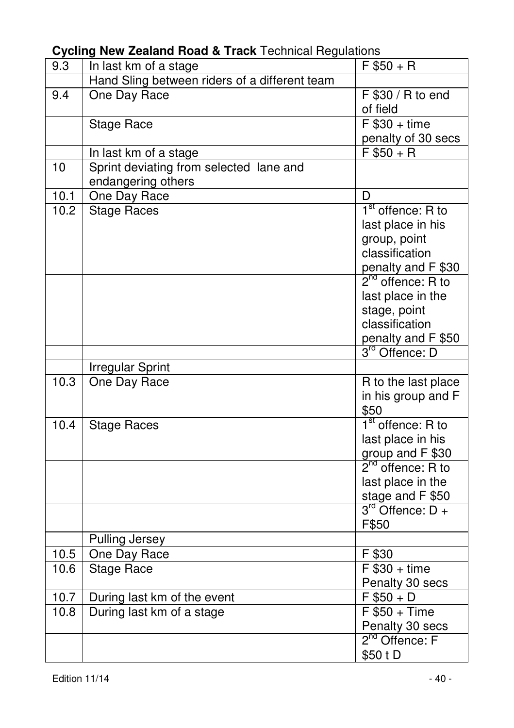**Cycling New Zealand Road & Track** Technical Regulations

| | | |
|---|---|---|
| 9.3 | In last km of a stage | F $50 + R |
| | Hand Sling between riders of a different team | |
| 9.4 | One Day Race | F $30 / R to end of field |
| | Stage Race | F $30 + time penalty of 30 secs |
| | In last km of a stage | F $50 + R |
| 10 | Sprint deviating from selected lane and endangering others | |
| 10.1 | One Day Race | D |
| 10.2 | Stage Races | 1st offence: R to last place in his group, point classification penalty and F $30 |
| | | 2nd offence: R to last place in the stage, point classification penalty and F $50 |
| | | 3rd Offence: D |
| | Irregular Sprint | |
| 10.3 | One Day Race | R to the last place in his group and F $50 |
| 10.4 | Stage Races | 1st offence: R to last place in his group and F $30 |
| | | 2nd offence: R to last place in the stage and F $50 |
| | | 3rd Offence: D + F$50 |
| | Pulling Jersey | |
| 10.5 | One Day Race | F $30 |
| 10.6 | Stage Race | F $30 + time Penalty 30 secs |
| 10.7 | During last km of the event | F $50 + D |
| 10.8 | During last km of a stage | F $50 + Time Penalty 30 secs |
| | | 2nd Offence: F $50 t D |

Edition 11/14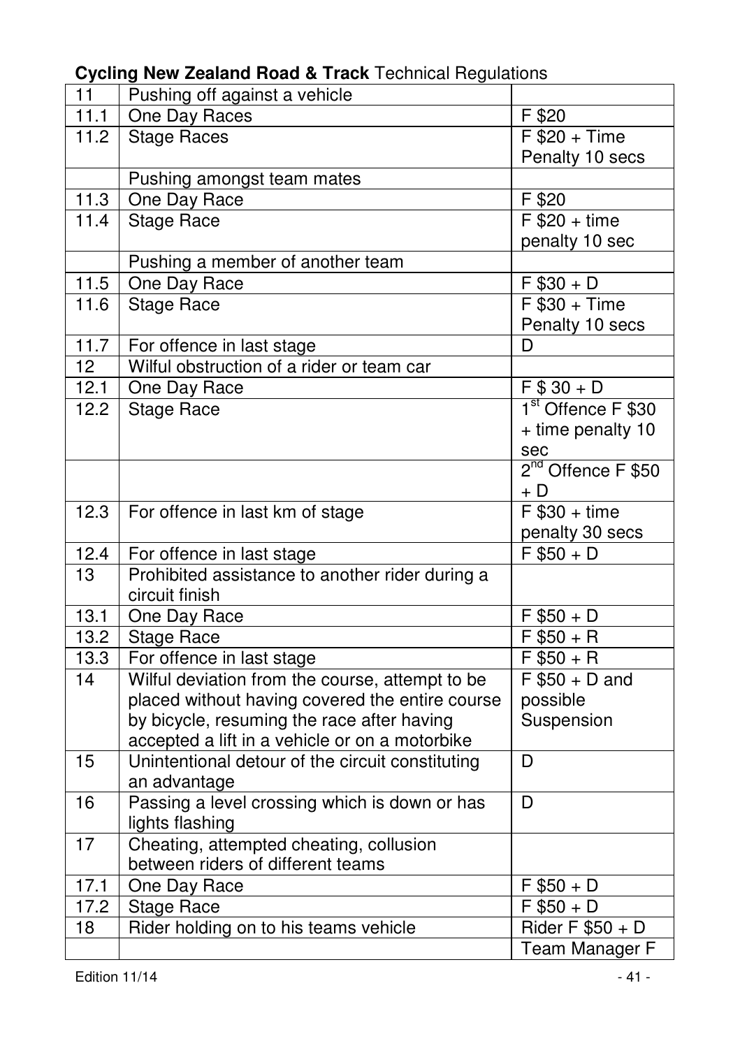**Cycling New Zealand Road & Track** Technical Regulations

| | | |
|---|---|---|
| 11 | Pushing off against a vehicle | |
| 11.1 | One Day Races | F $20 |
| 11.2 | Stage Races | F $20 + Time Penalty 10 secs |
| | Pushing amongst team mates | |
| 11.3 | One Day Race | F $20 |
| 11.4 | Stage Race | F $20 + time penalty 10 sec |
| | Pushing a member of another team | |
| 11.5 | One Day Race | F $30 + D |
| 11.6 | Stage Race | F $30 + Time Penalty 10 secs |
| 11.7 | For offence in last stage | D |
| 12 | Wilful obstruction of a rider or team car | |
| 12.1 | One Day Race | F $ 30 + D |
| 12.2 | Stage Race | 1st Offence F $30 + time penalty 10 sec |
| | | 2nd Offence F $50 + D |
| 12.3 | For offence in last km of stage | F $30 + time penalty 30 secs |
| 12.4 | For offence in last stage | F $50 + D |
| 13 | Prohibited assistance to another rider during a circuit finish | |
| 13.1 | One Day Race | F $50 + D |
| 13.2 | Stage Race | F $50 + R |
| 13.3 | For offence in last stage | F $50 + R |
| 14 | Wilful deviation from the course, attempt to be placed without having covered the entire course by bicycle, resuming the race after having accepted a lift in a vehicle or on a motorbike | F $50 + D and possible Suspension |
| 15 | Unintentional detour of the circuit constituting an advantage | D |
| 16 | Passing a level crossing which is down or has lights flashing | D |
| 17 | Cheating, attempted cheating, collusion between riders of different teams | |
| 17.1 | One Day Race | F $50 + D |
| 17.2 | Stage Race | F $50 + D |
| 18 | Rider holding on to his teams vehicle | Rider F $50 + D |
| | | Team Manager F |

Edition 11/14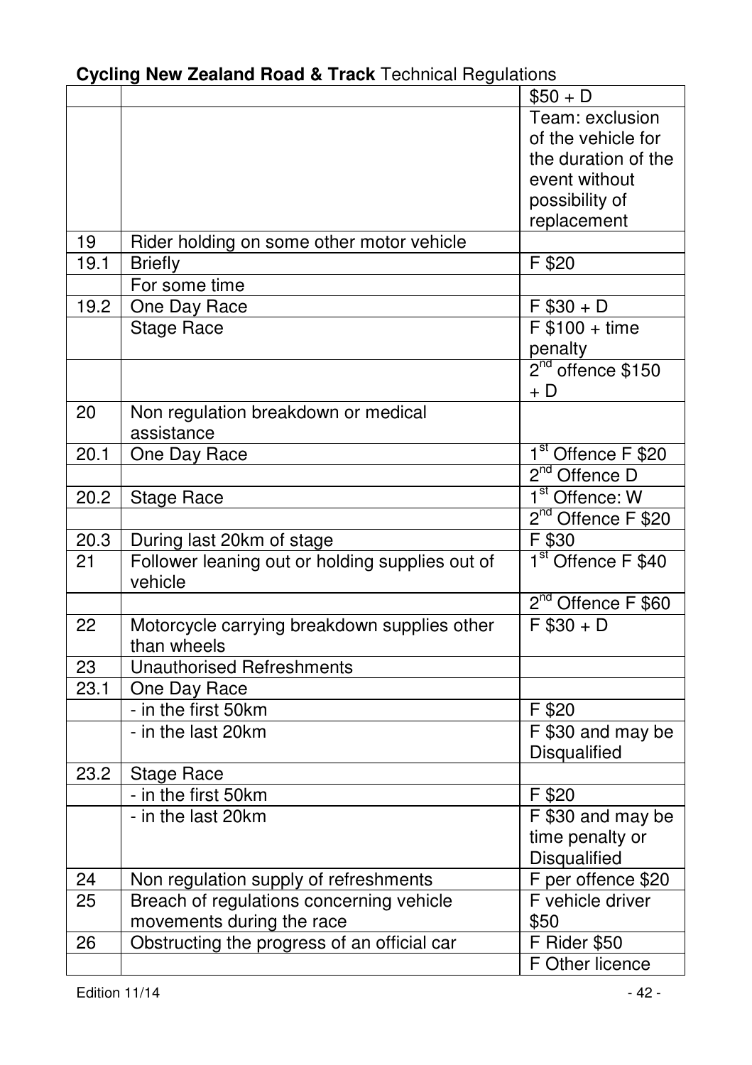**Cycling New Zealand Road & Track** Technical Regulations

| | | |
|---|---|---|
| | | $50 + D |
| | | Team: exclusion of the vehicle for the duration of the event without possibility of replacement |
| 19 | Rider holding on some other motor vehicle | |
| 19.1 | Briefly | F $20 |
| | For some time | |
| 19.2 | One Day Race | F $30 + D |
| | Stage Race | F $100 + time penalty |
| | | 2nd offence $150 + D |
| 20 | Non regulation breakdown or medical assistance | |
| 20.1 | One Day Race | 1st Offence F $20 |
| | | 2nd Offence D |
| 20.2 | Stage Race | 1st Offence: W |
| | | 2nd Offence F $20 |
| 20.3 | During last 20km of stage | F $30 |
| 21 | Follower leaning out or holding supplies out of vehicle | 1st Offence F $40 |
| | | 2nd Offence F $60 |
| 22 | Motorcycle carrying breakdown supplies other than wheels | F $30 + D |
| 23 | Unauthorised Refreshments | |
| 23.1 | One Day Race | |
| | - in the first 50km | F $20 |
| | - in the last 20km | F $30 and may be Disqualified |
| 23.2 | Stage Race | |
| | - in the first 50km | F $20 |
| | - in the last 20km | F $30 and may be time penalty or Disqualified |
| 24 | Non regulation supply of refreshments | F per offence $20 |
| 25 | Breach of regulations concerning vehicle movements during the race | F vehicle driver $50 |
| 26 | Obstructing the progress of an official car | F Rider $50 |
| | | F Other licence |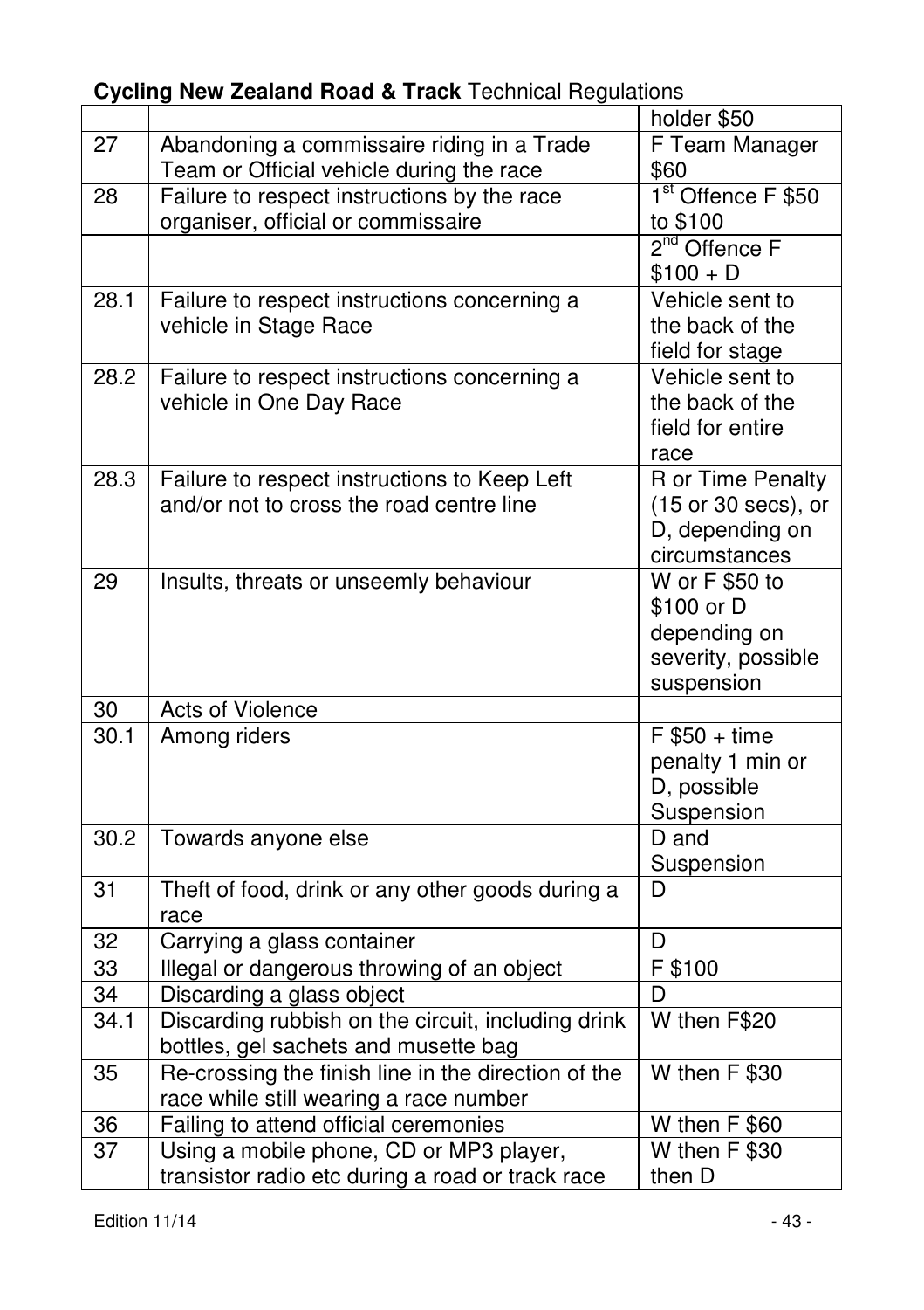| | | holder $50 |
|---|---|---|
| 27 | Abandoning a commissaire riding in a Trade Team or Official vehicle during the race | F Team Manager $60 |
| 28 | Failure to respect instructions by the race organiser, official or commissaire | 1st Offence F $50 to $100 |
| | | 2nd Offence F $100 + D |
| 28.1 | Failure to respect instructions concerning a vehicle in Stage Race | Vehicle sent to the back of the field for stage |
| 28.2 | Failure to respect instructions concerning a vehicle in One Day Race | Vehicle sent to the back of the field for entire race |
| 28.3 | Failure to respect instructions to Keep Left and/or not to cross the road centre line | R or Time Penalty (15 or 30 secs), or D, depending on circumstances |
| 29 | Insults, threats or unseemly behaviour | W or F $50 to $100 or D depending on severity, possible suspension |
| 30 | Acts of Violence | |
| 30.1 | Among riders | F $50 + time penalty 1 min or D, possible Suspension |
| 30.2 | Towards anyone else | D and Suspension |
| 31 | Theft of food, drink or any other goods during a race | D |
| 32 | Carrying a glass container | D |
| 33 | Illegal or dangerous throwing of an object | F $100 |
| 34 | Discarding a glass object | D |
| 34.1 | Discarding rubbish on the circuit, including drink bottles, gel sachets and musette bag | W then F$20 |
| 35 | Re-crossing the finish line in the direction of the race while still wearing a race number | W then F $30 |
| 36 | Failing to attend official ceremonies | W then F $60 |
| 37 | Using a mobile phone, CD or MP3 player, transistor radio etc during a road or track race | W then F $30 then D |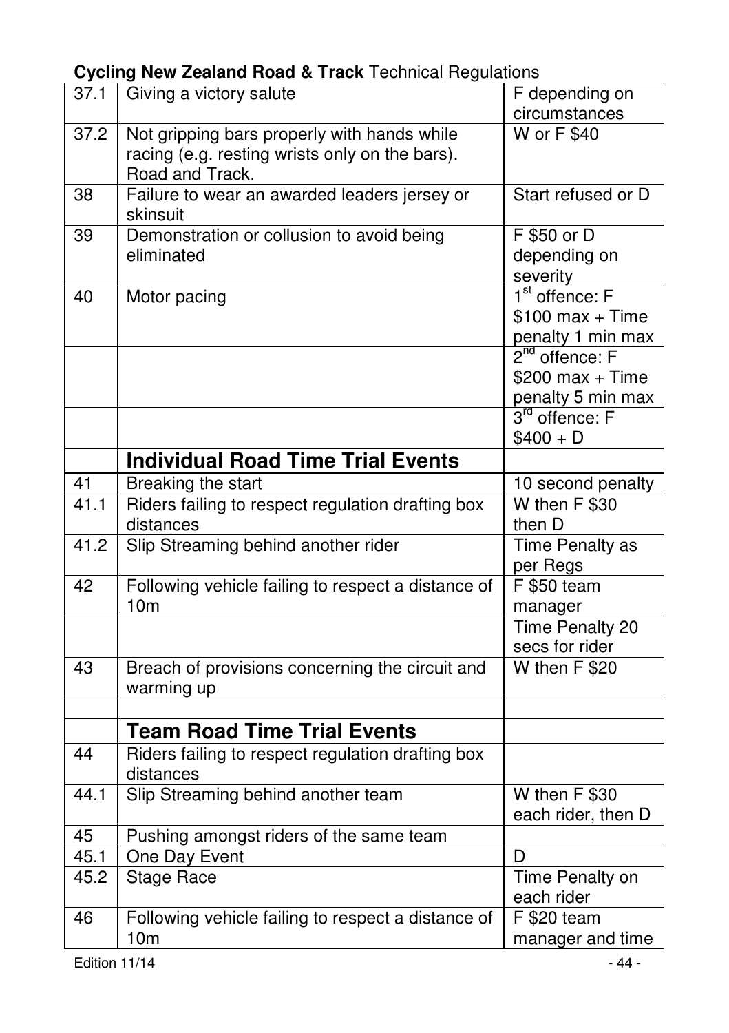**Cycling New Zealand Road & Track** Technical Regulations

| | | |
|---|---|---|
| 37.1 | Giving a victory salute | F depending on circumstances |
| 37.2 | Not gripping bars properly with hands while racing (e.g. resting wrists only on the bars). Road and Track. | W or F $40 |
| 38 | Failure to wear an awarded leaders jersey or skinsuit | Start refused or D |
| 39 | Demonstration or collusion to avoid being eliminated | F $50 or D depending on severity |
| 40 | Motor pacing | 1st offence: F $100 max + Time penalty 1 min max |
| | | 2nd offence: F $200 max + Time penalty 5 min max |
| | | 3rd offence: F $400 + D |
| | **Individual Road Time Trial Events** | |
| 41 | Breaking the start | 10 second penalty |
| 41.1 | Riders failing to respect regulation drafting box distances | W then F $30 then D |
| 41.2 | Slip Streaming behind another rider | Time Penalty as per Regs |
| 42 | Following vehicle failing to respect a distance of 10m | F $50 team manager |
| | | Time Penalty 20 secs for rider |
| 43 | Breach of provisions concerning the circuit and warming up | W then F $20 |
| | | |
| | **Team Road Time Trial Events** | |
| 44 | Riders failing to respect regulation drafting box distances | |
| 44.1 | Slip Streaming behind another team | W then F $30 each rider, then D |
| 45 | Pushing amongst riders of the same team | |
| 45.1 | One Day Event | D |
| 45.2 | Stage Race | Time Penalty on each rider |
| 46 | Following vehicle failing to respect a distance of 10m | F $20 team manager and time |

Edition 11/14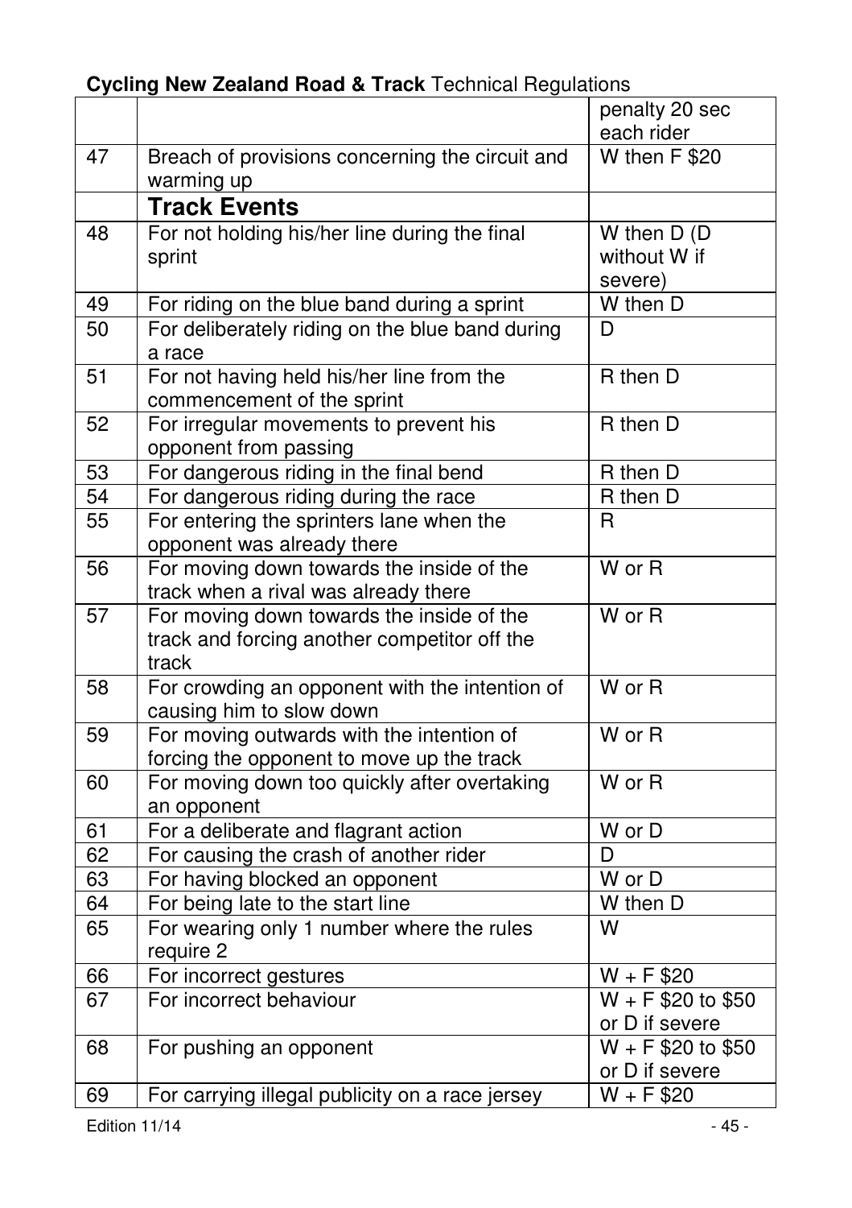| | | |
|---|---|---|
| | | penalty 20 sec each rider |
| 47 | Breach of provisions concerning the circuit and warming up | W then F $20 |
| | **Track Events** | |
| 48 | For not holding his/her line during the final sprint | W then D (D without W if severe) |
| 49 | For riding on the blue band during a sprint | W then D |
| 50 | For deliberately riding on the blue band during a race | D |
| 51 | For not having held his/her line from the commencement of the sprint | R then D |
| 52 | For irregular movements to prevent his opponent from passing | R then D |
| 53 | For dangerous riding in the final bend | R then D |
| 54 | For dangerous riding during the race | R then D |
| 55 | For entering the sprinters lane when the opponent was already there | R |
| 56 | For moving down towards the inside of the track when a rival was already there | W or R |
| 57 | For moving down towards the inside of the track and forcing another competitor off the track | W or R |
| 58 | For crowding an opponent with the intention of causing him to slow down | W or R |
| 59 | For moving outwards with the intention of forcing the opponent to move up the track | W or R |
| 60 | For moving down too quickly after overtaking an opponent | W or R |
| 61 | For a deliberate and flagrant action | W or D |
| 62 | For causing the crash of another rider | D |
| 63 | For having blocked an opponent | W or D |
| 64 | For being late to the start line | W then D |
| 65 | For wearing only 1 number where the rules require 2 | W |
| 66 | For incorrect gestures | W + F $20 |
| 67 | For incorrect behaviour | W + F $20 to $50 or D if severe |
| 68 | For pushing an opponent | W + F $20 to $50 or D if severe |
| 69 | For carrying illegal publicity on a race jersey | W + F $20 |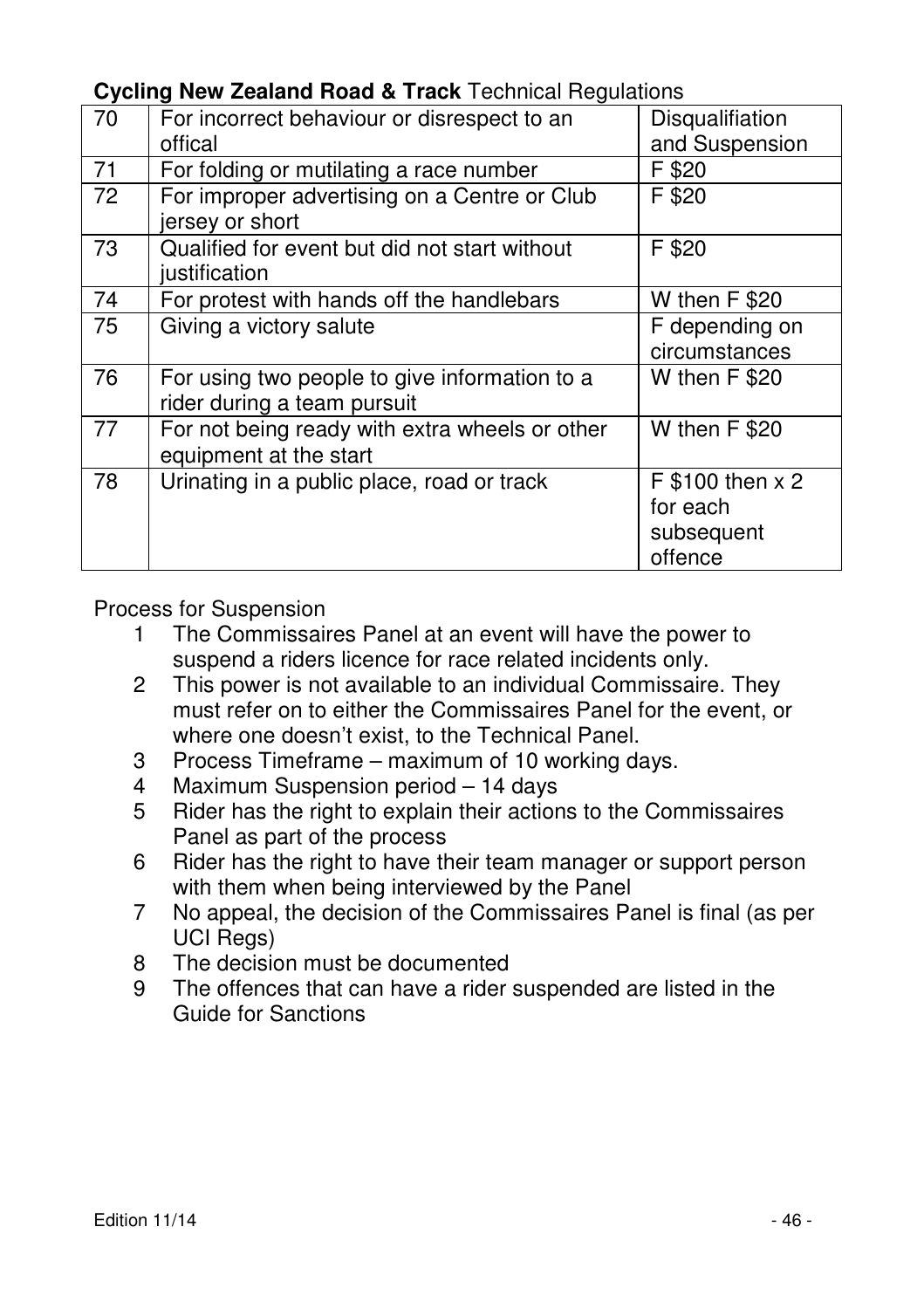**Cycling New Zealand Road & Track** Technical Regulations

| | | |
|---|---|---|
| 70 | For incorrect behaviour or disrespect to an offical | Disqualifiation and Suspension |
| 71 | For folding or mutilating a race number | F $20 |
| 72 | For improper advertising on a Centre or Club jersey or short | F $20 |
| 73 | Qualified for event but did not start without justification | F $20 |
| 74 | For protest with hands off the handlebars | W then F $20 |
| 75 | Giving a victory salute | F depending on circumstances |
| 76 | For using two people to give information to a rider during a team pursuit | W then F $20 |
| 77 | For not being ready with extra wheels or other equipment at the start | W then F $20 |
| 78 | Urinating in a public place, road or track | F $100 then x 2 for each subsequent offence |

Process for Suspension

1. The Commissaires Panel at an event will have the power to suspend a riders licence for race related incidents only.
2. This power is not available to an individual Commissaire. They must refer on to either the Commissaires Panel for the event, or where one doesn't exist, to the Technical Panel.
3. Process Timeframe – maximum of 10 working days.
4. Maximum Suspension period – 14 days
5. Rider has the right to explain their actions to the Commissaires Panel as part of the process
6. Rider has the right to have their team manager or support person with them when being interviewed by the Panel
7. No appeal, the decision of the Commissaires Panel is final (as per UCI Regs)
8. The decision must be documented
9. The offences that can have a rider suspended are listed in the Guide for Sanctions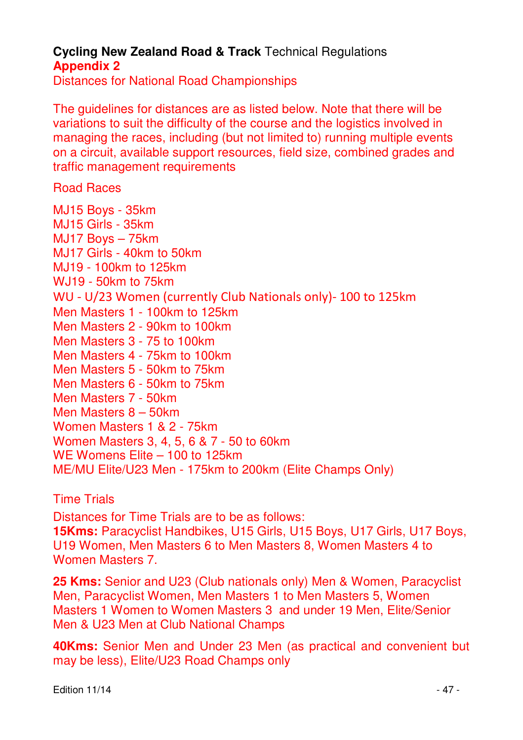**Cycling New Zealand Road & Track** Technical Regulations

## Appendix 2

Distances for National Road Championships

The guidelines for distances are as listed below. Note that there will be variations to suit the difficulty of the course and the logistics involved in managing the races, including (but not limited to) running multiple events on a circuit, available support resources, field size, combined grades and traffic management requirements

### Road Races

MJ15 Boys - 35km
MJ15 Girls - 35km
MJ17 Boys – 75km
MJ17 Girls - 40km to 50km
MJ19 - 100km to 125km
WJ19 - 50km to 75km
WU - U/23 Women (currently Club Nationals only)- 100 to 125km
Men Masters 1 - 100km to 125km
Men Masters 2 - 90km to 100km
Men Masters 3 - 75 to 100km
Men Masters 4 - 75km to 100km
Men Masters 5 - 50km to 75km
Men Masters 6 - 50km to 75km
Men Masters 7 - 50km
Men Masters 8 – 50km
Women Masters 1 & 2 - 75km
Women Masters 3, 4, 5, 6 & 7 - 50 to 60km
WE Womens Elite – 100 to 125km
ME/MU Elite/U23 Men - 175km to 200km (Elite Champs Only)

### Time Trials

Distances for Time Trials are to be as follows:
**15Kms:** Paracyclist Handbikes, U15 Girls, U15 Boys, U17 Girls, U17 Boys, U19 Women, Men Masters 6 to Men Masters 8, Women Masters 4 to Women Masters 7.

**25 Kms:** Senior and U23 (Club nationals only) Men & Women, Paracyclist Men, Paracyclist Women, Men Masters 1 to Men Masters 5, Women Masters 1 Women to Women Masters 3 and under 19 Men, Elite/Senior Men & U23 Men at Club National Champs

**40Kms:** Senior Men and Under 23 Men (as practical and convenient but may be less), Elite/U23 Road Champs only

Edition 11/14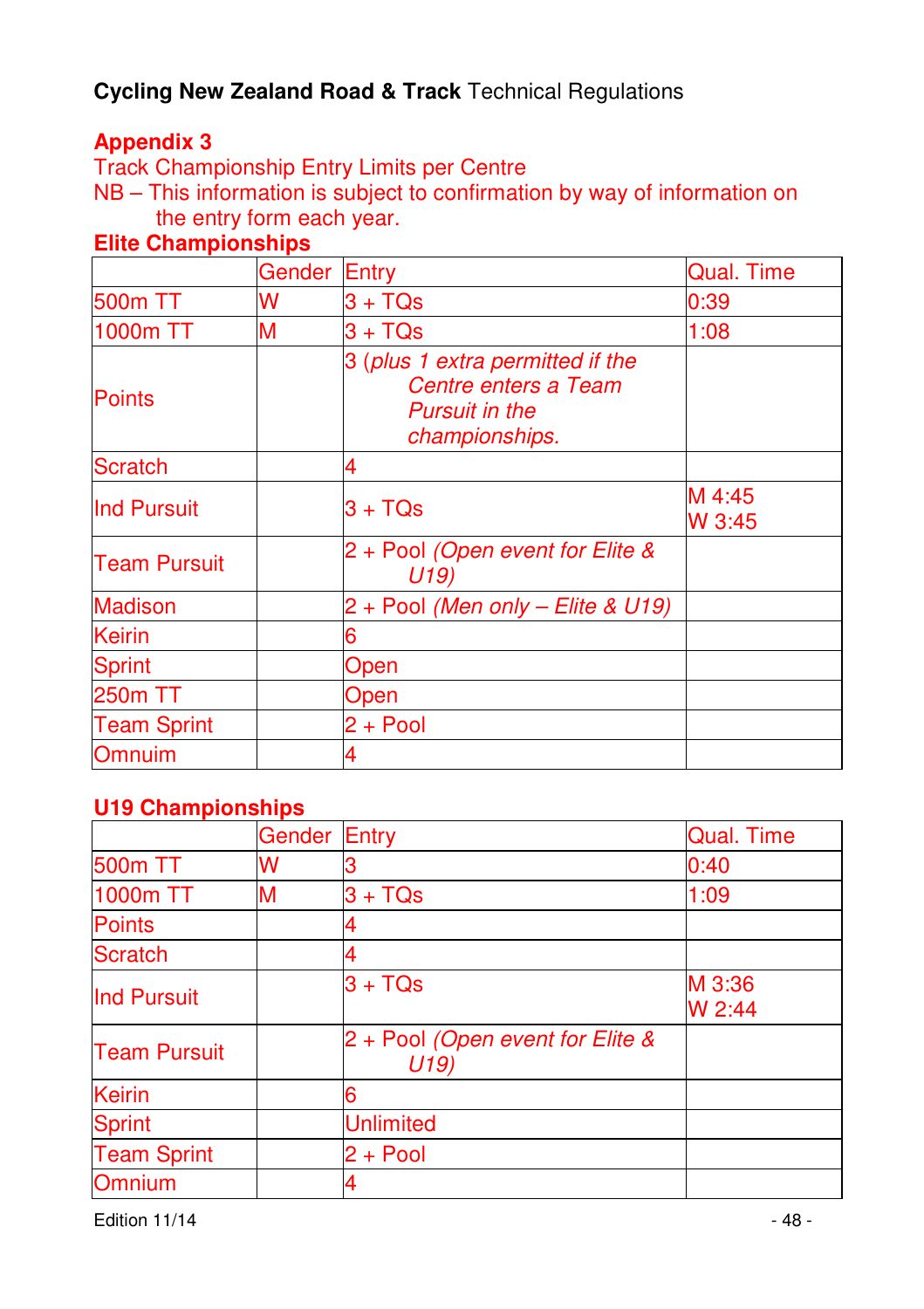## Appendix 3

Track Championship Entry Limits per Centre

NB – This information is subject to confirmation by way of information on the entry form each year.

### Elite Championships

| | Gender | Entry | Qual. Time |
|---|---|---|---|
| 500m TT | W | 3 + TQs | 0:39 |
| 1000m TT | M | 3 + TQs | 1:08 |
| Points | | 3 (*plus 1 extra permitted if the Centre enters a Team Pursuit in the championships.* | |
| Scratch | | 4 | |
| Ind Pursuit | | 3 + TQs | M 4:45<br>W 3:45 |
| Team Pursuit | | 2 + Pool *(Open event for Elite & U19)* | |
| Madison | | 2 + Pool *(Men only – Elite & U19)* | |
| Keirin | | 6 | |
| Sprint | | Open | |
| 250m TT | | Open | |
| Team Sprint | | 2 + Pool | |
| Omnuim | | 4 | |

### U19 Championships

| | Gender | Entry | Qual. Time |
|---|---|---|---|
| 500m TT | W | 3 | 0:40 |
| 1000m TT | M | 3 + TQs | 1:09 |
| Points | | 4 | |
| Scratch | | 4 | |
| Ind Pursuit | | 3 + TQs | M 3:36<br>W 2:44 |
| Team Pursuit | | 2 + Pool *(Open event for Elite & U19)* | |
| Keirin | | 6 | |
| Sprint | | Unlimited | |
| Team Sprint | | 2 + Pool | |
| Omnium | | 4 | |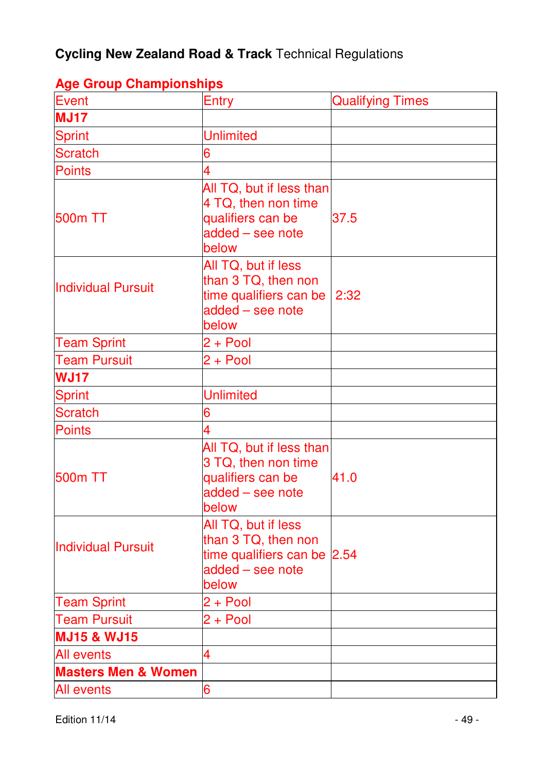**Cycling New Zealand Road & Track** Technical Regulations

## Age Group Championships

| Event | Entry | Qualifying Times |
|---|---|---|
| **MJ17** | | |
| Sprint | Unlimited | |
| Scratch | 6 | |
| Points | 4 | |
| 500m TT | All TQ, but if less than 4 TQ, then non time qualifiers can be added – see note below | 37.5 |
| Individual Pursuit | All TQ, but if less than 3 TQ, then non time qualifiers can be added – see note below | 2:32 |
| Team Sprint | 2 + Pool | |
| Team Pursuit | 2 + Pool | |
| **WJ17** | | |
| Sprint | Unlimited | |
| Scratch | 6 | |
| Points | 4 | |
| 500m TT | All TQ, but if less than 3 TQ, then non time qualifiers can be added – see note below | 41.0 |
| Individual Pursuit | All TQ, but if less than 3 TQ, then non time qualifiers can be added – see note below | 2.54 |
| Team Sprint | 2 + Pool | |
| Team Pursuit | 2 + Pool | |
| **MJ15 & WJ15** | | |
| All events | 4 | |
| **Masters Men & Women** | | |
| All events | 6 | |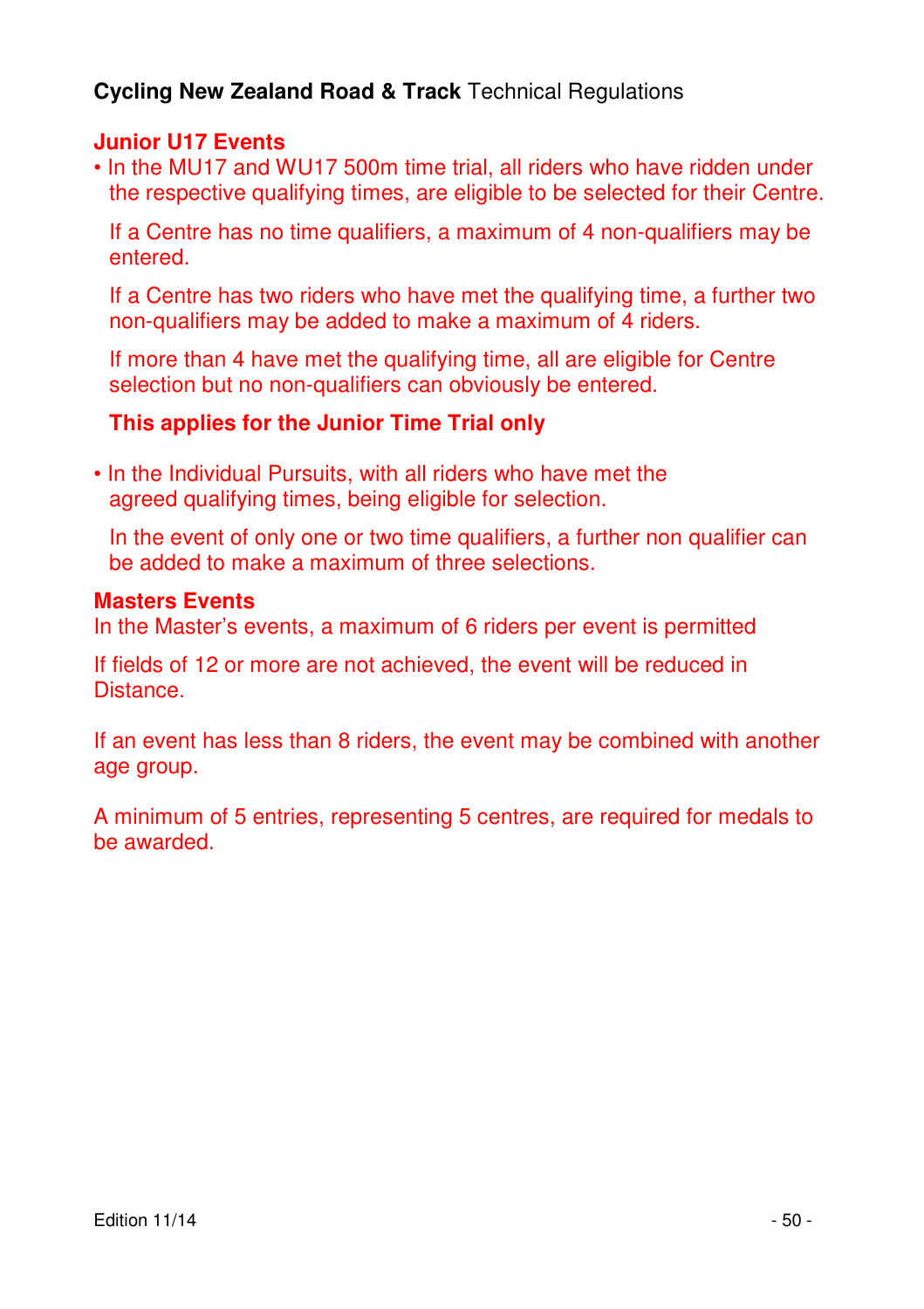### Junior U17 Events

- In the MU17 and WU17 500m time trial, all riders who have ridden under the respective qualifying times, are eligible to be selected for their Centre.

  If a Centre has no time qualifiers, a maximum of 4 non-qualifiers may be entered.

  If a Centre has two riders who have met the qualifying time, a further two non-qualifiers may be added to make a maximum of 4 riders.

  If more than 4 have met the qualifying time, all are eligible for Centre selection but no non-qualifiers can obviously be entered.

  **This applies for the Junior Time Trial only**

- In the Individual Pursuits, with all riders who have met the agreed qualifying times, being eligible for selection.

  In the event of only one or two time qualifiers, a further non qualifier can be added to make a maximum of three selections.

### Masters Events

In the Master's events, a maximum of 6 riders per event is permitted

If fields of 12 or more are not achieved, the event will be reduced in Distance.

If an event has less than 8 riders, the event may be combined with another age group.

A minimum of 5 entries, representing 5 centres, are required for medals to be awarded.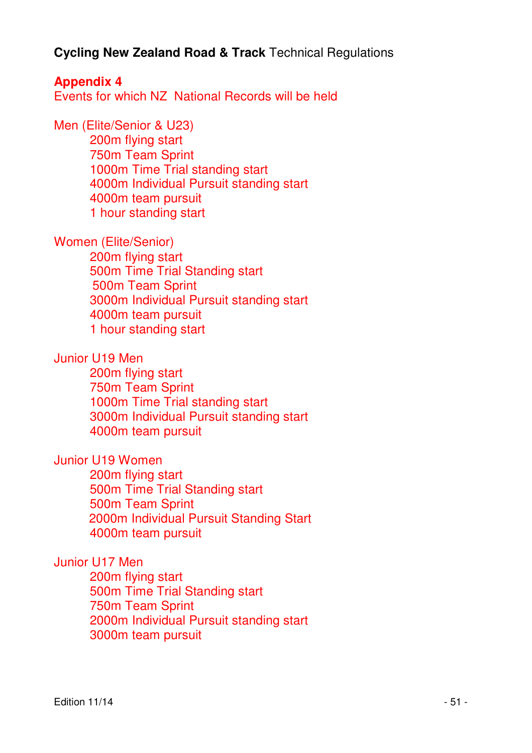## Appendix 4

Events for which NZ National Records will be held

Men (Elite/Senior & U23)

- 200m flying start
- 750m Team Sprint
- 1000m Time Trial standing start
- 4000m Individual Pursuit standing start
- 4000m team pursuit
- 1 hour standing start

Women (Elite/Senior)

- 200m flying start
- 500m Time Trial Standing start
- 500m Team Sprint
- 3000m Individual Pursuit standing start
- 4000m team pursuit
- 1 hour standing start

Junior U19 Men

- 200m flying start
- 750m Team Sprint
- 1000m Time Trial standing start
- 3000m Individual Pursuit standing start
- 4000m team pursuit

Junior U19 Women

- 200m flying start
- 500m Time Trial Standing start
- 500m Team Sprint
- 2000m Individual Pursuit Standing Start
- 4000m team pursuit

Junior U17 Men

- 200m flying start
- 500m Time Trial Standing start
- 750m Team Sprint
- 2000m Individual Pursuit standing start
- 3000m team pursuit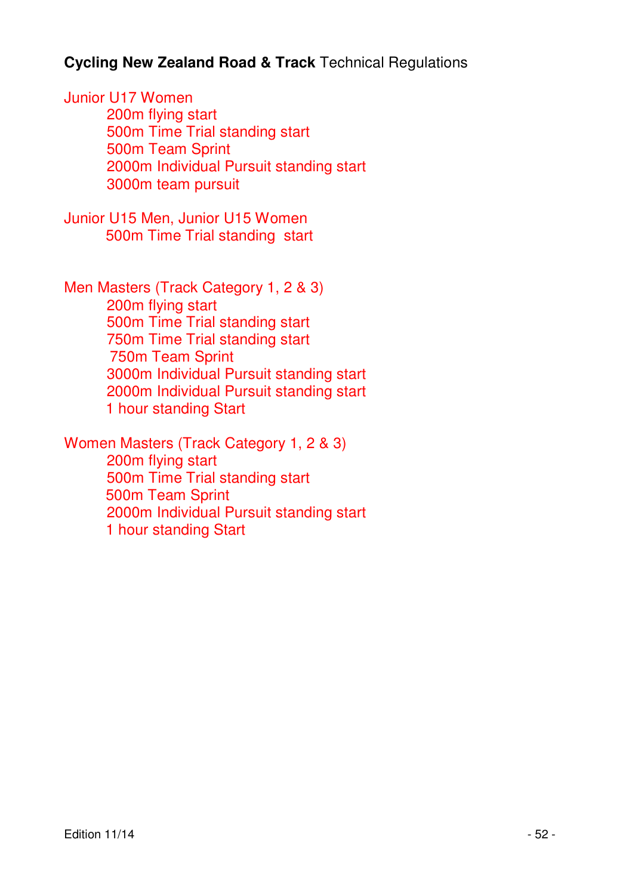Junior U17 Women

- 200m flying start
- 500m Time Trial standing start
- 500m Team Sprint
- 2000m Individual Pursuit standing start
- 3000m team pursuit

Junior U15 Men, Junior U15 Women

- 500m Time Trial standing start

Men Masters (Track Category 1, 2 & 3)

- 200m flying start
- 500m Time Trial standing start
- 750m Time Trial standing start
- 750m Team Sprint
- 3000m Individual Pursuit standing start
- 2000m Individual Pursuit standing start
- 1 hour standing Start

Women Masters (Track Category 1, 2 & 3)

- 200m flying start
- 500m Time Trial standing start
- 500m Team Sprint
- 2000m Individual Pursuit standing start
- 1 hour standing Start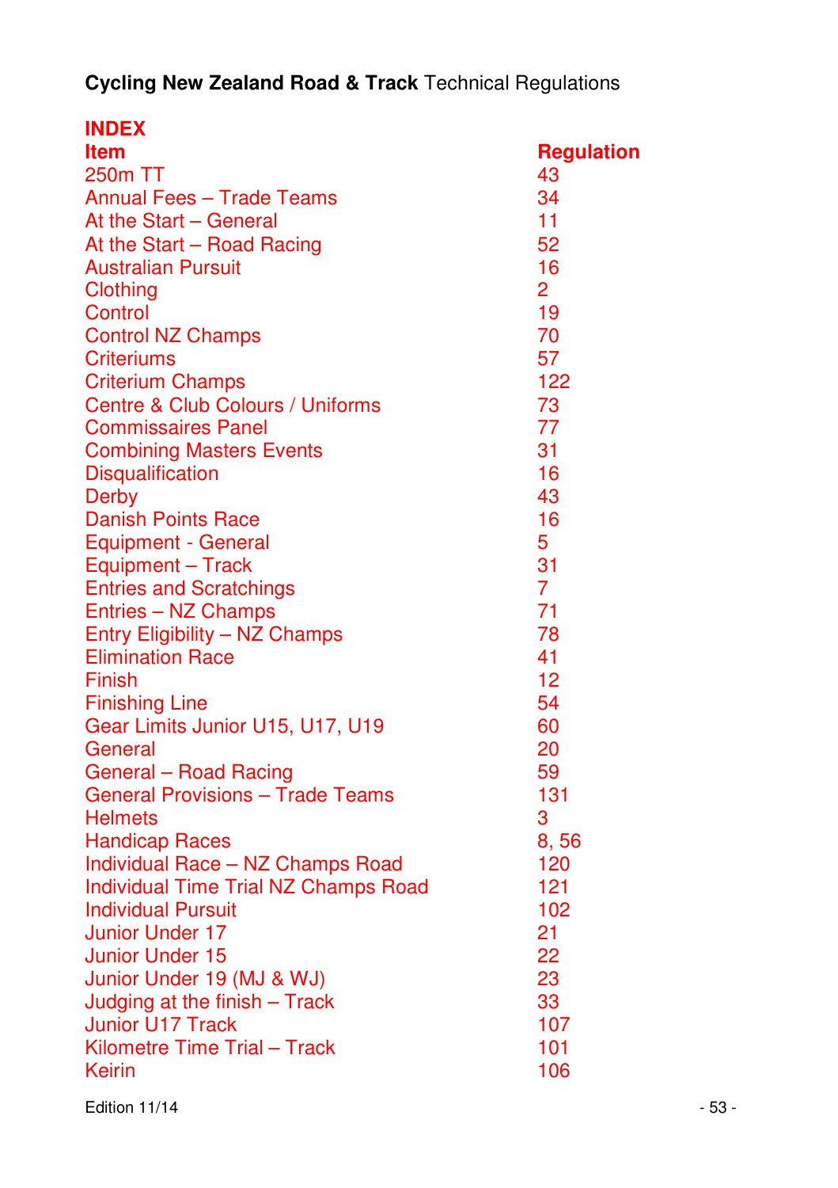**Cycling New Zealand Road & Track** Technical Regulations

## INDEX

| Item | Regulation |
|---|---|
| 250m TT | 43 |
| Annual Fees – Trade Teams | 34 |
| At the Start – General | 11 |
| At the Start – Road Racing | 52 |
| Australian Pursuit | 16 |
| Clothing | 2 |
| Control | 19 |
| Control NZ Champs | 70 |
| Criteriums | 57 |
| Criterium Champs | 122 |
| Centre & Club Colours / Uniforms | 73 |
| Commissaires Panel | 77 |
| Combining Masters Events | 31 |
| Disqualification | 16 |
| Derby | 43 |
| Danish Points Race | 16 |
| Equipment - General | 5 |
| Equipment – Track | 31 |
| Entries and Scratchings | 7 |
| Entries – NZ Champs | 71 |
| Entry Eligibility – NZ Champs | 78 |
| Elimination Race | 41 |
| Finish | 12 |
| Finishing Line | 54 |
| Gear Limits Junior U15, U17, U19 | 60 |
| General | 20 |
| General – Road Racing | 59 |
| General Provisions – Trade Teams | 131 |
| Helmets | 3 |
| Handicap Races | 8, 56 |
| Individual Race – NZ Champs Road | 120 |
| Individual Time Trial NZ Champs Road | 121 |
| Individual Pursuit | 102 |
| Junior Under 17 | 21 |
| Junior Under 15 | 22 |
| Junior Under 19 (MJ & WJ) | 23 |
| Judging at the finish – Track | 33 |
| Junior U17 Track | 107 |
| Kilometre Time Trial – Track | 101 |
| Keirin | 106 |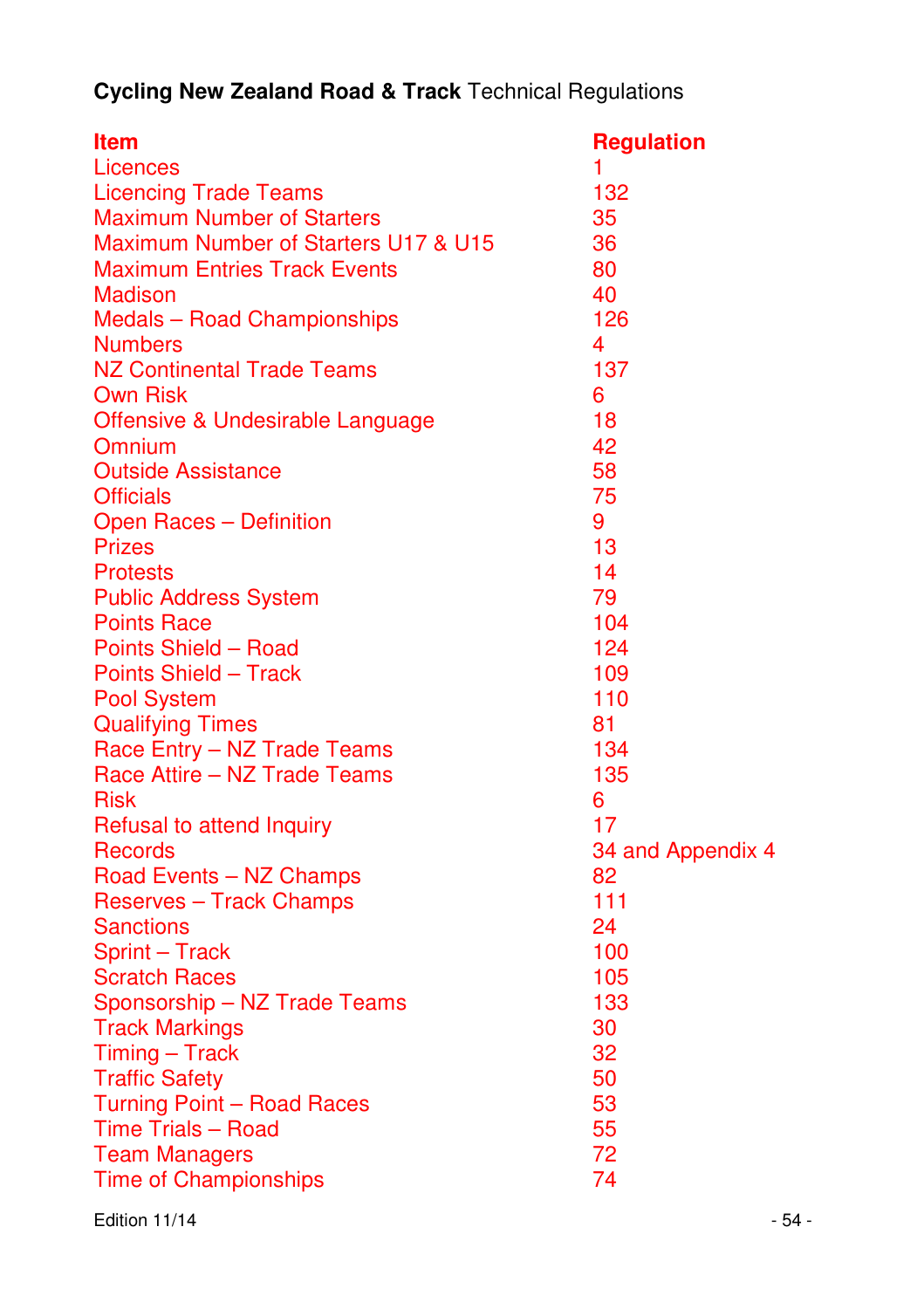**Cycling New Zealand Road & Track** Technical Regulations

| Item | Regulation |
|---|---|
| Licences | 1 |
| Licencing Trade Teams | 132 |
| Maximum Number of Starters | 35 |
| Maximum Number of Starters U17 & U15 | 36 |
| Maximum Entries Track Events | 80 |
| Madison | 40 |
| Medals – Road Championships | 126 |
| Numbers | 4 |
| NZ Continental Trade Teams | 137 |
| Own Risk | 6 |
| Offensive & Undesirable Language | 18 |
| Omnium | 42 |
| Outside Assistance | 58 |
| Officials | 75 |
| Open Races – Definition | 9 |
| Prizes | 13 |
| Protests | 14 |
| Public Address System | 79 |
| Points Race | 104 |
| Points Shield – Road | 124 |
| Points Shield – Track | 109 |
| Pool System | 110 |
| Qualifying Times | 81 |
| Race Entry – NZ Trade Teams | 134 |
| Race Attire – NZ Trade Teams | 135 |
| Risk | 6 |
| Refusal to attend Inquiry | 17 |
| Records | 34 and Appendix 4 |
| Road Events – NZ Champs | 82 |
| Reserves – Track Champs | 111 |
| Sanctions | 24 |
| Sprint – Track | 100 |
| Scratch Races | 105 |
| Sponsorship – NZ Trade Teams | 133 |
| Track Markings | 30 |
| Timing – Track | 32 |
| Traffic Safety | 50 |
| Turning Point – Road Races | 53 |
| Time Trials – Road | 55 |
| Team Managers | 72 |
| Time of Championships | 74 |

Edition 11/14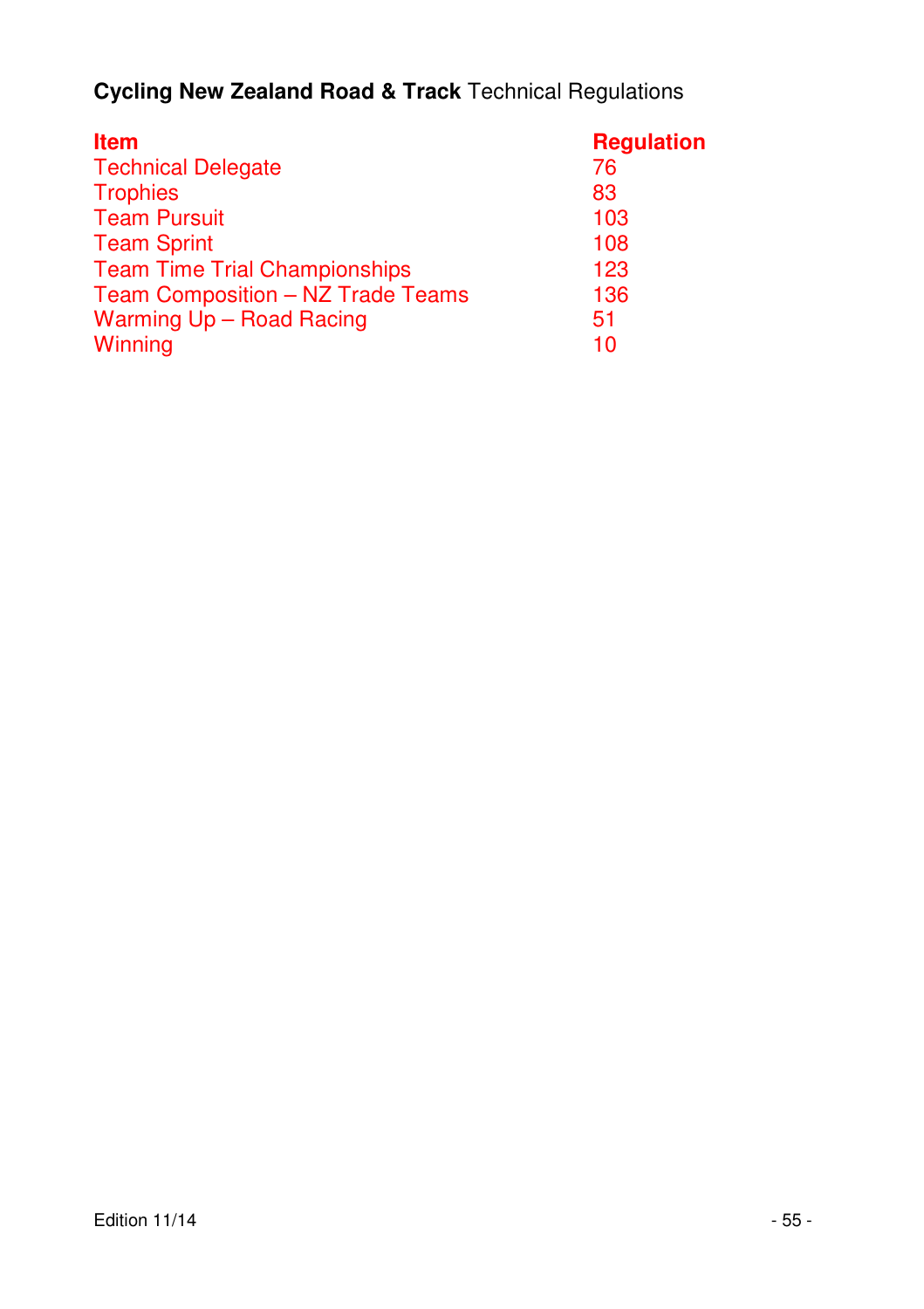| Item | Regulation |
|---|---|
| Technical Delegate | 76 |
| Trophies | 83 |
| Team Pursuit | 103 |
| Team Sprint | 108 |
| Team Time Trial Championships | 123 |
| Team Composition – NZ Trade Teams | 136 |
| Warming Up – Road Racing | 51 |
| Winning | 10 |